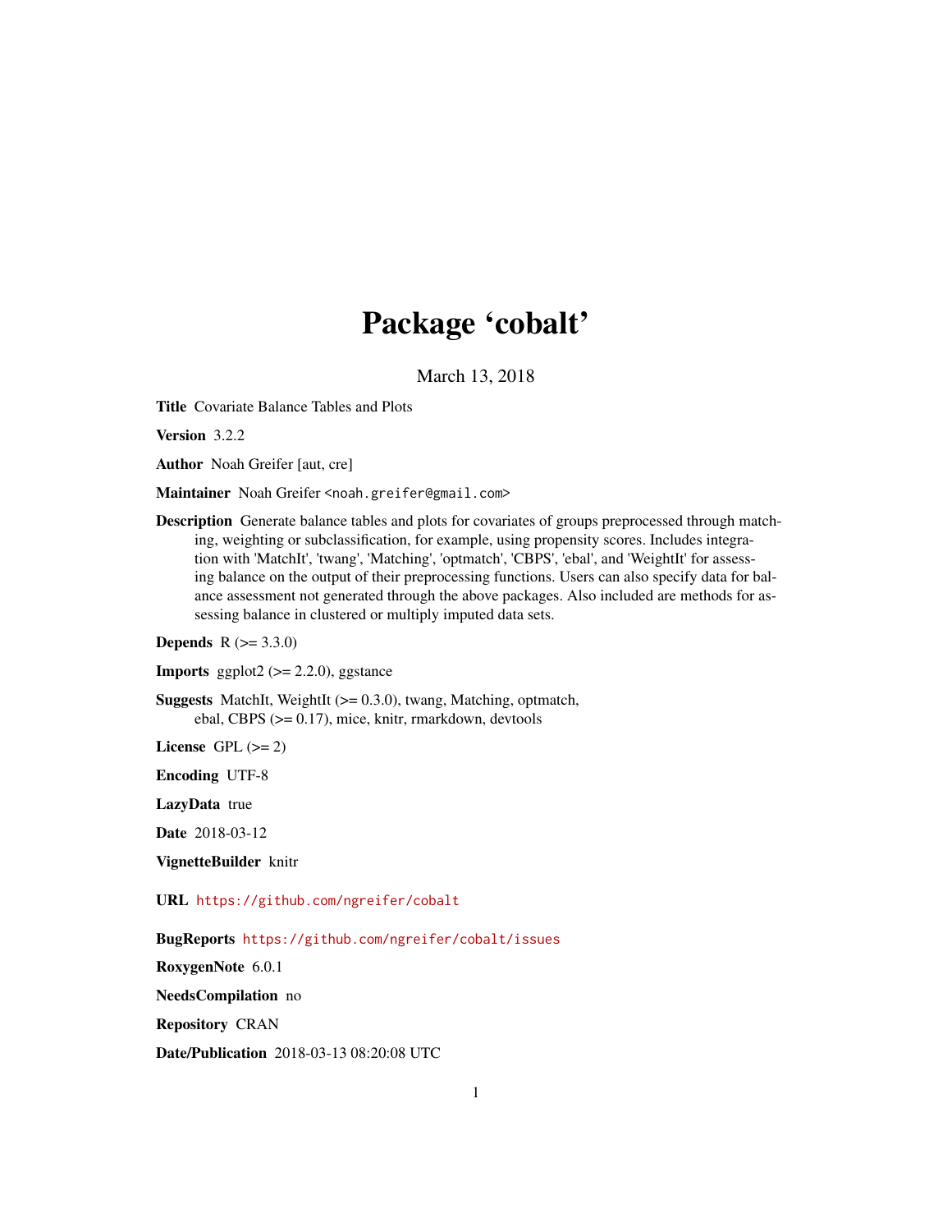# Package 'cobalt'

March 13, 2018

**Title** Covariate Balance Tables and Plots

**Version** 3.2.2

**Author** Noah Greifer [aut, cre]

**Maintainer** Noah Greifer <noah.greifer@gmail.com>

**Description** Generate balance tables and plots for covariates of groups preprocessed through matching, weighting or subclassification, for example, using propensity scores. Includes integration with 'MatchIt', 'twang', 'Matching', 'optmatch', 'CBPS', 'ebal', and 'WeightIt' for assessing balance on the output of their preprocessing functions. Users can also specify data for balance assessment not generated through the above packages. Also included are methods for assessing balance in clustered or multiply imputed data sets.

**Depends** R (>= 3.3.0)

**Imports** ggplot2 (>= 2.2.0), ggstance

**Suggests** MatchIt, WeightIt (>= 0.3.0), twang, Matching, optmatch, ebal, CBPS (>= 0.17), mice, knitr, rmarkdown, devtools

**License** GPL (>= 2)

**Encoding** UTF-8

**LazyData** true

**Date** 2018-03-12

**VignetteBuilder** knitr

**URL** https://github.com/ngreifer/cobalt

**BugReports** https://github.com/ngreifer/cobalt/issues

**RoxygenNote** 6.0.1

**NeedsCompilation** no

**Repository** CRAN

**Date/Publication** 2018-03-13 08:20:08 UTC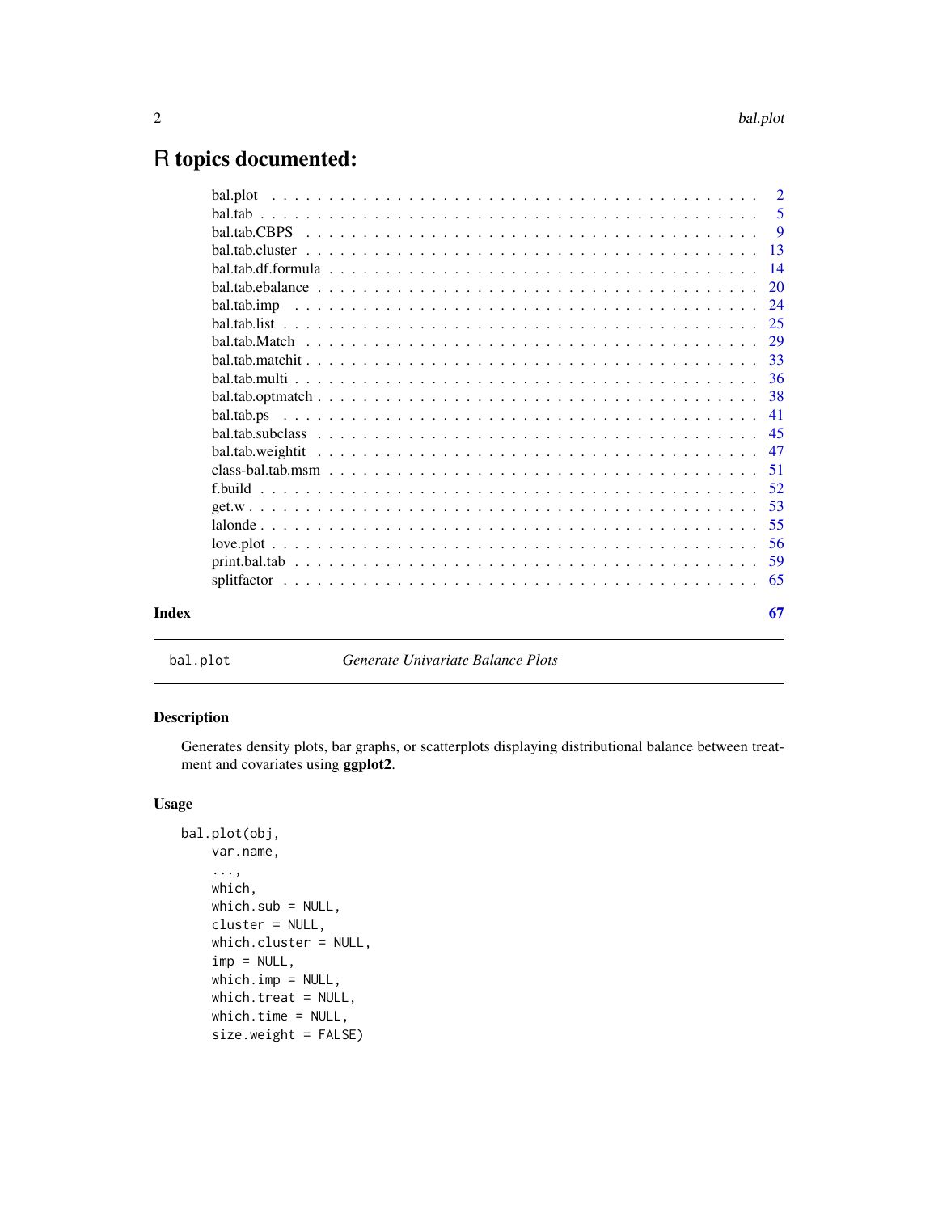# R topics documented:

| | |
|---|---|
| bal.plot | 2 |
| bal.tab | 5 |
| bal.tab.CBPS | 9 |
| bal.tab.cluster | 13 |
| bal.tab.df.formula | 14 |
| bal.tab.ebalance | 20 |
| bal.tab.imp | 24 |
| bal.tab.list | 25 |
| bal.tab.Match | 29 |
| bal.tab.matchit | 33 |
| bal.tab.multi | 36 |
| bal.tab.optmatch | 38 |
| bal.tab.ps | 41 |
| bal.tab.subclass | 45 |
| bal.tab.weightit | 47 |
| class-bal.tab.msm | 51 |
| f.build | 52 |
| get.w | 53 |
| lalonde | 55 |
| love.plot | 56 |
| print.bal.tab | 59 |
| splitfactor | 65 |

**Index** 67

---

`bal.plot` *Generate Univariate Balance Plots*

---

### Description

Generates density plots, bar graphs, or scatterplots displaying distributional balance between treatment and covariates using **ggplot2**.

### Usage

```
bal.plot(obj,
    var.name,
    ...,
    which,
    which.sub = NULL,
    cluster = NULL,
    which.cluster = NULL,
    imp = NULL,
    which.imp = NULL,
    which.treat = NULL,
    which.time = NULL,
    size.weight = FALSE)
```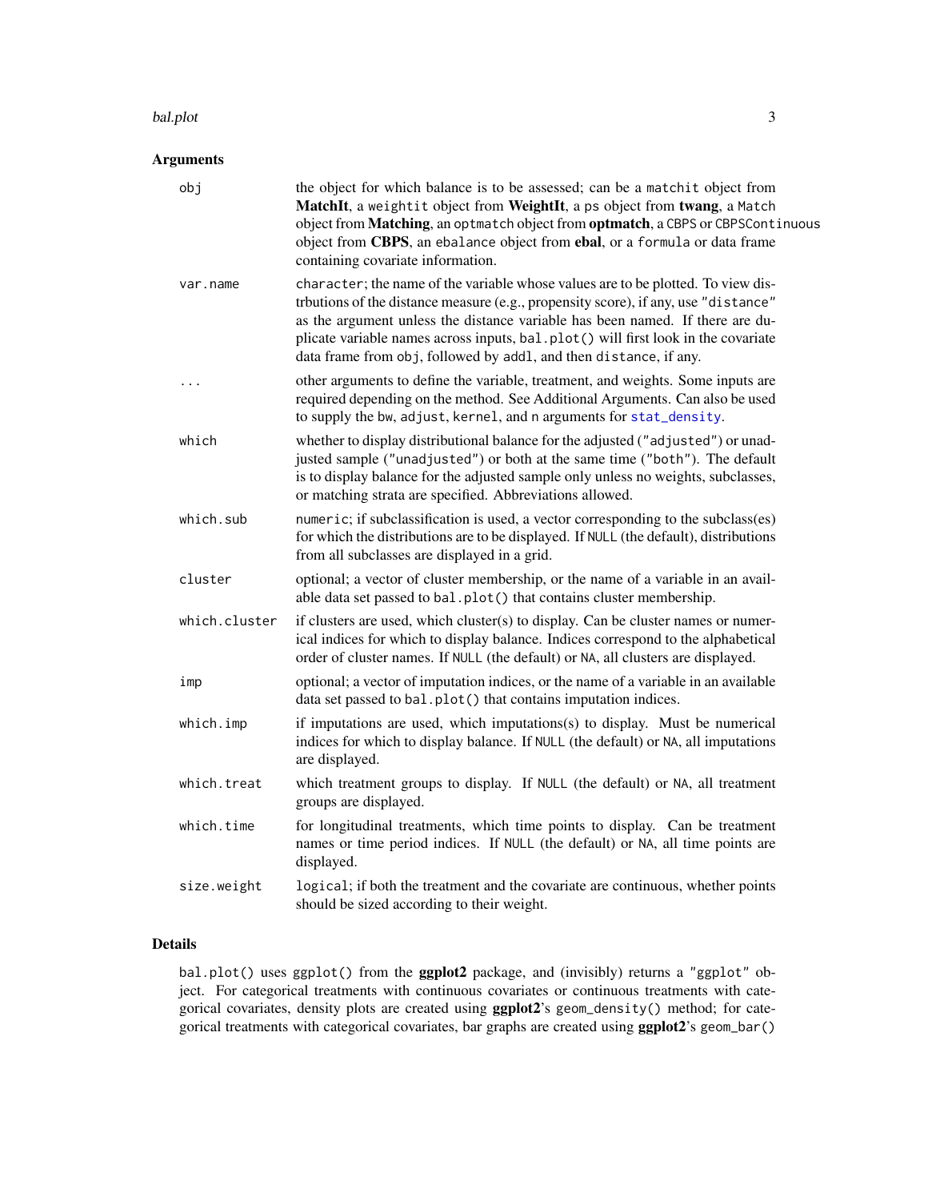## Arguments

| | |
|---|---|
| `obj` | the object for which balance is to be assessed; can be a `matchit` object from **MatchIt**, a `weightit` object from **WeightIt**, a `ps` object from **twang**, a `Match` object from **Matching**, an `optmatch` object from **optmatch**, a `CBPS` or `CBPSContinuous` object from **CBPS**, an `ebalance` object from **ebal**, or a `formula` or data frame containing covariate information. |
| `var.name` | `character`; the name of the variable whose values are to be plotted. To view distrbutions of the distance measure (e.g., propensity score), if any, use `"distance"` as the argument unless the distance variable has been named. If there are duplicate variable names across inputs, `bal.plot()` will first look in the covariate data frame from `obj`, followed by `addl`, and then `distance`, if any. |
| `...` | other arguments to define the variable, treatment, and weights. Some inputs are required depending on the method. See Additional Arguments. Can also be used to supply the `bw`, `adjust`, `kernel`, and `n` arguments for `stat_density`. |
| `which` | whether to display distributional balance for the adjusted (`"adjusted"`) or unadjusted sample (`"unadjusted"`) or both at the same time (`"both"`). The default is to display balance for the adjusted sample only unless no weights, subclasses, or matching strata are specified. Abbreviations allowed. |
| `which.sub` | `numeric`; if subclassification is used, a vector corresponding to the subclass(es) for which the distributions are to be displayed. If `NULL` (the default), distributions from all subclasses are displayed in a grid. |
| `cluster` | optional; a vector of cluster membership, or the name of a variable in an available data set passed to `bal.plot()` that contains cluster membership. |
| `which.cluster` | if clusters are used, which cluster(s) to display. Can be cluster names or numerical indices for which to display balance. Indices correspond to the alphabetical order of cluster names. If `NULL` (the default) or `NA`, all clusters are displayed. |
| `imp` | optional; a vector of imputation indices, or the name of a variable in an available data set passed to `bal.plot()` that contains imputation indices. |
| `which.imp` | if imputations are used, which imputations(s) to display. Must be numerical indices for which to display balance. If `NULL` (the default) or `NA`, all imputations are displayed. |
| `which.treat` | which treatment groups to display. If `NULL` (the default) or `NA`, all treatment groups are displayed. |
| `which.time` | for longitudinal treatments, which time points to display. Can be treatment names or time period indices. If `NULL` (the default) or `NA`, all time points are displayed. |
| `size.weight` | `logical`; if both the treatment and the covariate are continuous, whether points should be sized according to their weight. |

## Details

`bal.plot()` uses `ggplot()` from the **ggplot2** package, and (invisibly) returns a `"ggplot"` object. For categorical treatments with continuous covariates or continuous treatments with categorical covariates, density plots are created using **ggplot2**'s `geom_density()` method; for categorical treatments with categorical covariates, bar graphs are created using **ggplot2**'s `geom_bar()`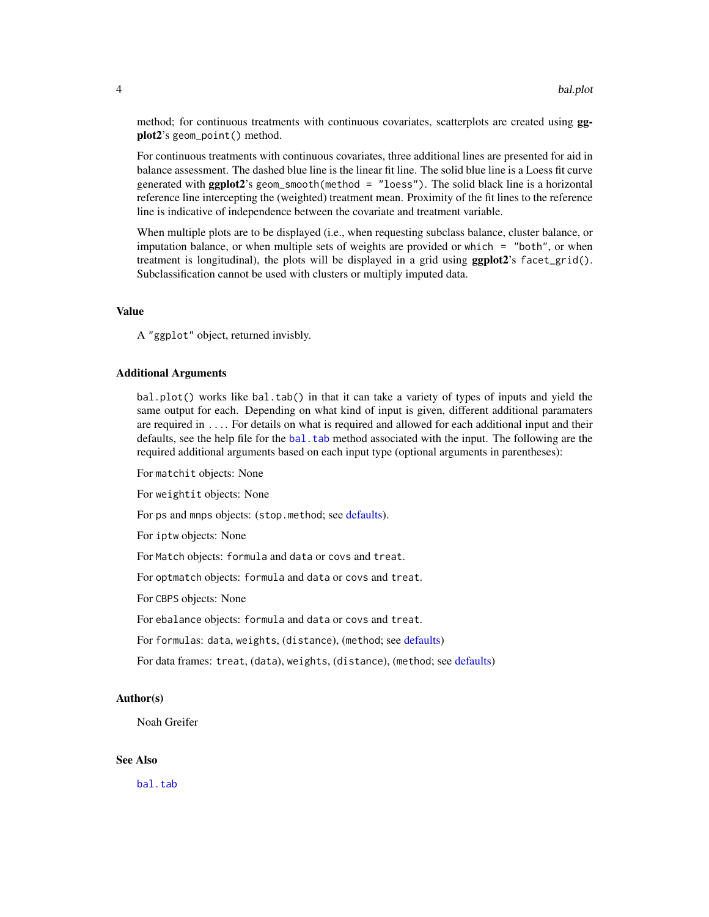method; for continuous treatments with continuous covariates, scatterplots are created using **ggplot2**'s `geom_point()` method.

For continuous treatments with continuous covariates, three additional lines are presented for aid in balance assessment. The dashed blue line is the linear fit line. The solid blue line is a Loess fit curve generated with **ggplot2**'s `geom_smooth(method = "loess")`. The solid black line is a horizontal reference line intercepting the (weighted) treatment mean. Proximity of the fit lines to the reference line is indicative of independence between the covariate and treatment variable.

When multiple plots are to be displayed (i.e., when requesting subclass balance, cluster balance, or imputation balance, or when multiple sets of weights are provided or `which = "both"`, or when treatment is longitudinal), the plots will be displayed in a grid using **ggplot2**'s `facet_grid()`. Subclassification cannot be used with clusters or multiply imputed data.

### Value

A `"ggplot"` object, returned invisbly.

### Additional Arguments

`bal.plot()` works like `bal.tab()` in that it can take a variety of types of inputs and yield the same output for each. Depending on what kind of input is given, different additional paramaters are required in `...`. For details on what is required and allowed for each additional input and their defaults, see the help file for the `bal.tab` method associated with the input. The following are the required additional arguments based on each input type (optional arguments in parentheses):

For `matchit` objects: None

For `weightit` objects: None

For `ps` and `mnps` objects: (`stop.method`; see defaults).

For `iptw` objects: None

For `Match` objects: `formula` and `data` or `covs` and `treat`.

For `optmatch` objects: `formula` and `data` or `covs` and `treat`.

For `CBPS` objects: None

For `ebalance` objects: `formula` and `data` or `covs` and `treat`.

For `formula`s: `data`, `weights`, (`distance`), (`method`; see defaults)

For data frames: `treat`, (`data`), `weights`, (`distance`), (`method`; see defaults)

### Author(s)

Noah Greifer

### See Also

`bal.tab`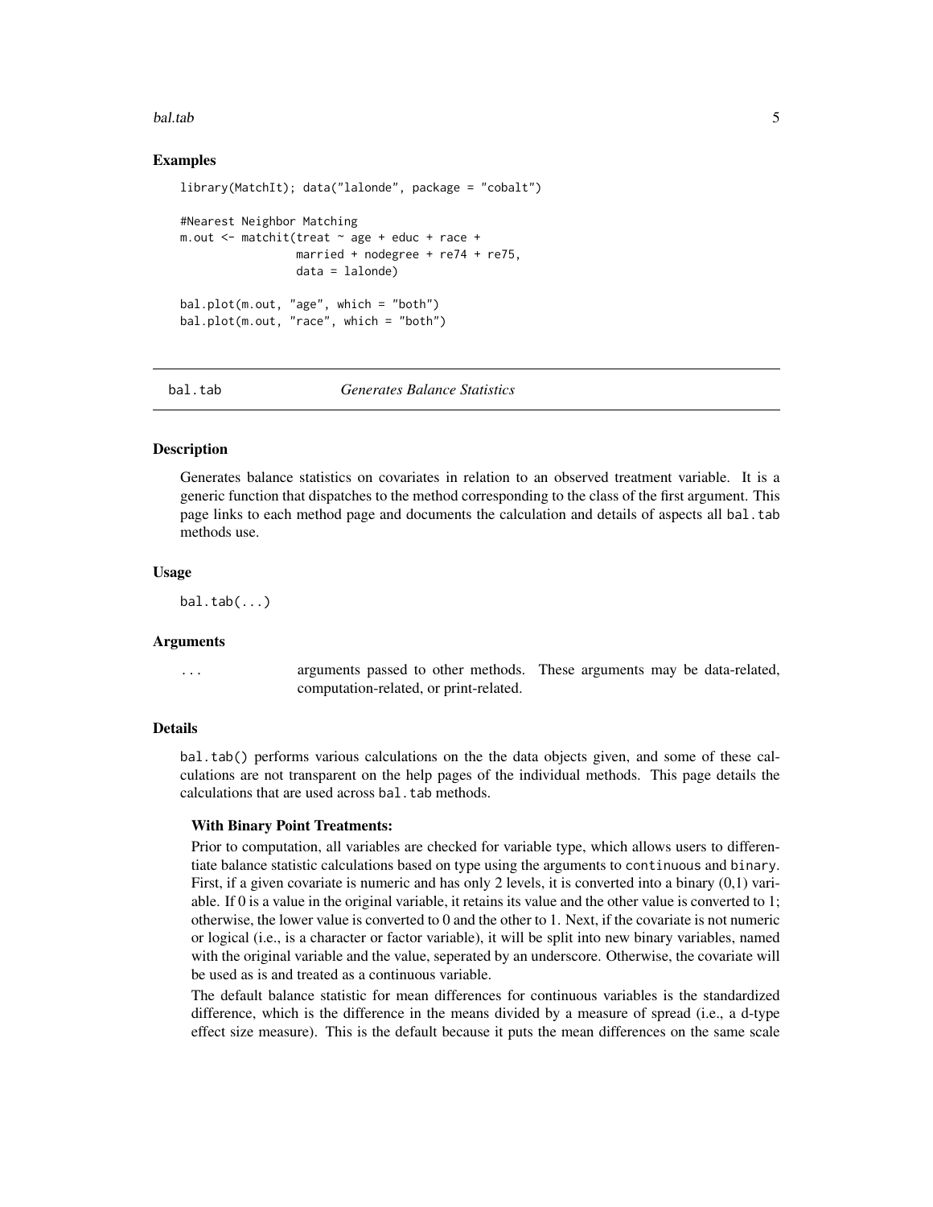## Examples

```
library(MatchIt); data("lalonde", package = "cobalt")

#Nearest Neighbor Matching
m.out <- matchit(treat ~ age + educ + race +
                 married + nodegree + re74 + re75,
                 data = lalonde)

bal.plot(m.out, "age", which = "both")
bal.plot(m.out, "race", which = "both")
```

---

# bal.tab *Generates Balance Statistics*

---

### Description

Generates balance statistics on covariates in relation to an observed treatment variable. It is a generic function that dispatches to the method corresponding to the class of the first argument. This page links to each method page and documents the calculation and details of aspects all `bal.tab` methods use.

### Usage

```
bal.tab(...)
```

### Arguments

| | |
|---|---|
| ... | arguments passed to other methods. These arguments may be data-related, computation-related, or print-related. |

### Details

`bal.tab()` performs various calculations on the the data objects given, and some of these calculations are not transparent on the help pages of the individual methods. This page details the calculations that are used across `bal.tab` methods.

**With Binary Point Treatments:**

Prior to computation, all variables are checked for variable type, which allows users to differentiate balance statistic calculations based on type using the arguments to `continuous` and `binary`. First, if a given covariate is numeric and has only 2 levels, it is converted into a binary (0,1) variable. If 0 is a value in the original variable, it retains its value and the other value is converted to 1; otherwise, the lower value is converted to 0 and the other to 1. Next, if the covariate is not numeric or logical (i.e., is a character or factor variable), it will be split into new binary variables, named with the original variable and the value, seperated by an underscore. Otherwise, the covariate will be used as is and treated as a continuous variable.

The default balance statistic for mean differences for continuous variables is the standardized difference, which is the difference in the means divided by a measure of spread (i.e., a d-type effect size measure). This is the default because it puts the mean differences on the same scale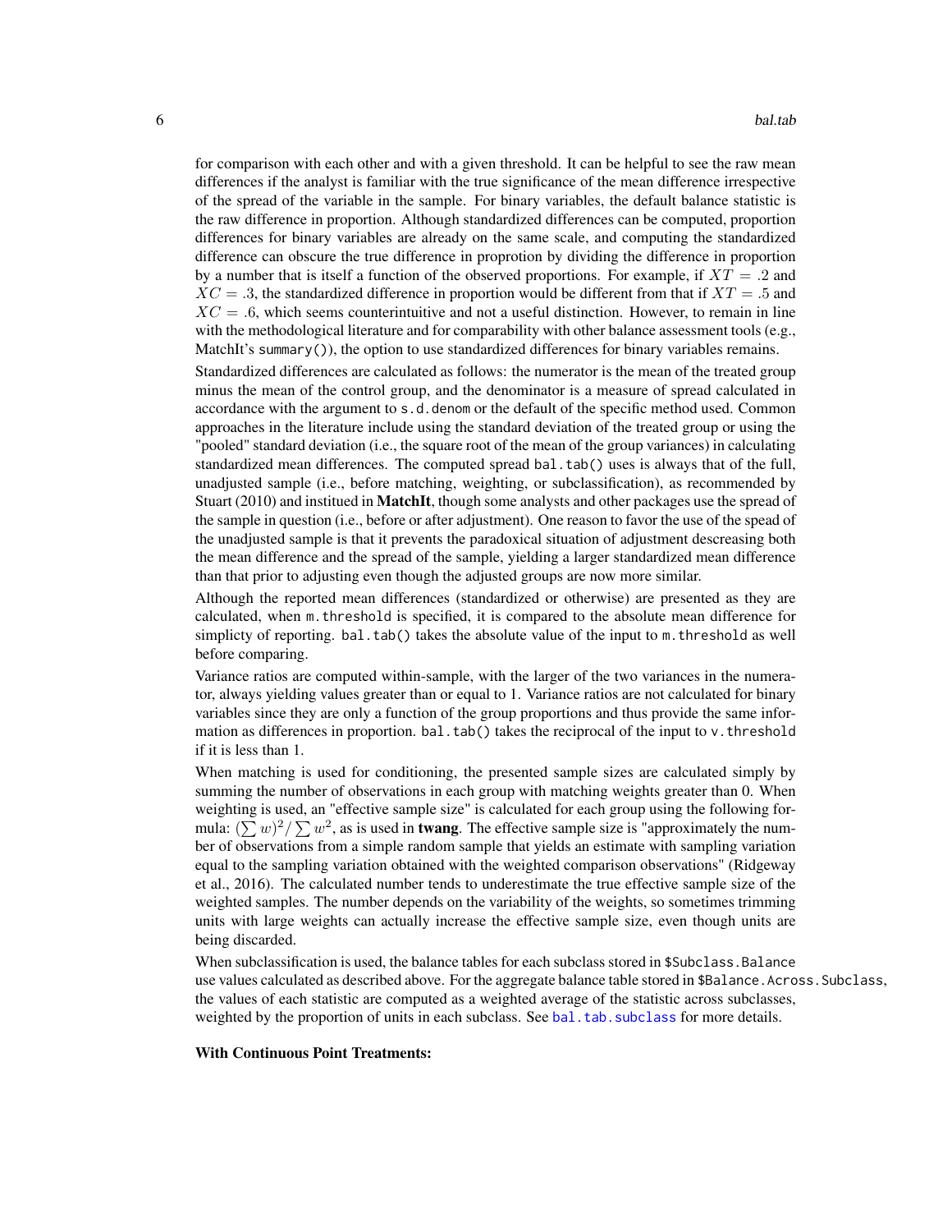for comparison with each other and with a given threshold. It can be helpful to see the raw mean differences if the analyst is familiar with the true significance of the mean difference irrespective of the spread of the variable in the sample. For binary variables, the default balance statistic is the raw difference in proportion. Although standardized differences can be computed, proportion differences for binary variables are already on the same scale, and computing the standardized difference can obscure the true difference in proprotion by dividing the difference in proportion by a number that is itself a function of the observed proportions. For example, if $XT = .2$ and $XC = .3$, the standardized difference in proportion would be different from that if $XT = .5$ and $XC = .6$, which seems counterintuitive and not a useful distinction. However, to remain in line with the methodological literature and for comparability with other balance assessment tools (e.g., MatchIt's `summary()`), the option to use standardized differences for binary variables remains.

Standardized differences are calculated as follows: the numerator is the mean of the treated group minus the mean of the control group, and the denominator is a measure of spread calculated in accordance with the argument to `s.d.denom` or the default of the specific method used. Common approaches in the literature include using the standard deviation of the treated group or using the "pooled" standard deviation (i.e., the square root of the mean of the group variances) in calculating standardized mean differences. The computed spread `bal.tab()` uses is always that of the full, unadjusted sample (i.e., before matching, weighting, or subclassification), as recommended by Stuart (2010) and instituted in **MatchIt**, though some analysts and other packages use the spread of the sample in question (i.e., before or after adjustment). One reason to favor the use of the spead of the unadjusted sample is that it prevents the paradoxical situation of adjustment descreasing both the mean difference and the spread of the sample, yielding a larger standardized mean difference than that prior to adjusting even though the adjusted groups are now more similar.

Although the reported mean differences (standardized or otherwise) are presented as they are calculated, when `m.threshold` is specified, it is compared to the absolute mean difference for simplicty of reporting. `bal.tab()` takes the absolute value of the input to `m.threshold` as well before comparing.

Variance ratios are computed within-sample, with the larger of the two variances in the numerator, always yielding values greater than or equal to 1. Variance ratios are not calculated for binary variables since they are only a function of the group proportions and thus provide the same information as differences in proportion. `bal.tab()` takes the reciprocal of the input to `v.threshold` if it is less than 1.

When matching is used for conditioning, the presented sample sizes are calculated simply by summing the number of observations in each group with matching weights greater than 0. When weighting is used, an "effective sample size" is calculated for each group using the following formula: $(\sum w)^2 / \sum w^2$, as is used in **twang**. The effective sample size is "approximately the number of observations from a simple random sample that yields an estimate with sampling variation equal to the sampling variation obtained with the weighted comparison observations" (Ridgeway et al., 2016). The calculated number tends to underestimate the true effective sample size of the weighted samples. The number depends on the variability of the weights, so sometimes trimming units with large weights can actually increase the effective sample size, even though units are being discarded.

When subclassification is used, the balance tables for each subclass stored in `$Subclass.Balance` use values calculated as described above. For the aggregate balance table stored in `$Balance.Across.Subclass`, the values of each statistic are computed as a weighted average of the statistic across subclasses, weighted by the proportion of units in each subclass. See `bal.tab.subclass` for more details.

**With Continuous Point Treatments:**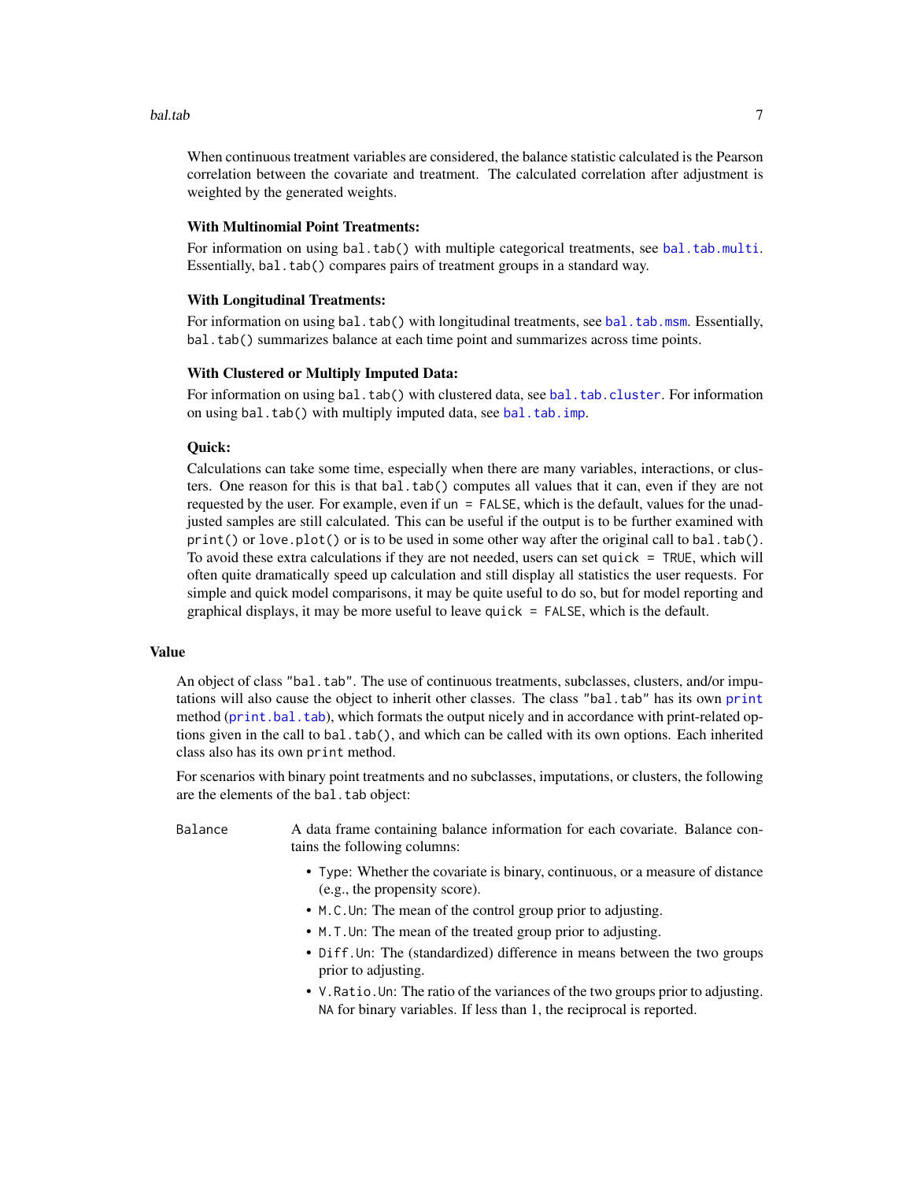When continuous treatment variables are considered, the balance statistic calculated is the Pearson correlation between the covariate and treatment. The calculated correlation after adjustment is weighted by the generated weights.

**With Multinomial Point Treatments:**

For information on using `bal.tab()` with multiple categorical treatments, see `bal.tab.multi`. Essentially, `bal.tab()` compares pairs of treatment groups in a standard way.

**With Longitudinal Treatments:**

For information on using `bal.tab()` with longitudinal treatments, see `bal.tab.msm`. Essentially, `bal.tab()` summarizes balance at each time point and summarizes across time points.

**With Clustered or Multiply Imputed Data:**

For information on using `bal.tab()` with clustered data, see `bal.tab.cluster`. For information on using `bal.tab()` with multiply imputed data, see `bal.tab.imp`.

**Quick:**

Calculations can take some time, especially when there are many variables, interactions, or clusters. One reason for this is that `bal.tab()` computes all values that it can, even if they are not requested by the user. For example, even if `un = FALSE`, which is the default, values for the unadjusted samples are still calculated. This can be useful if the output is to be further examined with `print()` or `love.plot()` or is to be used in some other way after the original call to `bal.tab()`. To avoid these extra calculations if they are not needed, users can set `quick = TRUE`, which will often quite dramatically speed up calculation and still display all statistics the user requests. For simple and quick model comparisons, it may be quite useful to do so, but for model reporting and graphical displays, it may be more useful to leave `quick = FALSE`, which is the default.

## Value

An object of class `"bal.tab"`. The use of continuous treatments, subclasses, clusters, and/or imputations will also cause the object to inherit other classes. The class `"bal.tab"` has its own `print` method (`print.bal.tab`), which formats the output nicely and in accordance with print-related options given in the call to `bal.tab()`, and which can be called with its own options. Each inherited class also has its own `print` method.

For scenarios with binary point treatments and no subclasses, imputations, or clusters, the following are the elements of the `bal.tab` object:

`Balance` — A data frame containing balance information for each covariate. Balance contains the following columns:

- `Type`: Whether the covariate is binary, continuous, or a measure of distance (e.g., the propensity score).
- `M.C.Un`: The mean of the control group prior to adjusting.
- `M.T.Un`: The mean of the treated group prior to adjusting.
- `Diff.Un`: The (standardized) difference in means between the two groups prior to adjusting.
- `V.Ratio.Un`: The ratio of the variances of the two groups prior to adjusting. `NA` for binary variables. If less than 1, the reciprocal is reported.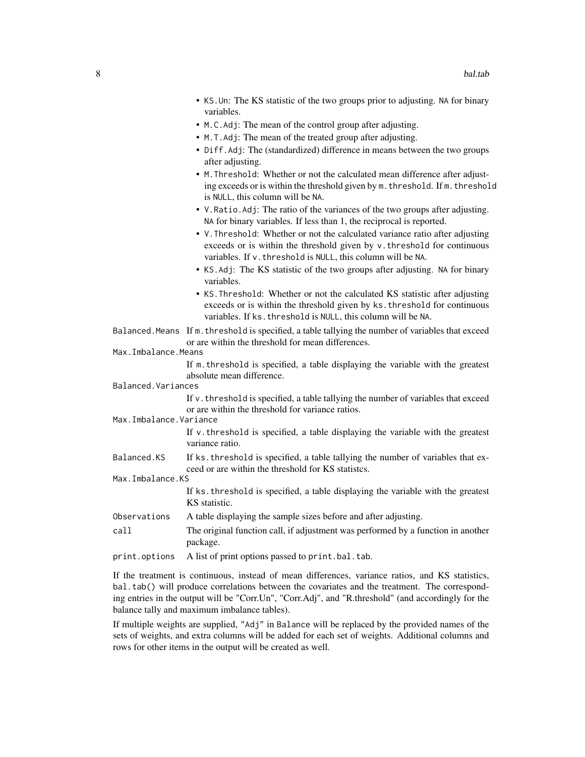- `KS.Un`: The KS statistic of the two groups prior to adjusting. `NA` for binary variables.
- `M.C.Adj`: The mean of the control group after adjusting.
- `M.T.Adj`: The mean of the treated group after adjusting.
- `Diff.Adj`: The (standardized) difference in means between the two groups after adjusting.
- `M.Threshold`: Whether or not the calculated mean difference after adjusting exceeds or is within the threshold given by `m.threshold`. If `m.threshold` is `NULL`, this column will be `NA`.
- `V.Ratio.Adj`: The ratio of the variances of the two groups after adjusting. `NA` for binary variables. If less than 1, the reciprocal is reported.
- `V.Threshold`: Whether or not the calculated variance ratio after adjusting exceeds or is within the threshold given by `v.threshold` for continuous variables. If `v.threshold` is `NULL`, this column will be `NA`.
- `KS.Adj`: The KS statistic of the two groups after adjusting. `NA` for binary variables.
- `KS.Threshold`: Whether or not the calculated KS statistic after adjusting exceeds or is within the threshold given by `ks.threshold` for continuous variables. If `ks.threshold` is `NULL`, this column will be `NA`.

`Balanced.Means` If `m.threshold` is specified, a table tallying the number of variables that exceed or are within the threshold for mean differences.

`Max.Imbalance.Means`
If `m.threshold` is specified, a table displaying the variable with the greatest absolute mean difference.

`Balanced.Variances`
If `v.threshold` is specified, a table tallying the number of variables that exceed or are within the threshold for variance ratios.

`Max.Imbalance.Variance`
If `v.threshold` is specified, a table displaying the variable with the greatest variance ratio.

`Balanced.KS` If `ks.threshold` is specified, a table tallying the number of variables that exceed or are within the threshold for KS statistcs.

`Max.Imbalance.KS`
If `ks.threshold` is specified, a table displaying the variable with the greatest KS statistic.

`Observations` A table displaying the sample sizes before and after adjusting.

`call` The original function call, if adjustment was performed by a function in another package.

`print.options` A list of print options passed to `print.bal.tab`.

If the treatment is continuous, instead of mean differences, variance ratios, and KS statistics, `bal.tab()` will produce correlations between the covariates and the treatment. The corresponding entries in the output will be "Corr.Un", "Corr.Adj", and "R.threshold" (and accordingly for the balance tally and maximum imbalance tables).

If multiple weights are supplied, `"Adj"` in `Balance` will be replaced by the provided names of the sets of weights, and extra columns will be added for each set of weights. Additional columns and rows for other items in the output will be created as well.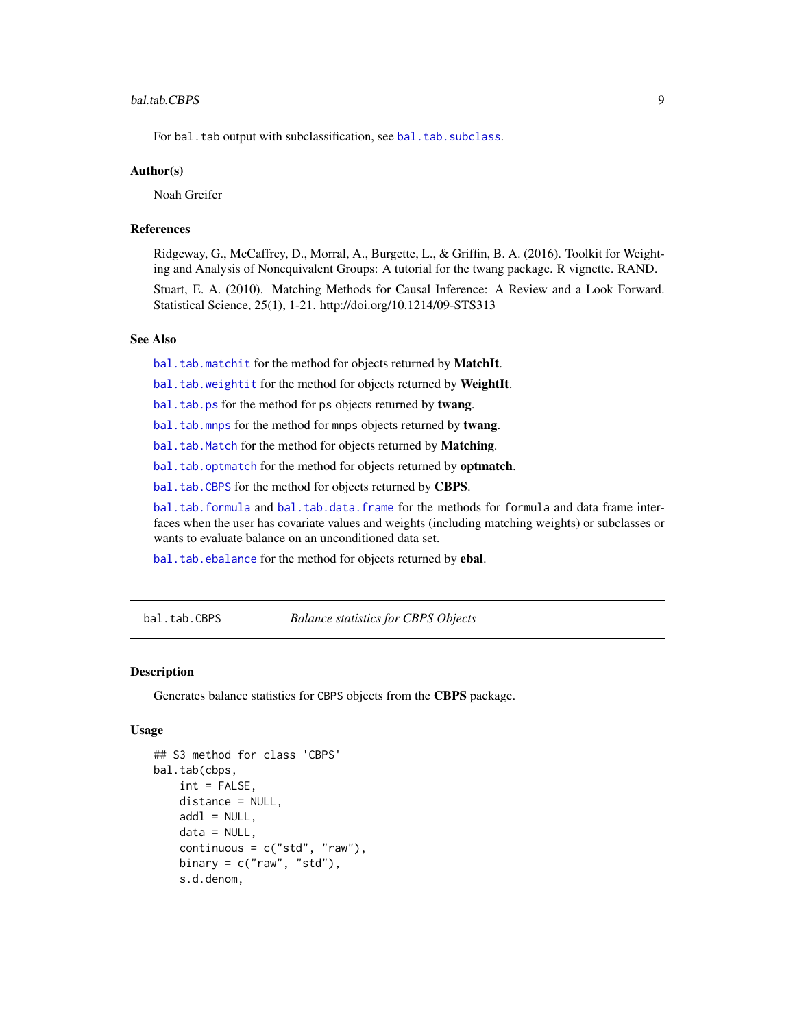For `bal.tab` output with subclassification, see `bal.tab.subclass`.

### Author(s)

Noah Greifer

### References

Ridgeway, G., McCaffrey, D., Morral, A., Burgette, L., & Griffin, B. A. (2016). Toolkit for Weighting and Analysis of Nonequivalent Groups: A tutorial for the twang package. R vignette. RAND.

Stuart, E. A. (2010). Matching Methods for Causal Inference: A Review and a Look Forward. Statistical Science, 25(1), 1-21. http://doi.org/10.1214/09-STS313

### See Also

`bal.tab.matchit` for the method for objects returned by **MatchIt**.

`bal.tab.weightit` for the method for objects returned by **WeightIt**.

`bal.tab.ps` for the method for `ps` objects returned by **twang**.

`bal.tab.mnps` for the method for `mnps` objects returned by **twang**.

`bal.tab.Match` for the method for objects returned by **Matching**.

`bal.tab.optmatch` for the method for objects returned by **optmatch**.

`bal.tab.CBPS` for the method for objects returned by **CBPS**.

`bal.tab.formula` and `bal.tab.data.frame` for the methods for `formula` and data frame interfaces when the user has covariate values and weights (including matching weights) or subclasses or wants to evaluate balance on an unconditioned data set.

`bal.tab.ebalance` for the method for objects returned by **ebal**.

---

## bal.tab.CBPS — *Balance statistics for CBPS Objects*

### Description

Generates balance statistics for `CBPS` objects from the **CBPS** package.

### Usage

```
## S3 method for class 'CBPS'
bal.tab(cbps,
    int = FALSE,
    distance = NULL,
    addl = NULL,
    data = NULL,
    continuous = c("std", "raw"),
    binary = c("raw", "std"),
    s.d.denom,
```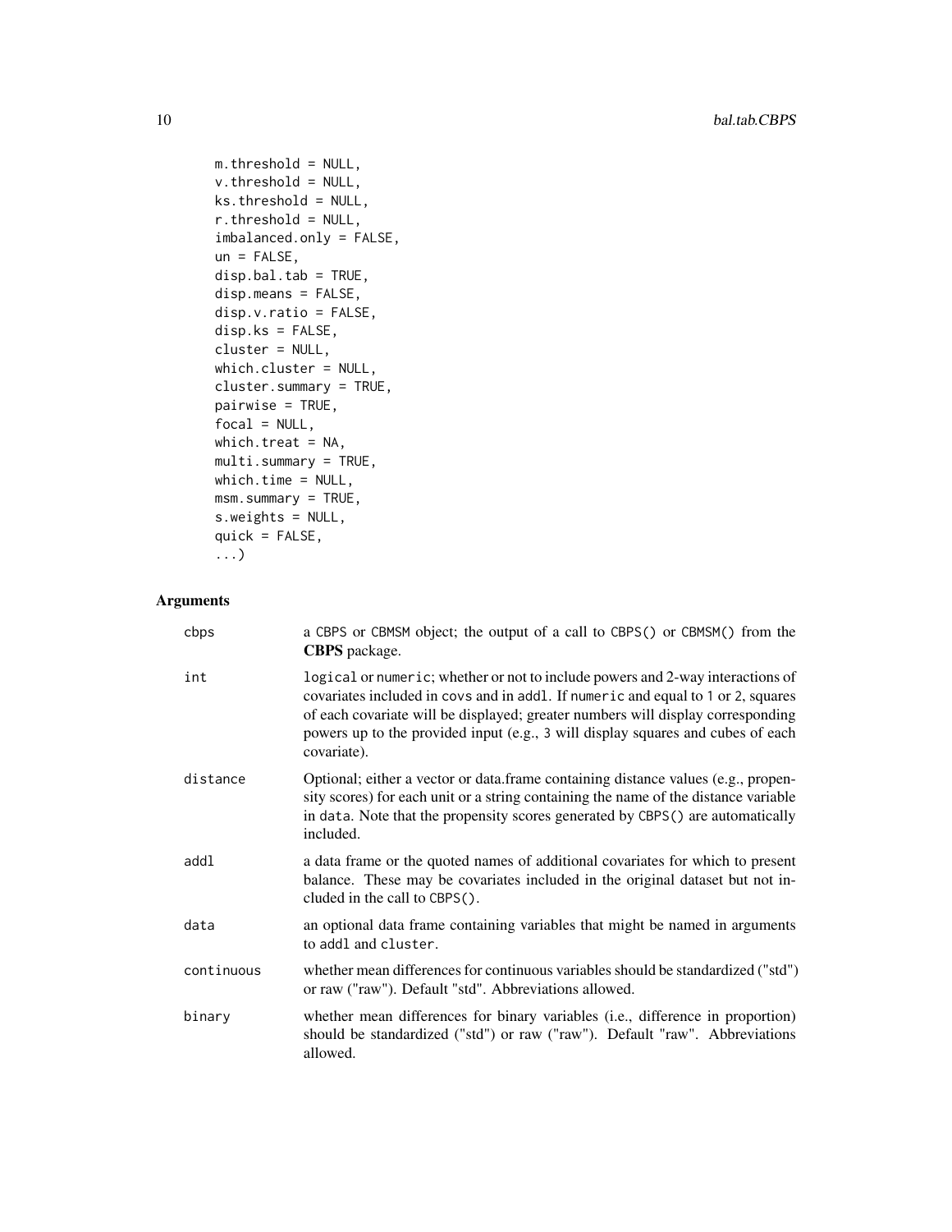```
    m.threshold = NULL,
    v.threshold = NULL,
    ks.threshold = NULL,
    r.threshold = NULL,
    imbalanced.only = FALSE,
    un = FALSE,
    disp.bal.tab = TRUE,
    disp.means = FALSE,
    disp.v.ratio = FALSE,
    disp.ks = FALSE,
    cluster = NULL,
    which.cluster = NULL,
    cluster.summary = TRUE,
    pairwise = TRUE,
    focal = NULL,
    which.treat = NA,
    multi.summary = TRUE,
    which.time = NULL,
    msm.summary = TRUE,
    s.weights = NULL,
    quick = FALSE,
    ...)
```

## Arguments

| | |
|---|---|
| cbps | a CBPS or CBMSM object; the output of a call to CBPS() or CBMSM() from the **CBPS** package. |
| int | logical or numeric; whether or not to include powers and 2-way interactions of covariates included in covs and in addl. If numeric and equal to 1 or 2, squares of each covariate will be displayed; greater numbers will display corresponding powers up to the provided input (e.g., 3 will display squares and cubes of each covariate). |
| distance | Optional; either a vector or data.frame containing distance values (e.g., propensity scores) for each unit or a string containing the name of the distance variable in data. Note that the propensity scores generated by CBPS() are automatically included. |
| addl | a data frame or the quoted names of additional covariates for which to present balance. These may be covariates included in the original dataset but not included in the call to CBPS(). |
| data | an optional data frame containing variables that might be named in arguments to addl and cluster. |
| continuous | whether mean differences for continuous variables should be standardized ("std") or raw ("raw"). Default "std". Abbreviations allowed. |
| binary | whether mean differences for binary variables (i.e., difference in proportion) should be standardized ("std") or raw ("raw"). Default "raw". Abbreviations allowed. |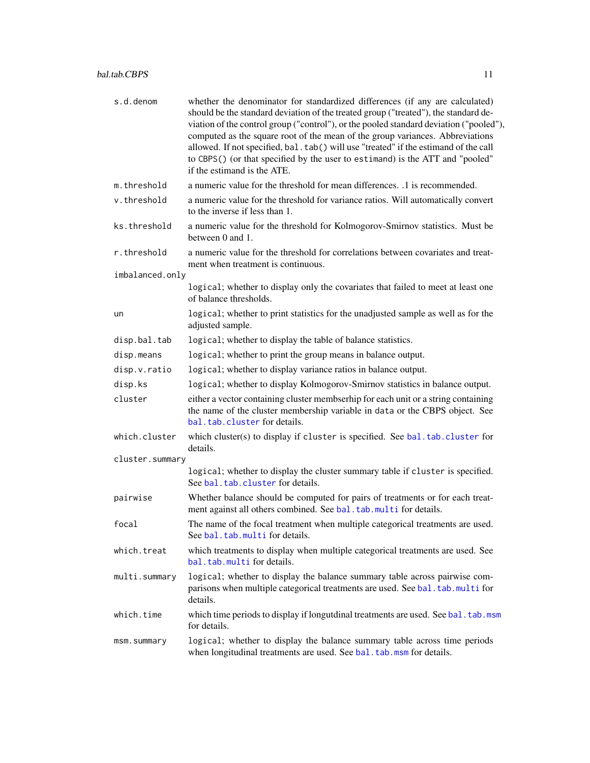`s.d.denom`
: whether the denominator for standardized differences (if any are calculated) should be the standard deviation of the treated group ("treated"), the standard deviation of the control group ("control"), or the pooled standard deviation ("pooled"), computed as the square root of the mean of the group variances. Abbreviations allowed. If not specified, `bal.tab()` will use "treated" if the estimand of the call to `CBPS()` (or that specified by the user to `estimand`) is the ATT and "pooled" if the estimand is the ATE.

`m.threshold`
: a numeric value for the threshold for mean differences. .1 is recommended.

`v.threshold`
: a numeric value for the threshold for variance ratios. Will automatically convert to the inverse if less than 1.

`ks.threshold`
: a numeric value for the threshold for Kolmogorov-Smirnov statistics. Must be between 0 and 1.

`r.threshold`
: a numeric value for the threshold for correlations between covariates and treatment when treatment is continuous.

`imbalanced.only`
: `logical`; whether to display only the covariates that failed to meet at least one of balance thresholds.

`un`
: `logical`; whether to print statistics for the unadjusted sample as well as for the adjusted sample.

`disp.bal.tab`
: `logical`; whether to display the table of balance statistics.

`disp.means`
: `logical`; whether to print the group means in balance output.

`disp.v.ratio`
: `logical`; whether to display variance ratios in balance output.

`disp.ks`
: `logical`; whether to display Kolmogorov-Smirnov statistics in balance output.

`cluster`
: either a vector containing cluster membserhip for each unit or a string containing the name of the cluster membership variable in `data` or the CBPS object. See `bal.tab.cluster` for details.

`which.cluster`
: which cluster(s) to display if `cluster` is specified. See `bal.tab.cluster` for details.

`cluster.summary`
: `logical`; whether to display the cluster summary table if `cluster` is specified. See `bal.tab.cluster` for details.

`pairwise`
: Whether balance should be computed for pairs of treatments or for each treatment against all others combined. See `bal.tab.multi` for details.

`focal`
: The name of the focal treatment when multiple categorical treatments are used. See `bal.tab.multi` for details.

`which.treat`
: which treatments to display when multiple categorical treatments are used. See `bal.tab.multi` for details.

`multi.summary`
: `logical`; whether to display the balance summary table across pairwise comparisons when multiple categorical treatments are used. See `bal.tab.multi` for details.

`which.time`
: which time periods to display if longutdinal treatments are used. See `bal.tab.msm` for details.

`msm.summary`
: `logical`; whether to display the balance summary table across time periods when longitudinal treatments are used. See `bal.tab.msm` for details.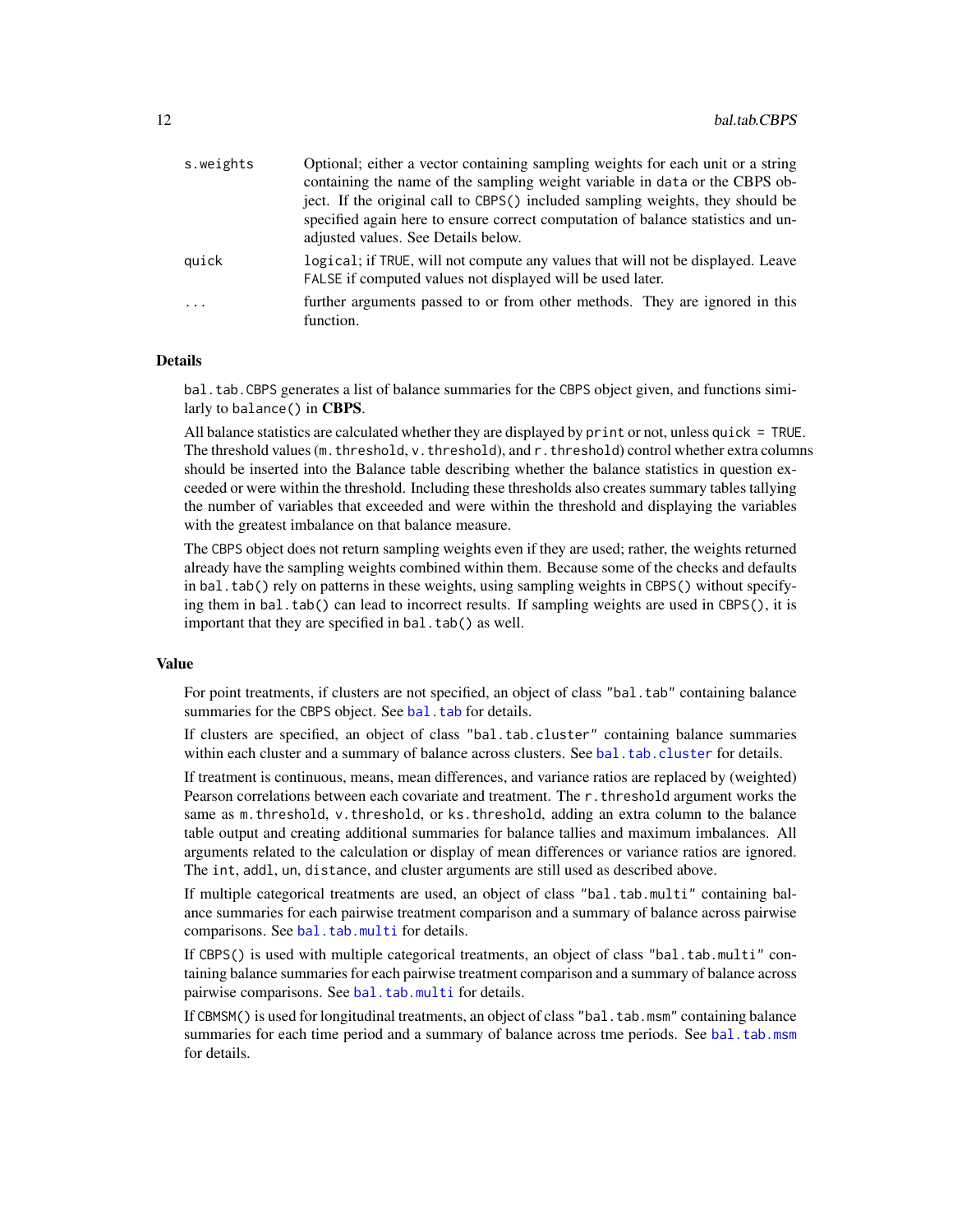| | |
|---|---|
| `s.weights` | Optional; either a vector containing sampling weights for each unit or a string containing the name of the sampling weight variable in `data` or the CBPS object. If the original call to `CBPS()` included sampling weights, they should be specified again here to ensure correct computation of balance statistics and unadjusted values. See Details below. |
| `quick` | `logical`; if `TRUE`, will not compute any values that will not be displayed. Leave `FALSE` if computed values not displayed will be used later. |
| `...` | further arguments passed to or from other methods. They are ignored in this function. |

### Details

`bal.tab.CBPS` generates a list of balance summaries for the `CBPS` object given, and functions similarly to `balance()` in **CBPS**.

All balance statistics are calculated whether they are displayed by `print` or not, unless `quick = TRUE`. The threshold values (`m.threshold`, `v.threshold`), and `r.threshold`) control whether extra columns should be inserted into the Balance table describing whether the balance statistics in question exceeded or were within the threshold. Including these thresholds also creates summary tables tallying the number of variables that exceeded and were within the threshold and displaying the variables with the greatest imbalance on that balance measure.

The `CBPS` object does not return sampling weights even if they are used; rather, the weights returned already have the sampling weights combined within them. Because some of the checks and defaults in `bal.tab()` rely on patterns in these weights, using sampling weights in `CBPS()` without specifying them in `bal.tab()` can lead to incorrect results. If sampling weights are used in `CBPS()`, it is important that they are specified in `bal.tab()` as well.

### Value

For point treatments, if clusters are not specified, an object of class `"bal.tab"` containing balance summaries for the `CBPS` object. See `bal.tab` for details.

If clusters are specified, an object of class `"bal.tab.cluster"` containing balance summaries within each cluster and a summary of balance across clusters. See `bal.tab.cluster` for details.

If treatment is continuous, means, mean differences, and variance ratios are replaced by (weighted) Pearson correlations between each covariate and treatment. The `r.threshold` argument works the same as `m.threshold`, `v.threshold`, or `ks.threshold`, adding an extra column to the balance table output and creating additional summaries for balance tallies and maximum imbalances. All arguments related to the calculation or display of mean differences or variance ratios are ignored. The `int`, `addl`, `un`, `distance`, and `cluster` arguments are still used as described above.

If multiple categorical treatments are used, an object of class `"bal.tab.multi"` containing balance summaries for each pairwise treatment comparison and a summary of balance across pairwise comparisons. See `bal.tab.multi` for details.

If `CBPS()` is used with multiple categorical treatments, an object of class `"bal.tab.multi"` containing balance summaries for each pairwise treatment comparison and a summary of balance across pairwise comparisons. See `bal.tab.multi` for details.

If `CBMSM()` is used for longitudinal treatments, an object of class `"bal.tab.msm"` containing balance summaries for each time period and a summary of balance across tme periods. See `bal.tab.msm` for details.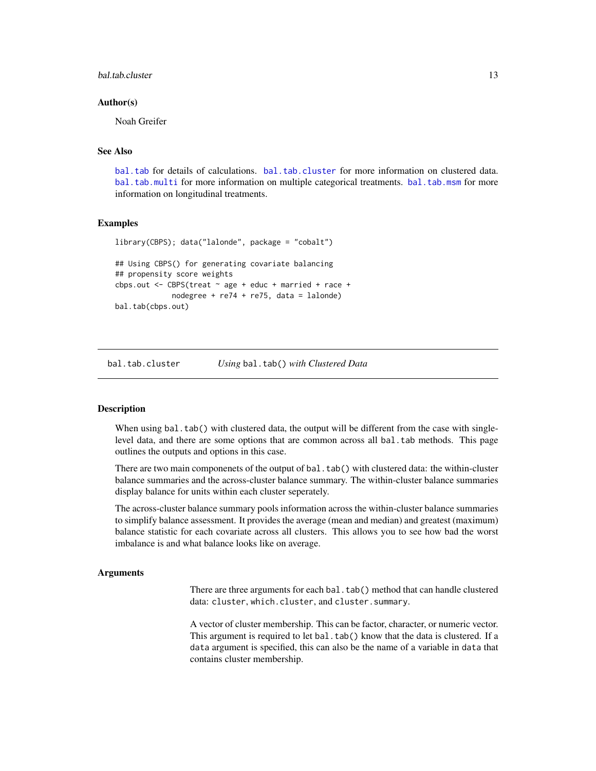### Author(s)

Noah Greifer

### See Also

`bal.tab` for details of calculations. `bal.tab.cluster` for more information on clustered data. `bal.tab.multi` for more information on multiple categorical treatments. `bal.tab.msm` for more information on longitudinal treatments.

### Examples

```
library(CBPS); data("lalonde", package = "cobalt")

## Using CBPS() for generating covariate balancing
## propensity score weights
cbps.out <- CBPS(treat ~ age + educ + married + race +
             nodegree + re74 + re75, data = lalonde)
bal.tab(cbps.out)
```

---

## bal.tab.cluster — *Using* `bal.tab()` *with Clustered Data*

---

### Description

When using `bal.tab()` with clustered data, the output will be different from the case with single-level data, and there are some options that are common across all `bal.tab` methods. This page outlines the outputs and options in this case.

There are two main componenets of the output of `bal.tab()` with clustered data: the within-cluster balance summaries and the across-cluster balance summary. The within-cluster balance summaries display balance for units within each cluster seperately.

The across-cluster balance summary pools information across the within-cluster balance summaries to simplify balance assessment. It provides the average (mean and median) and greatest (maximum) balance statistic for each covariate across all clusters. This allows you to see how bad the worst imbalance is and what balance looks like on average.

### Arguments

There are three arguments for each `bal.tab()` method that can handle clustered data: `cluster`, `which.cluster`, and `cluster.summary`.

A vector of cluster membership. This can be factor, character, or numeric vector. This argument is required to let `bal.tab()` know that the data is clustered. If a `data` argument is specified, this can also be the name of a variable in `data` that contains cluster membership.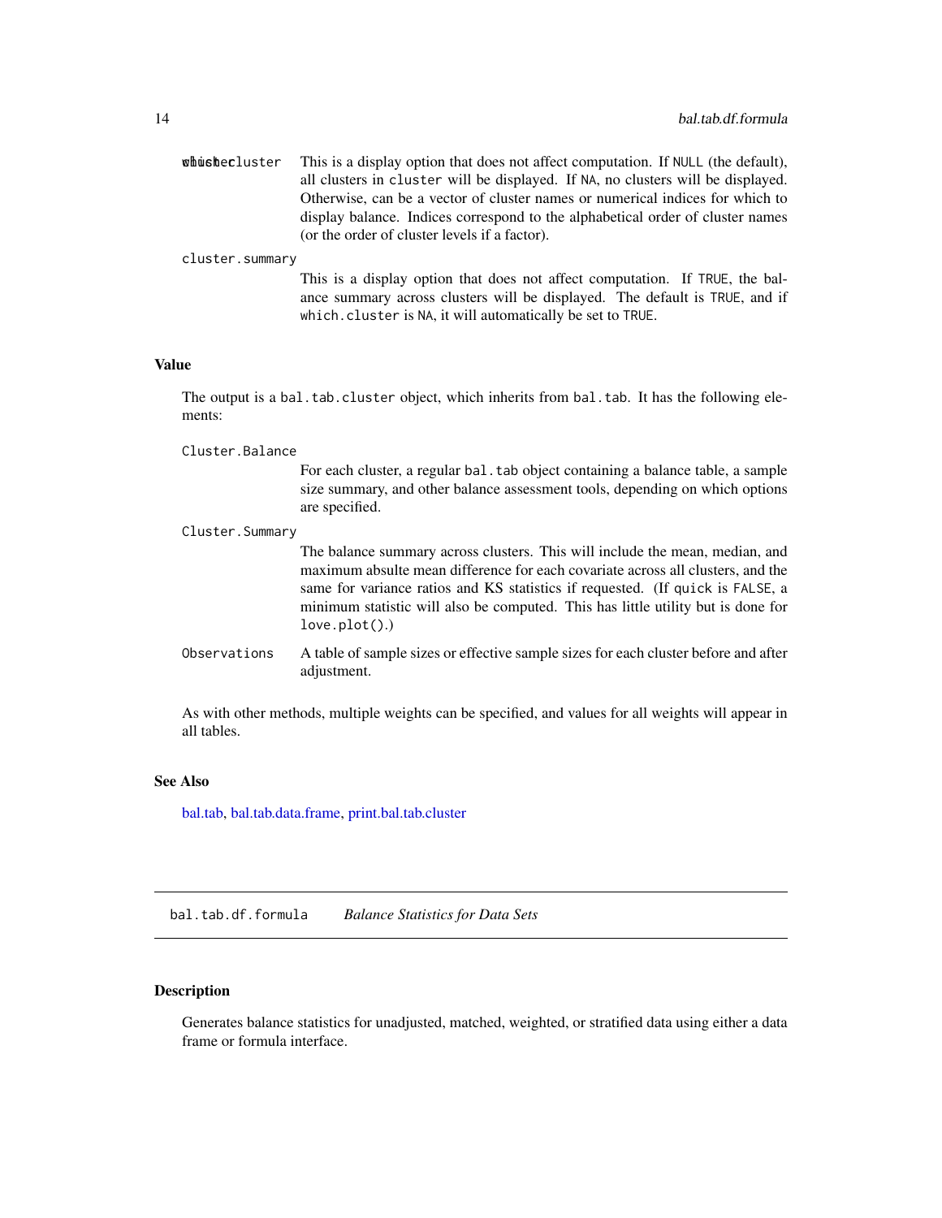which.cluster This is a display option that does not affect computation. If NULL (the default), all clusters in cluster will be displayed. If NA, no clusters will be displayed. Otherwise, can be a vector of cluster names or numerical indices for which to display balance. Indices correspond to the alphabetical order of cluster names (or the order of cluster levels if a factor).

cluster.summary
This is a display option that does not affect computation. If TRUE, the balance summary across clusters will be displayed. The default is TRUE, and if which.cluster is NA, it will automatically be set to TRUE.

### Value

The output is a bal.tab.cluster object, which inherits from bal.tab. It has the following elements:

Cluster.Balance
For each cluster, a regular bal.tab object containing a balance table, a sample size summary, and other balance assessment tools, depending on which options are specified.

Cluster.Summary
The balance summary across clusters. This will include the mean, median, and maximum absulte mean difference for each covariate across all clusters, and the same for variance ratios and KS statistics if requested. (If quick is FALSE, a minimum statistic will also be computed. This has little utility but is done for love.plot().)

Observations A table of sample sizes or effective sample sizes for each cluster before and after adjustment.

As with other methods, multiple weights can be specified, and values for all weights will appear in all tables.

### See Also

bal.tab, bal.tab.data.frame, print.bal.tab.cluster

---

## bal.tab.df.formula *Balance Statistics for Data Sets*

### Description

Generates balance statistics for unadjusted, matched, weighted, or stratified data using either a data frame or formula interface.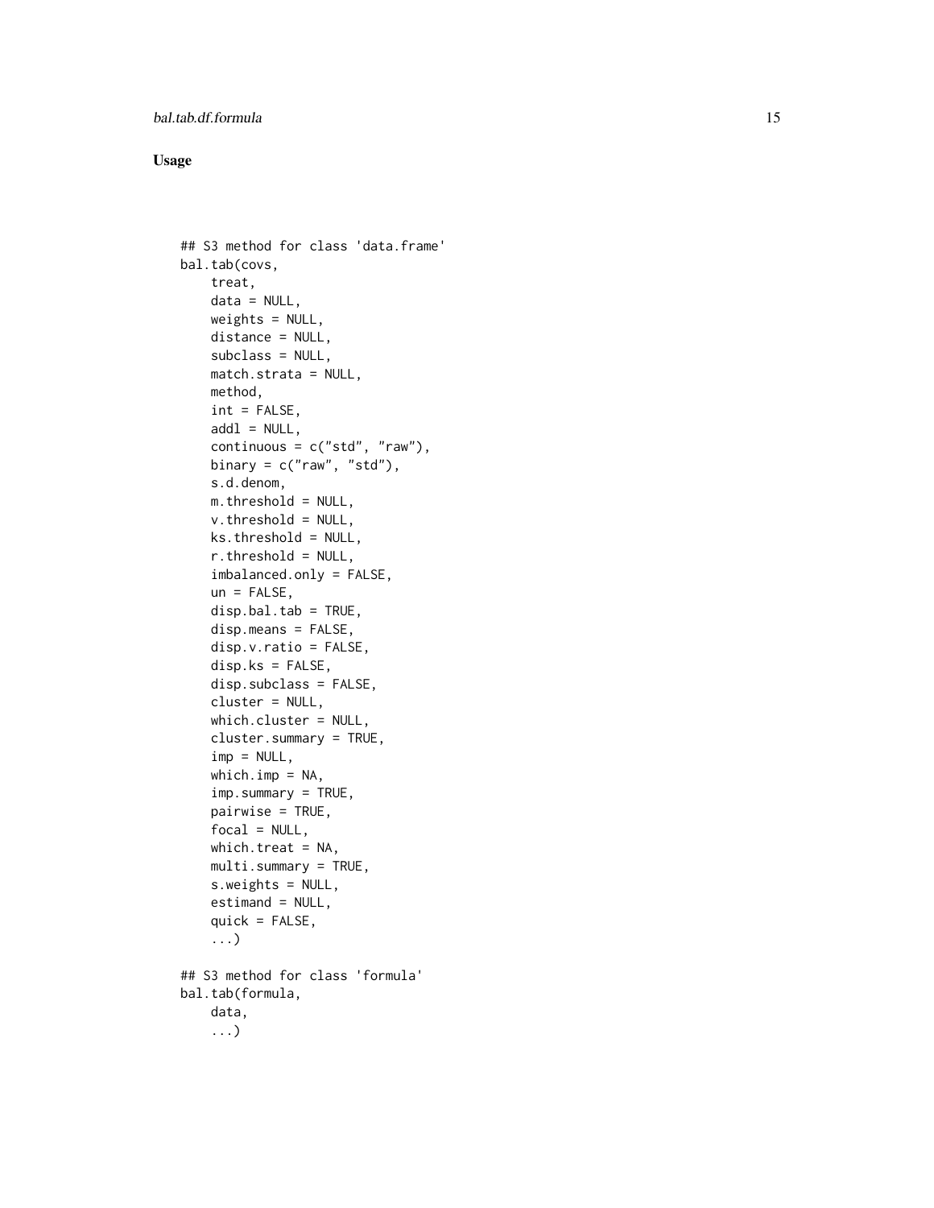## Usage

```
## S3 method for class 'data.frame'
bal.tab(covs,
    treat,
    data = NULL,
    weights = NULL,
    distance = NULL,
    subclass = NULL,
    match.strata = NULL,
    method,
    int = FALSE,
    addl = NULL,
    continuous = c("std", "raw"),
    binary = c("raw", "std"),
    s.d.denom,
    m.threshold = NULL,
    v.threshold = NULL,
    ks.threshold = NULL,
    r.threshold = NULL,
    imbalanced.only = FALSE,
    un = FALSE,
    disp.bal.tab = TRUE,
    disp.means = FALSE,
    disp.v.ratio = FALSE,
    disp.ks = FALSE,
    disp.subclass = FALSE,
    cluster = NULL,
    which.cluster = NULL,
    cluster.summary = TRUE,
    imp = NULL,
    which.imp = NA,
    imp.summary = TRUE,
    pairwise = TRUE,
    focal = NULL,
    which.treat = NA,
    multi.summary = TRUE,
    s.weights = NULL,
    estimand = NULL,
    quick = FALSE,
    ...)

## S3 method for class 'formula'
bal.tab(formula,
    data,
    ...)
```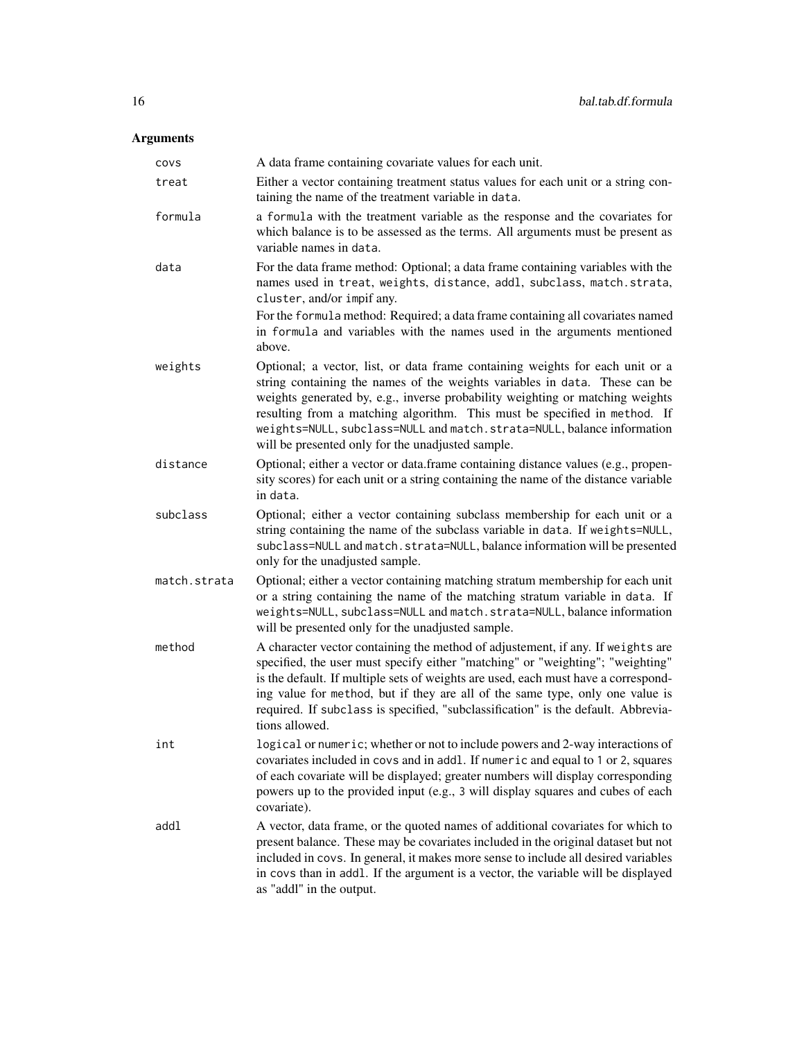## Arguments

**covs** A data frame containing covariate values for each unit.

**treat** Either a vector containing treatment status values for each unit or a string containing the name of the treatment variable in `data`.

**formula** a `formula` with the treatment variable as the response and the covariates for which balance is to be assessed as the terms. All arguments must be present as variable names in `data`.

**data** For the data frame method: Optional; a data frame containing variables with the names used in `treat`, `weights`, `distance`, `addl`, `subclass`, `match.strata`, `cluster`, and/or `imp` if any.

For the `formula` method: Required; a data frame containing all covariates named in `formula` and variables with the names used in the arguments mentioned above.

**weights** Optional; a vector, list, or data frame containing weights for each unit or a string containing the names of the weights variables in `data`. These can be weights generated by, e.g., inverse probability weighting or matching weights resulting from a matching algorithm. This must be specified in `method`. If `weights=NULL`, `subclass=NULL` and `match.strata=NULL`, balance information will be presented only for the unadjusted sample.

**distance** Optional; either a vector or data.frame containing distance values (e.g., propensity scores) for each unit or a string containing the name of the distance variable in `data`.

**subclass** Optional; either a vector containing subclass membership for each unit or a string containing the name of the subclass variable in `data`. If `weights=NULL`, `subclass=NULL` and `match.strata=NULL`, balance information will be presented only for the unadjusted sample.

**match.strata** Optional; either a vector containing matching stratum membership for each unit or a string containing the name of the matching stratum variable in `data`. If `weights=NULL`, `subclass=NULL` and `match.strata=NULL`, balance information will be presented only for the unadjusted sample.

**method** A character vector containing the method of adjustement, if any. If `weights` are specified, the user must specify either "matching" or "weighting"; "weighting" is the default. If multiple sets of weights are used, each must have a corresponding value for `method`, but if they are all of the same type, only one value is required. If `subclass` is specified, "subclassification" is the default. Abbreviations allowed.

**int** `logical` or `numeric`; whether or not to include powers and 2-way interactions of covariates included in `covs` and in `addl`. If `numeric` and equal to `1` or `2`, squares of each covariate will be displayed; greater numbers will display corresponding powers up to the provided input (e.g., `3` will display squares and cubes of each covariate).

**addl** A vector, data frame, or the quoted names of additional covariates for which to present balance. These may be covariates included in the original dataset but not included in `covs`. In general, it makes more sense to include all desired variables in `covs` than in `addl`. If the argument is a vector, the variable will be displayed as "addl" in the output.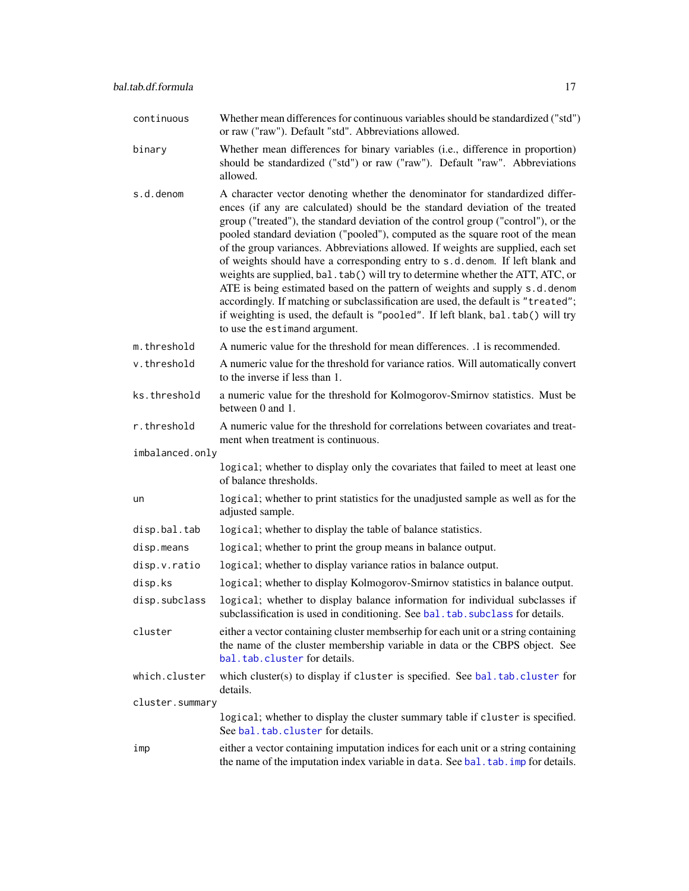continuous
: Whether mean differences for continuous variables should be standardized ("std") or raw ("raw"). Default "std". Abbreviations allowed.

binary
: Whether mean differences for binary variables (i.e., difference in proportion) should be standardized ("std") or raw ("raw"). Default "raw". Abbreviations allowed.

s.d.denom
: A character vector denoting whether the denominator for standardized differences (if any are calculated) should be the standard deviation of the treated group ("treated"), the standard deviation of the control group ("control"), or the pooled standard deviation ("pooled"), computed as the square root of the mean of the group variances. Abbreviations allowed. If weights are supplied, each set of weights should have a corresponding entry to `s.d.denom`. If left blank and weights are supplied, `bal.tab()` will try to determine whether the ATT, ATC, or ATE is being estimated based on the pattern of weights and supply `s.d.denom` accordingly. If matching or subclassification are used, the default is `"treated"`; if weighting is used, the default is `"pooled"`. If left blank, `bal.tab()` will try to use the `estimand` argument.

m.threshold
: A numeric value for the threshold for mean differences. .1 is recommended.

v.threshold
: A numeric value for the threshold for variance ratios. Will automatically convert to the inverse if less than 1.

ks.threshold
: a numeric value for the threshold for Kolmogorov-Smirnov statistics. Must be between 0 and 1.

r.threshold
: A numeric value for the threshold for correlations between covariates and treatment when treatment is continuous.

imbalanced.only
: `logical`; whether to display only the covariates that failed to meet at least one of balance thresholds.

un
: `logical`; whether to print statistics for the unadjusted sample as well as for the adjusted sample.

disp.bal.tab
: `logical`; whether to display the table of balance statistics.

disp.means
: `logical`; whether to print the group means in balance output.

disp.v.ratio
: `logical`; whether to display variance ratios in balance output.

disp.ks
: `logical`; whether to display Kolmogorov-Smirnov statistics in balance output.

disp.subclass
: `logical`; whether to display balance information for individual subclasses if subclassification is used in conditioning. See `bal.tab.subclass` for details.

cluster
: either a vector containing cluster membserhip for each unit or a string containing the name of the cluster membership variable in data or the CBPS object. See `bal.tab.cluster` for details.

which.cluster
: which cluster(s) to display if `cluster` is specified. See `bal.tab.cluster` for details.

cluster.summary
: `logical`; whether to display the cluster summary table if `cluster` is specified. See `bal.tab.cluster` for details.

imp
: either a vector containing imputation indices for each unit or a string containing the name of the imputation index variable in `data`. See `bal.tab.imp` for details.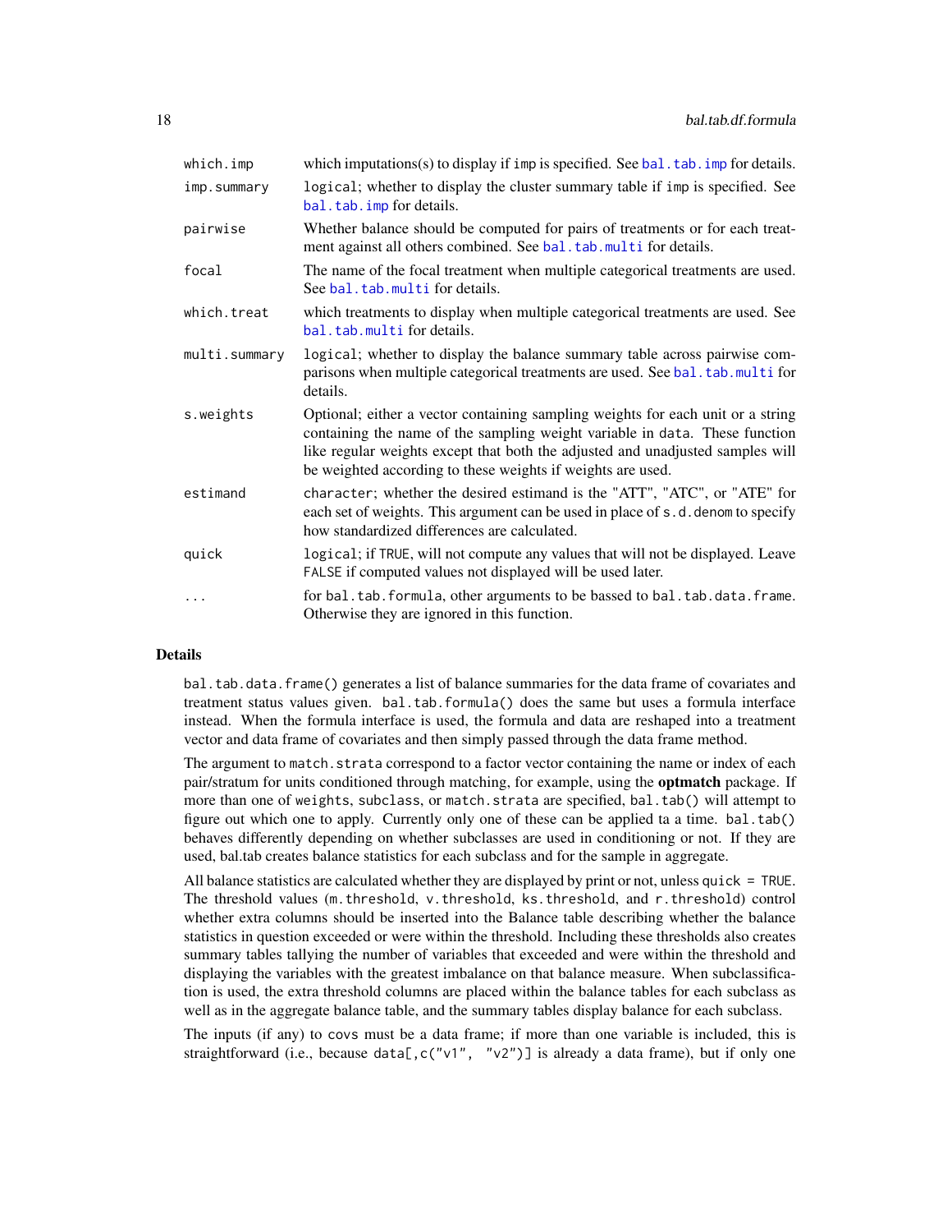| | |
|---|---|
| `which.imp` | which imputations(s) to display if `imp` is specified. See `bal.tab.imp` for details. |
| `imp.summary` | `logical`; whether to display the cluster summary table if `imp` is specified. See `bal.tab.imp` for details. |
| `pairwise` | Whether balance should be computed for pairs of treatments or for each treatment against all others combined. See `bal.tab.multi` for details. |
| `focal` | The name of the focal treatment when multiple categorical treatments are used. See `bal.tab.multi` for details. |
| `which.treat` | which treatments to display when multiple categorical treatments are used. See `bal.tab.multi` for details. |
| `multi.summary` | `logical`; whether to display the balance summary table across pairwise comparisons when multiple categorical treatments are used. See `bal.tab.multi` for details. |
| `s.weights` | Optional; either a vector containing sampling weights for each unit or a string containing the name of the sampling weight variable in `data`. These function like regular weights except that both the adjusted and unadjusted samples will be weighted according to these weights if weights are used. |
| `estimand` | `character`; whether the desired estimand is the "ATT", "ATC", or "ATE" for each set of weights. This argument can be used in place of `s.d.denom` to specify how standardized differences are calculated. |
| `quick` | `logical`; if `TRUE`, will not compute any values that will not be displayed. Leave `FALSE` if computed values not displayed will be used later. |
| `...` | for `bal.tab.formula`, other arguments to be bassed to `bal.tab.data.frame`. Otherwise they are ignored in this function. |

## Details

`bal.tab.data.frame()` generates a list of balance summaries for the data frame of covariates and treatment status values given. `bal.tab.formula()` does the same but uses a formula interface instead. When the formula interface is used, the formula and data are reshaped into a treatment vector and data frame of covariates and then simply passed through the data frame method.

The argument to `match.strata` correspond to a factor vector containing the name or index of each pair/stratum for units conditioned through matching, for example, using the **optmatch** package. If more than one of `weights`, `subclass`, or `match.strata` are specified, `bal.tab()` will attempt to figure out which one to apply. Currently only one of these can be applied ta a time. `bal.tab()` behaves differently depending on whether subclasses are used in conditioning or not. If they are used, bal.tab creates balance statistics for each subclass and for the sample in aggregate.

All balance statistics are calculated whether they are displayed by print or not, unless `quick = TRUE`. The threshold values (`m.threshold`, `v.threshold`, `ks.threshold`, and `r.threshold`) control whether extra columns should be inserted into the Balance table describing whether the balance statistics in question exceeded or were within the threshold. Including these thresholds also creates summary tables tallying the number of variables that exceeded and were within the threshold and displaying the variables with the greatest imbalance on that balance measure. When subclassification is used, the extra threshold columns are placed within the balance tables for each subclass as well as in the aggregate balance table, and the summary tables display balance for each subclass.

The inputs (if any) to `covs` must be a data frame; if more than one variable is included, this is straightforward (i.e., because `data[,c("v1", "v2")]` is already a data frame), but if only one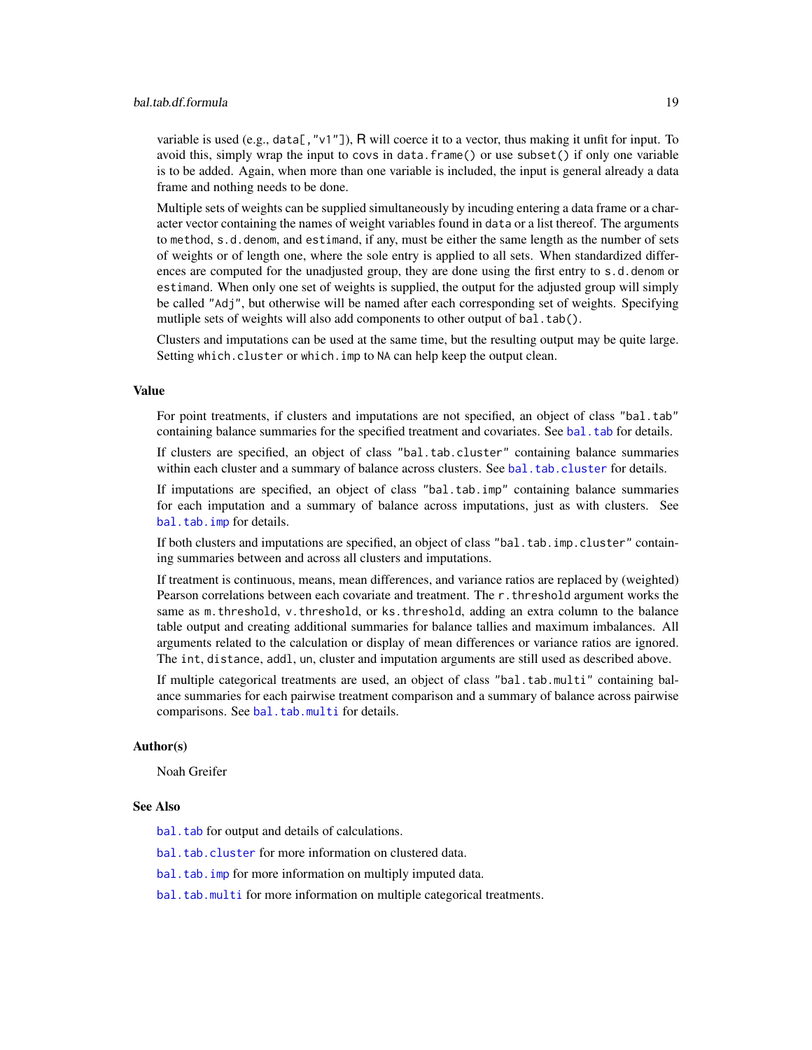variable is used (e.g., `data[,"v1"]`), R will coerce it to a vector, thus making it unfit for input. To avoid this, simply wrap the input to `covs` in `data.frame()` or use `subset()` if only one variable is to be added. Again, when more than one variable is included, the input is general already a data frame and nothing needs to be done.

Multiple sets of weights can be supplied simultaneously by incuding entering a data frame or a character vector containing the names of weight variables found in `data` or a list thereof. The arguments to `method`, `s.d.denom`, and `estimand`, if any, must be either the same length as the number of sets of weights or of length one, where the sole entry is applied to all sets. When standardized differences are computed for the unadjusted group, they are done using the first entry to `s.d.denom` or `estimand`. When only one set of weights is supplied, the output for the adjusted group will simply be called `"Adj"`, but otherwise will be named after each corresponding set of weights. Specifying mutliple sets of weights will also add components to other output of `bal.tab()`.

Clusters and imputations can be used at the same time, but the resulting output may be quite large. Setting `which.cluster` or `which.imp` to `NA` can help keep the output clean.

### Value

For point treatments, if clusters and imputations are not specified, an object of class `"bal.tab"` containing balance summaries for the specified treatment and covariates. See `bal.tab` for details.

If clusters are specified, an object of class `"bal.tab.cluster"` containing balance summaries within each cluster and a summary of balance across clusters. See `bal.tab.cluster` for details.

If imputations are specified, an object of class `"bal.tab.imp"` containing balance summaries for each imputation and a summary of balance across imputations, just as with clusters. See `bal.tab.imp` for details.

If both clusters and imputations are specified, an object of class `"bal.tab.imp.cluster"` containing summaries between and across all clusters and imputations.

If treatment is continuous, means, mean differences, and variance ratios are replaced by (weighted) Pearson correlations between each covariate and treatment. The `r.threshold` argument works the same as `m.threshold`, `v.threshold`, or `ks.threshold`, adding an extra column to the balance table output and creating additional summaries for balance tallies and maximum imbalances. All arguments related to the calculation or display of mean differences or variance ratios are ignored. The `int`, `distance`, `addl`, `un`, cluster and imputation arguments are still used as described above.

If multiple categorical treatments are used, an object of class `"bal.tab.multi"` containing balance summaries for each pairwise treatment comparison and a summary of balance across pairwise comparisons. See `bal.tab.multi` for details.

### Author(s)

Noah Greifer

### See Also

`bal.tab` for output and details of calculations.

`bal.tab.cluster` for more information on clustered data.

`bal.tab.imp` for more information on multiply imputed data.

`bal.tab.multi` for more information on multiple categorical treatments.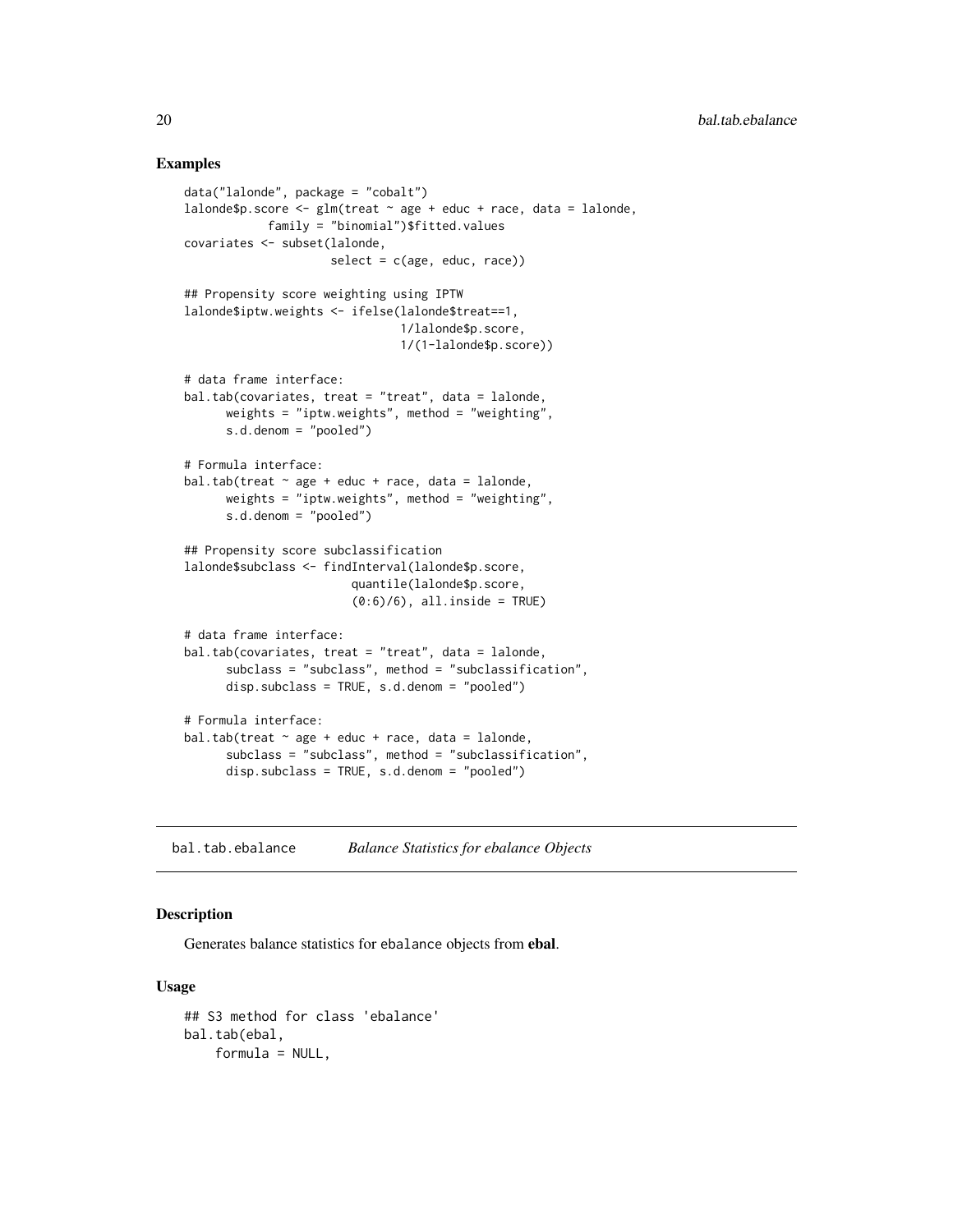### Examples

```
data("lalonde", package = "cobalt")
lalonde$p.score <- glm(treat ~ age + educ + race, data = lalonde,
            family = "binomial")$fitted.values
covariates <- subset(lalonde,
                     select = c(age, educ, race))

## Propensity score weighting using IPTW
lalonde$iptw.weights <- ifelse(lalonde$treat==1,
                               1/lalonde$p.score,
                               1/(1-lalonde$p.score))

# data frame interface:
bal.tab(covariates, treat = "treat", data = lalonde,
      weights = "iptw.weights", method = "weighting",
      s.d.denom = "pooled")

# Formula interface:
bal.tab(treat ~ age + educ + race, data = lalonde,
      weights = "iptw.weights", method = "weighting",
      s.d.denom = "pooled")

## Propensity score subclassification
lalonde$subclass <- findInterval(lalonde$p.score,
                        quantile(lalonde$p.score,
                        (0:6)/6), all.inside = TRUE)

# data frame interface:
bal.tab(covariates, treat = "treat", data = lalonde,
      subclass = "subclass", method = "subclassification",
      disp.subclass = TRUE, s.d.denom = "pooled")

# Formula interface:
bal.tab(treat ~ age + educ + race, data = lalonde,
      subclass = "subclass", method = "subclassification",
      disp.subclass = TRUE, s.d.denom = "pooled")
```

---

## bal.tab.ebalance    *Balance Statistics for ebalance Objects*

---

### Description

Generates balance statistics for ebalance objects from **ebal**.

### Usage

```
## S3 method for class 'ebalance'
bal.tab(ebal,
    formula = NULL,
```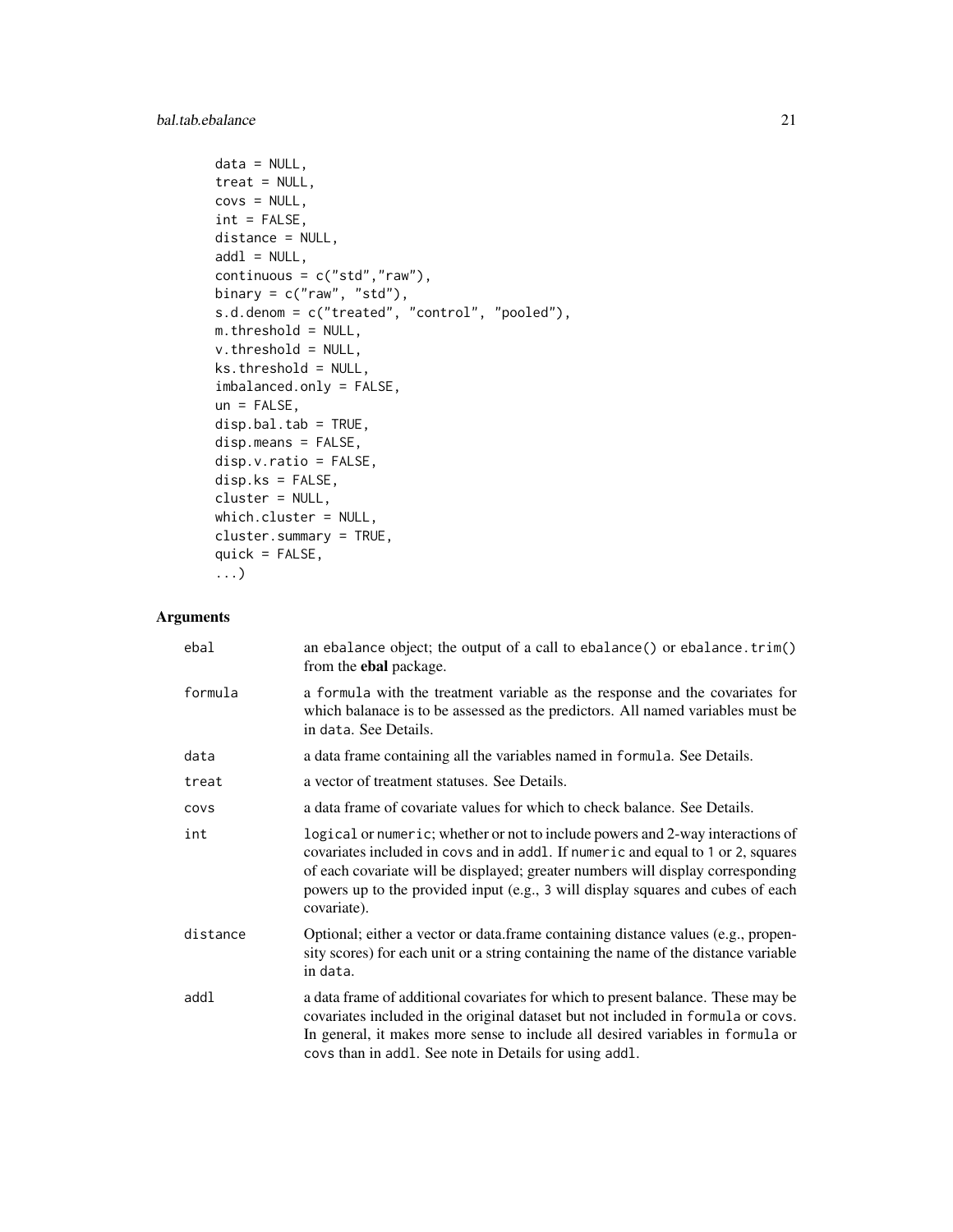```
    data = NULL,
    treat = NULL,
    covs = NULL,
    int = FALSE,
    distance = NULL,
    addl = NULL,
    continuous = c("std","raw"),
    binary = c("raw", "std"),
    s.d.denom = c("treated", "control", "pooled"),
    m.threshold = NULL,
    v.threshold = NULL,
    ks.threshold = NULL,
    imbalanced.only = FALSE,
    un = FALSE,
    disp.bal.tab = TRUE,
    disp.means = FALSE,
    disp.v.ratio = FALSE,
    disp.ks = FALSE,
    cluster = NULL,
    which.cluster = NULL,
    cluster.summary = TRUE,
    quick = FALSE,
    ...)
```

## Arguments

| | |
|---|---|
| ebal | an ebalance object; the output of a call to ebalance() or ebalance.trim() from the **ebal** package. |
| formula | a formula with the treatment variable as the response and the covariates for which balanace is to be assessed as the predictors. All named variables must be in data. See Details. |
| data | a data frame containing all the variables named in formula. See Details. |
| treat | a vector of treatment statuses. See Details. |
| covs | a data frame of covariate values for which to check balance. See Details. |
| int | logical or numeric; whether or not to include powers and 2-way interactions of covariates included in covs and in addl. If numeric and equal to 1 or 2, squares of each covariate will be displayed; greater numbers will display corresponding powers up to the provided input (e.g., 3 will display squares and cubes of each covariate). |
| distance | Optional; either a vector or data.frame containing distance values (e.g., propensity scores) for each unit or a string containing the name of the distance variable in data. |
| addl | a data frame of additional covariates for which to present balance. These may be covariates included in the original dataset but not included in formula or covs. In general, it makes more sense to include all desired variables in formula or covs than in addl. See note in Details for using addl. |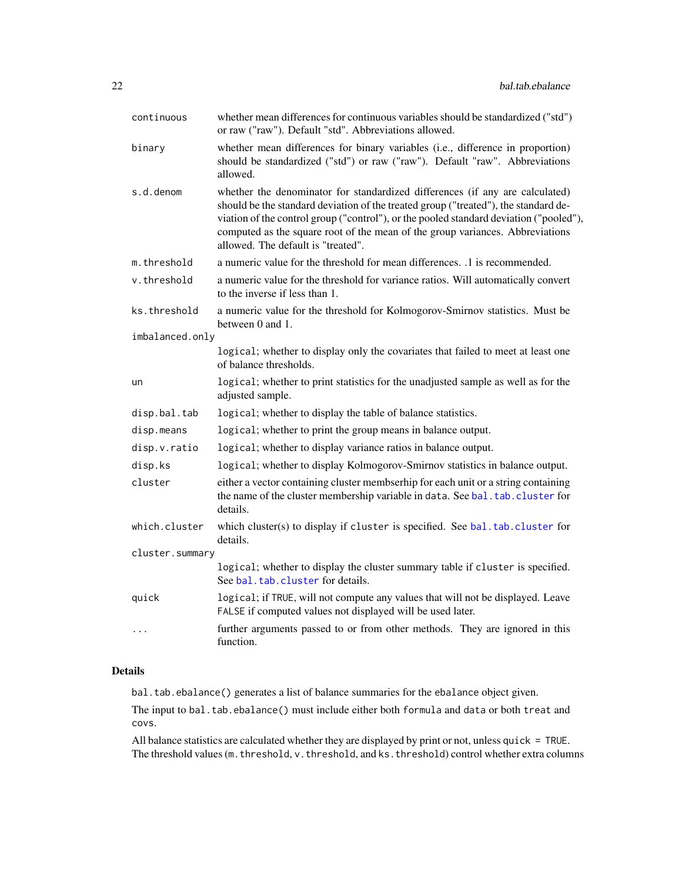| | |
|---|---|
| `continuous` | whether mean differences for continuous variables should be standardized ("std") or raw ("raw"). Default "std". Abbreviations allowed. |
| `binary` | whether mean differences for binary variables (i.e., difference in proportion) should be standardized ("std") or raw ("raw"). Default "raw". Abbreviations allowed. |
| `s.d.denom` | whether the denominator for standardized differences (if any are calculated) should be the standard deviation of the treated group ("treated"), the standard deviation of the control group ("control"), or the pooled standard deviation ("pooled"), computed as the square root of the mean of the group variances. Abbreviations allowed. The default is "treated". |
| `m.threshold` | a numeric value for the threshold for mean differences. .1 is recommended. |
| `v.threshold` | a numeric value for the threshold for variance ratios. Will automatically convert to the inverse if less than 1. |
| `ks.threshold` | a numeric value for the threshold for Kolmogorov-Smirnov statistics. Must be between 0 and 1. |
| `imbalanced.only` | `logical`; whether to display only the covariates that failed to meet at least one of balance thresholds. |
| `un` | `logical`; whether to print statistics for the unadjusted sample as well as for the adjusted sample. |
| `disp.bal.tab` | `logical`; whether to display the table of balance statistics. |
| `disp.means` | `logical`; whether to print the group means in balance output. |
| `disp.v.ratio` | `logical`; whether to display variance ratios in balance output. |
| `disp.ks` | `logical`; whether to display Kolmogorov-Smirnov statistics in balance output. |
| `cluster` | either a vector containing cluster membserhip for each unit or a string containing the name of the cluster membership variable in `data`. See `bal.tab.cluster` for details. |
| `which.cluster` | which cluster(s) to display if `cluster` is specified. See `bal.tab.cluster` for details. |
| `cluster.summary` | `logical`; whether to display the cluster summary table if `cluster` is specified. See `bal.tab.cluster` for details. |
| `quick` | `logical`; if `TRUE`, will not compute any values that will not be displayed. Leave `FALSE` if computed values not displayed will be used later. |
| `...` | further arguments passed to or from other methods. They are ignored in this function. |

## Details

`bal.tab.ebalance()` generates a list of balance summaries for the `ebalance` object given.

The input to `bal.tab.ebalance()` must include either both `formula` and `data` or both `treat` and `covs`.

All balance statistics are calculated whether they are displayed by print or not, unless `quick = TRUE`. The threshold values (`m.threshold`, `v.threshold`, and `ks.threshold`) control whether extra columns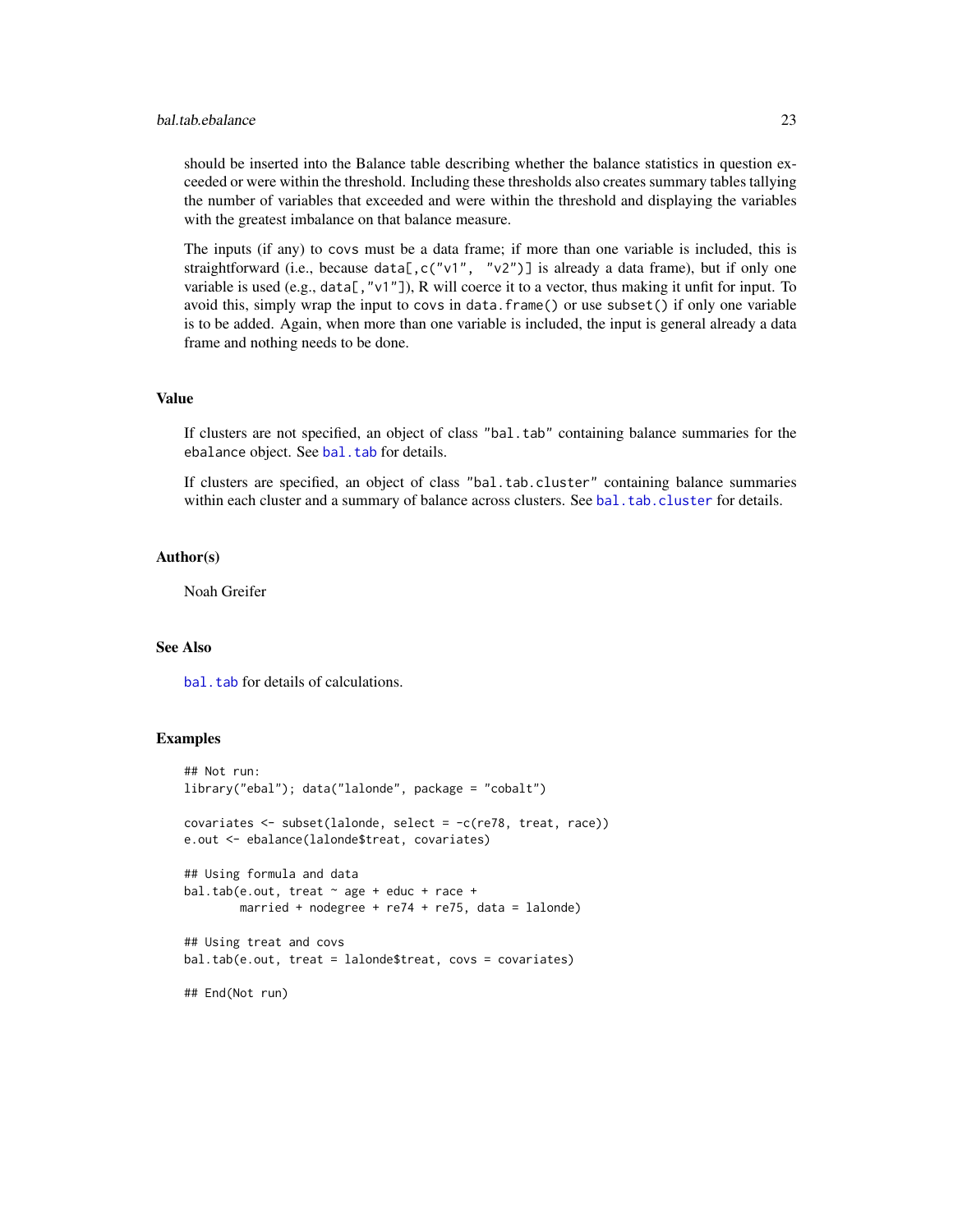should be inserted into the Balance table describing whether the balance statistics in question exceeded or were within the threshold. Including these thresholds also creates summary tables tallying the number of variables that exceeded and were within the threshold and displaying the variables with the greatest imbalance on that balance measure.

The inputs (if any) to `covs` must be a data frame; if more than one variable is included, this is straightforward (i.e., because `data[,c("v1", "v2")]` is already a data frame), but if only one variable is used (e.g., `data[,"v1"]`), R will coerce it to a vector, thus making it unfit for input. To avoid this, simply wrap the input to `covs` in `data.frame()` or use `subset()` if only one variable is to be added. Again, when more than one variable is included, the input is general already a data frame and nothing needs to be done.

## Value

If clusters are not specified, an object of class `"bal.tab"` containing balance summaries for the `ebalance` object. See `bal.tab` for details.

If clusters are specified, an object of class `"bal.tab.cluster"` containing balance summaries within each cluster and a summary of balance across clusters. See `bal.tab.cluster` for details.

## Author(s)

Noah Greifer

## See Also

`bal.tab` for details of calculations.

## Examples

```
## Not run:
library("ebal"); data("lalonde", package = "cobalt")

covariates <- subset(lalonde, select = -c(re78, treat, race))
e.out <- ebalance(lalonde$treat, covariates)

## Using formula and data
bal.tab(e.out, treat ~ age + educ + race +
        married + nodegree + re74 + re75, data = lalonde)

## Using treat and covs
bal.tab(e.out, treat = lalonde$treat, covs = covariates)

## End(Not run)
```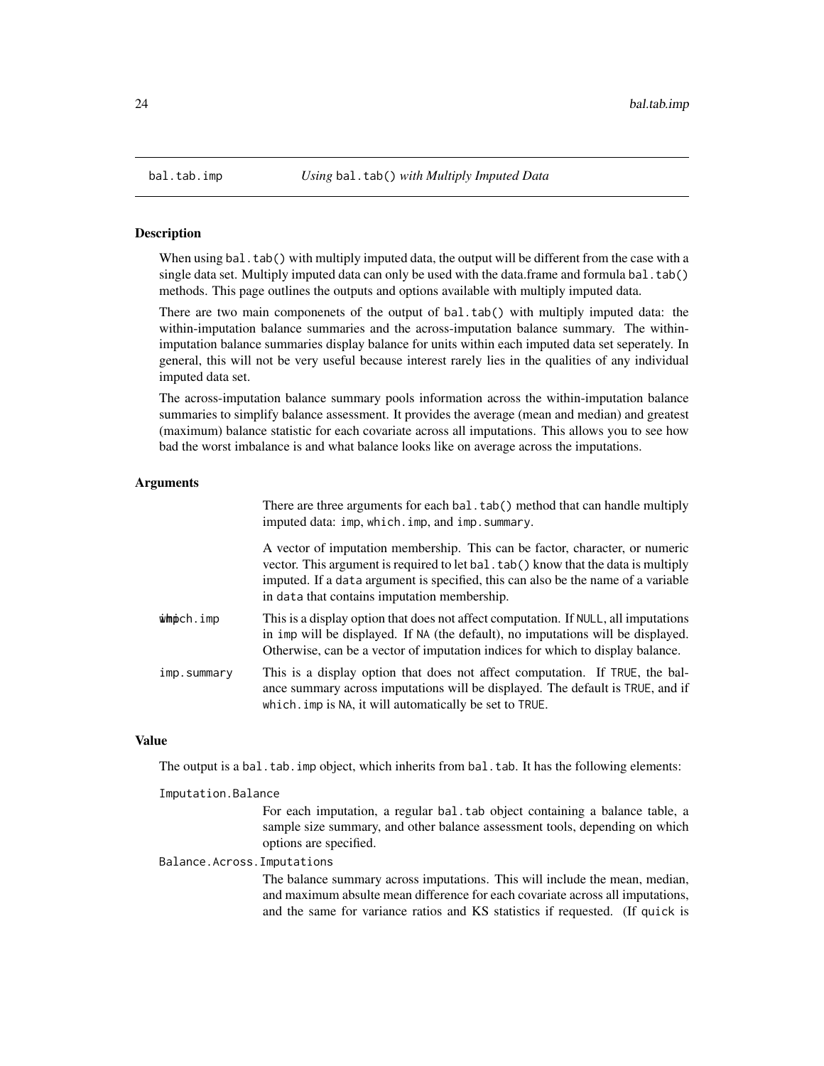bal.tab.imp *Using* bal.tab() *with Multiply Imputed Data*

## Description

When using bal.tab() with multiply imputed data, the output will be different from the case with a single data set. Multiply imputed data can only be used with the data.frame and formula bal.tab() methods. This page outlines the outputs and options available with multiply imputed data.

There are two main componenets of the output of bal.tab() with multiply imputed data: the within-imputation balance summaries and the across-imputation balance summary. The within-imputation balance summaries display balance for units within each imputed data set seperately. In general, this will not be very useful because interest rarely lies in the qualities of any individual imputed data set.

The across-imputation balance summary pools information across the within-imputation balance summaries to simplify balance assessment. It provides the average (mean and median) and greatest (maximum) balance statistic for each covariate across all imputations. This allows you to see how bad the worst imbalance is and what balance looks like on average across the imputations.

## Arguments

There are three arguments for each bal.tab() method that can handle multiply imputed data: imp, which.imp, and imp.summary.

imp
: A vector of imputation membership. This can be factor, character, or numeric vector. This argument is required to let bal.tab() know that the data is multiply imputed. If a data argument is specified, this can also be the name of a variable in data that contains imputation membership.

which.imp
: This is a display option that does not affect computation. If NULL, all imputations in imp will be displayed. If NA (the default), no imputations will be displayed. Otherwise, can be a vector of imputation indices for which to display balance.

imp.summary
: This is a display option that does not affect computation. If TRUE, the balance summary across imputations will be displayed. The default is TRUE, and if which.imp is NA, it will automatically be set to TRUE.

## Value

The output is a bal.tab.imp object, which inherits from bal.tab. It has the following elements:

Imputation.Balance
: For each imputation, a regular bal.tab object containing a balance table, a sample size summary, and other balance assessment tools, depending on which options are specified.

Balance.Across.Imputations
: The balance summary across imputations. This will include the mean, median, and maximum absulte mean difference for each covariate across all imputations, and the same for variance ratios and KS statistics if requested. (If quick is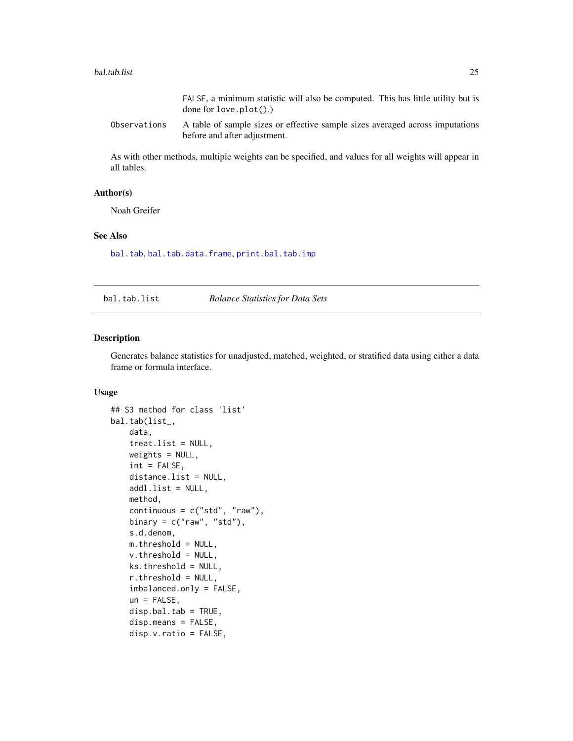FALSE, a minimum statistic will also be computed. This has little utility but is done for `love.plot()`.)

Observations
: A table of sample sizes or effective sample sizes averaged across imputations before and after adjustment.

As with other methods, multiple weights can be specified, and values for all weights will appear in all tables.

### Author(s)

Noah Greifer

### See Also

`bal.tab`, `bal.tab.data.frame`, `print.bal.tab.imp`

---

## bal.tab.list — *Balance Statistics for Data Sets*

### Description

Generates balance statistics for unadjusted, matched, weighted, or stratified data using either a data frame or formula interface.

### Usage

```
## S3 method for class 'list'
bal.tab(list_,
    data,
    treat.list = NULL,
    weights = NULL,
    int = FALSE,
    distance.list = NULL,
    addl.list = NULL,
    method,
    continuous = c("std", "raw"),
    binary = c("raw", "std"),
    s.d.denom,
    m.threshold = NULL,
    v.threshold = NULL,
    ks.threshold = NULL,
    r.threshold = NULL,
    imbalanced.only = FALSE,
    un = FALSE,
    disp.bal.tab = TRUE,
    disp.means = FALSE,
    disp.v.ratio = FALSE,
```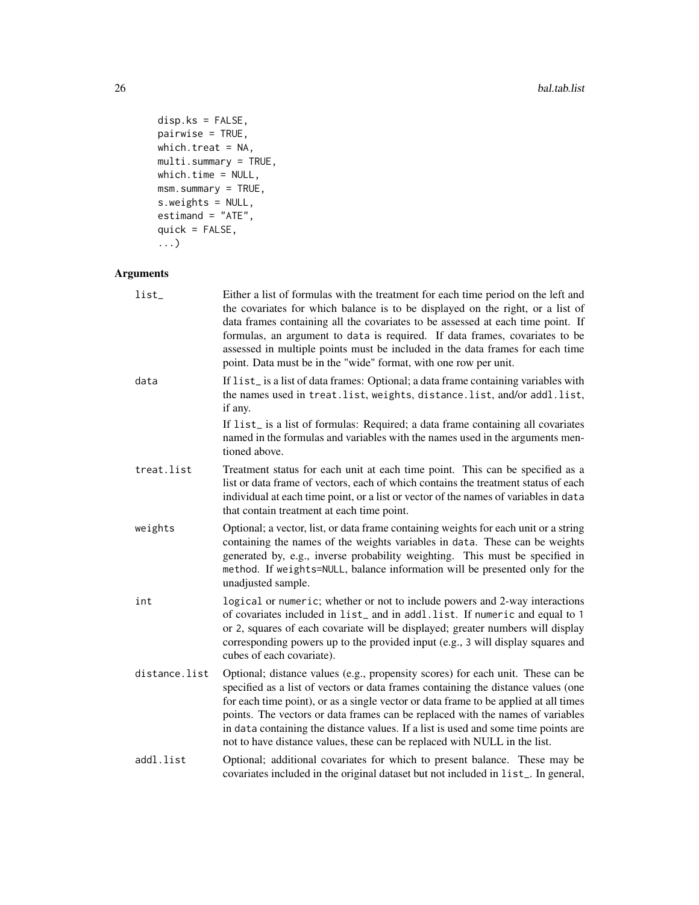```
    disp.ks = FALSE,
    pairwise = TRUE,
    which.treat = NA,
    multi.summary = TRUE,
    which.time = NULL,
    msm.summary = TRUE,
    s.weights = NULL,
    estimand = "ATE",
    quick = FALSE,
    ...)
```

## Arguments

| | |
|---|---|
| list_ | Either a list of formulas with the treatment for each time period on the left and the covariates for which balance is to be displayed on the right, or a list of data frames containing all the covariates to be assessed at each time point. If formulas, an argument to data is required. If data frames, covariates to be assessed in multiple points must be included in the data frames for each time point. Data must be in the "wide" format, with one row per unit. |
| data | If list_ is a list of data frames: Optional; a data frame containing variables with the names used in treat.list, weights, distance.list, and/or addl.list, if any.<br><br>If list_ is a list of formulas: Required; a data frame containing all covariates named in the formulas and variables with the names used in the arguments mentioned above. |
| treat.list | Treatment status for each unit at each time point. This can be specified as a list or data frame of vectors, each of which contains the treatment status of each individual at each time point, or a list or vector of the names of variables in data that contain treatment at each time point. |
| weights | Optional; a vector, list, or data frame containing weights for each unit or a string containing the names of the weights variables in data. These can be weights generated by, e.g., inverse probability weighting. This must be specified in method. If weights=NULL, balance information will be presented only for the unadjusted sample. |
| int | logical or numeric; whether or not to include powers and 2-way interactions of covariates included in list_ and in addl.list. If numeric and equal to 1 or 2, squares of each covariate will be displayed; greater numbers will display corresponding powers up to the provided input (e.g., 3 will display squares and cubes of each covariate). |
| distance.list | Optional; distance values (e.g., propensity scores) for each unit. These can be specified as a list of vectors or data frames containing the distance values (one for each time point), or as a single vector or data frame to be applied at all times points. The vectors or data frames can be replaced with the names of variables in data containing the distance values. If a list is used and some time points are not to have distance values, these can be replaced with NULL in the list. |
| addl.list | Optional; additional covariates for which to present balance. These may be covariates included in the original dataset but not included in list_. In general, |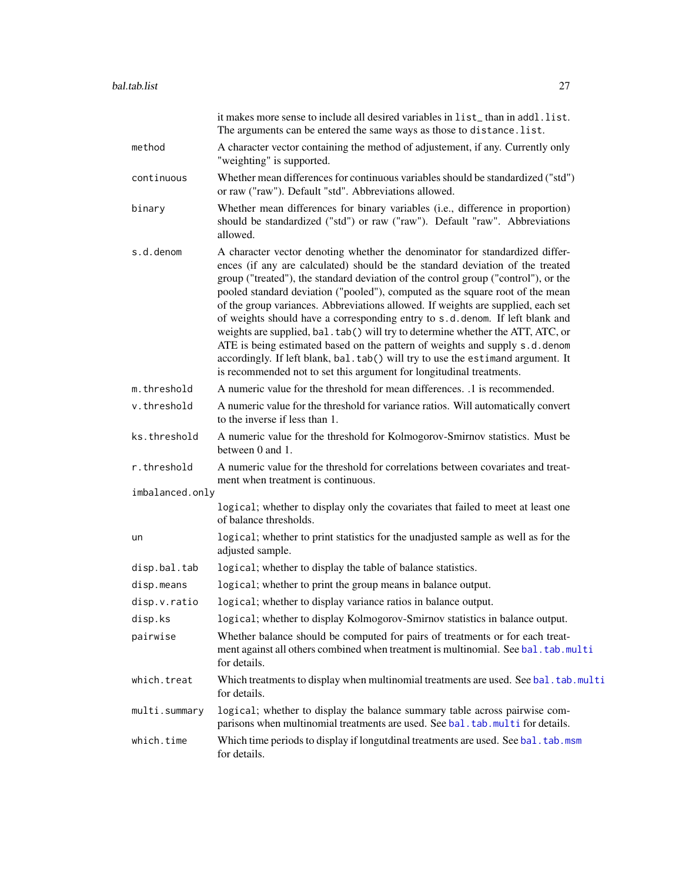it makes more sense to include all desired variables in `list_` than in `addl.list`. The arguments can be entered the same ways as those to `distance.list`.

| | |
|---|---|
| `method` | A character vector containing the method of adjustement, if any. Currently only "weighting" is supported. |
| `continuous` | Whether mean differences for continuous variables should be standardized ("std") or raw ("raw"). Default "std". Abbreviations allowed. |
| `binary` | Whether mean differences for binary variables (i.e., difference in proportion) should be standardized ("std") or raw ("raw"). Default "raw". Abbreviations allowed. |
| `s.d.denom` | A character vector denoting whether the denominator for standardized differences (if any are calculated) should be the standard deviation of the treated group ("treated"), the standard deviation of the control group ("control"), or the pooled standard deviation ("pooled"), computed as the square root of the mean of the group variances. Abbreviations allowed. If weights are supplied, each set of weights should have a corresponding entry to `s.d.denom`. If left blank and weights are supplied, `bal.tab()` will try to determine whether the ATT, ATC, or ATE is being estimated based on the pattern of weights and supply `s.d.denom` accordingly. If left blank, `bal.tab()` will try to use the `estimand` argument. It is recommended not to set this argument for longitudinal treatments. |
| `m.threshold` | A numeric value for the threshold for mean differences. .1 is recommended. |
| `v.threshold` | A numeric value for the threshold for variance ratios. Will automatically convert to the inverse if less than 1. |
| `ks.threshold` | A numeric value for the threshold for Kolmogorov-Smirnov statistics. Must be between 0 and 1. |
| `r.threshold` | A numeric value for the threshold for correlations between covariates and treatment when treatment is continuous. |
| `imbalanced.only` | `logical`; whether to display only the covariates that failed to meet at least one of balance thresholds. |
| `un` | `logical`; whether to print statistics for the unadjusted sample as well as for the adjusted sample. |
| `disp.bal.tab` | `logical`; whether to display the table of balance statistics. |
| `disp.means` | `logical`; whether to print the group means in balance output. |
| `disp.v.ratio` | `logical`; whether to display variance ratios in balance output. |
| `disp.ks` | `logical`; whether to display Kolmogorov-Smirnov statistics in balance output. |
| `pairwise` | Whether balance should be computed for pairs of treatments or for each treatment against all others combined when treatment is multinomial. See `bal.tab.multi` for details. |
| `which.treat` | Which treatments to display when multinomial treatments are used. See `bal.tab.multi` for details. |
| `multi.summary` | `logical`; whether to display the balance summary table across pairwise comparisons when multinomial treatments are used. See `bal.tab.multi` for details. |
| `which.time` | Which time periods to display if longutdinal treatments are used. See `bal.tab.msm` for details. |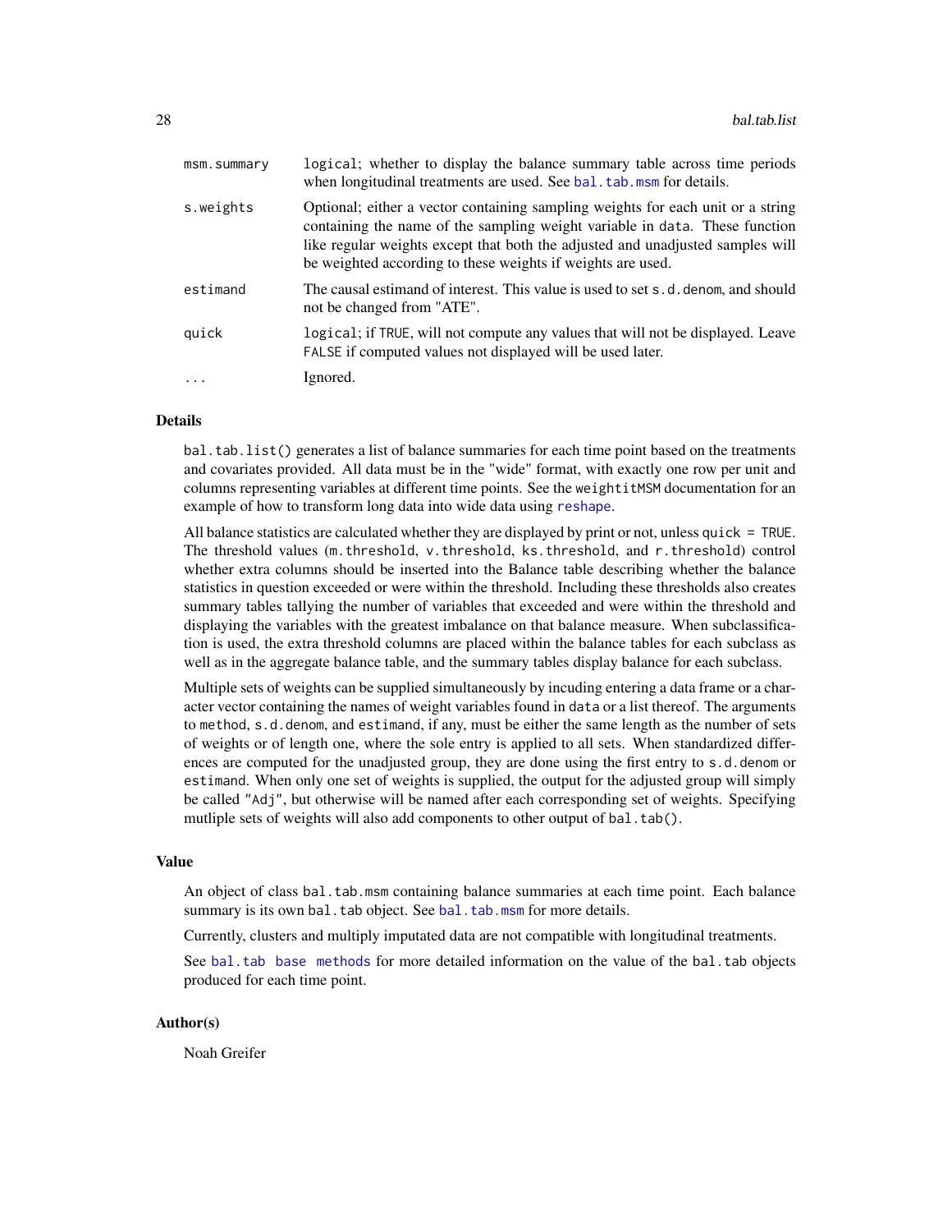| | |
|---|---|
| `msm.summary` | `logical`; whether to display the balance summary table across time periods when longitudinal treatments are used. See `bal.tab.msm` for details. |
| `s.weights` | Optional; either a vector containing sampling weights for each unit or a string containing the name of the sampling weight variable in `data`. These function like regular weights except that both the adjusted and unadjusted samples will be weighted according to these weights if weights are used. |
| `estimand` | The causal estimand of interest. This value is used to set `s.d.denom`, and should not be changed from "ATE". |
| `quick` | `logical`; if `TRUE`, will not compute any values that will not be displayed. Leave `FALSE` if computed values not displayed will be used later. |
| `...` | Ignored. |

## Details

`bal.tab.list()` generates a list of balance summaries for each time point based on the treatments and covariates provided. All data must be in the "wide" format, with exactly one row per unit and columns representing variables at different time points. See the `weightitMSM` documentation for an example of how to transform long data into wide data using `reshape`.

All balance statistics are calculated whether they are displayed by print or not, unless `quick = TRUE`. The threshold values (`m.threshold`, `v.threshold`, `ks.threshold`, and `r.threshold`) control whether extra columns should be inserted into the Balance table describing whether the balance statistics in question exceeded or were within the threshold. Including these thresholds also creates summary tables tallying the number of variables that exceeded and were within the threshold and displaying the variables with the greatest imbalance on that balance measure. When subclassification is used, the extra threshold columns are placed within the balance tables for each subclass as well as in the aggregate balance table, and the summary tables display balance for each subclass.

Multiple sets of weights can be supplied simultaneously by incuding entering a data frame or a character vector containing the names of weight variables found in `data` or a list thereof. The arguments to `method`, `s.d.denom`, and `estimand`, if any, must be either the same length as the number of sets of weights or of length one, where the sole entry is applied to all sets. When standardized differences are computed for the unadjusted group, they are done using the first entry to `s.d.denom` or `estimand`. When only one set of weights is supplied, the output for the adjusted group will simply be called `"Adj"`, but otherwise will be named after each corresponding set of weights. Specifying mutliple sets of weights will also add components to other output of `bal.tab()`.

## Value

An object of class `bal.tab.msm` containing balance summaries at each time point. Each balance summary is its own `bal.tab` object. See `bal.tab.msm` for more details.

Currently, clusters and multiply imputated data are not compatible with longitudinal treatments.

See `bal.tab base methods` for more detailed information on the value of the `bal.tab` objects produced for each time point.

## Author(s)

Noah Greifer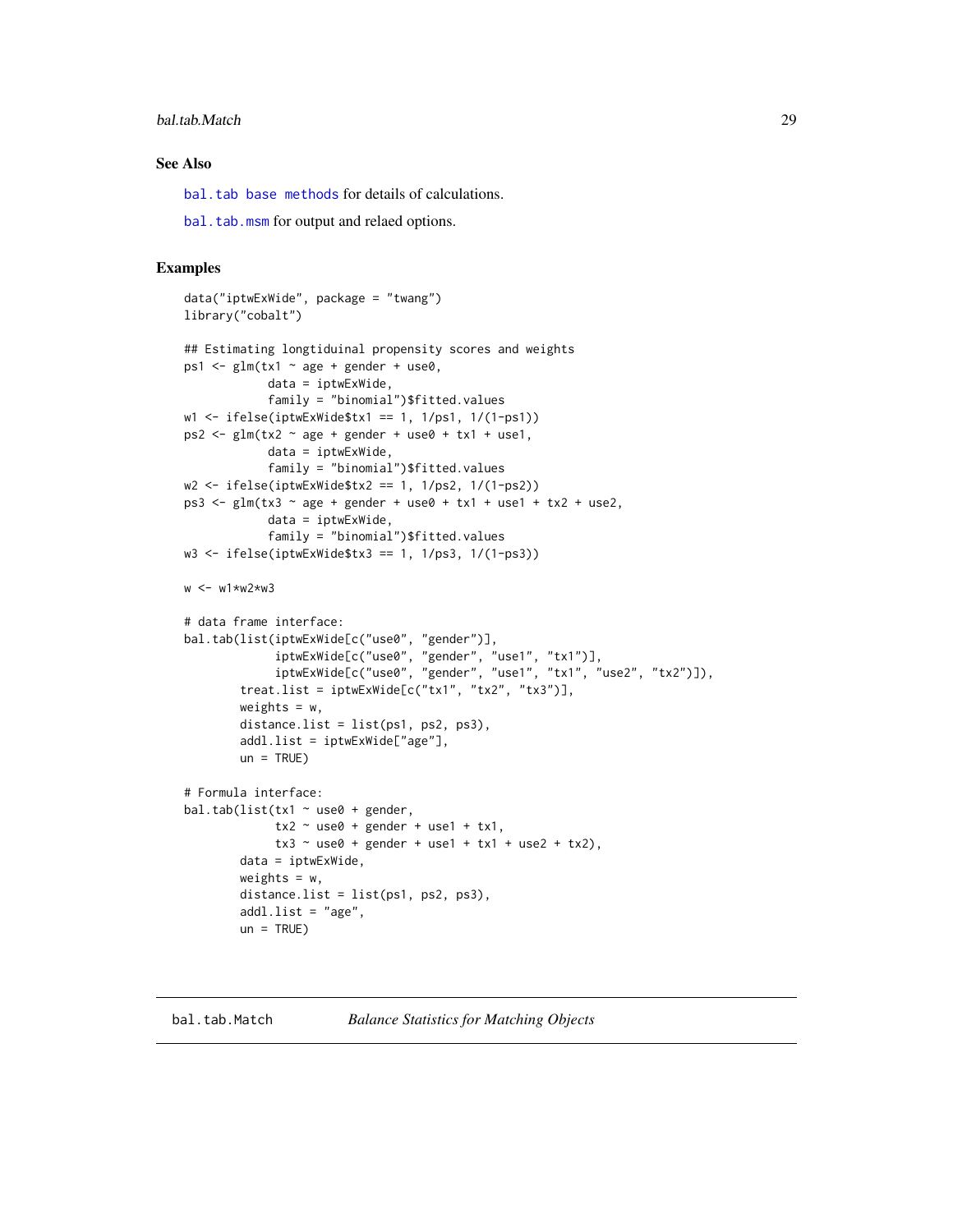## See Also

bal.tab base methods for details of calculations.

bal.tab.msm for output and relaed options.

## Examples

```
data("iptwExWide", package = "twang")
library("cobalt")

## Estimating longtiduinal propensity scores and weights
ps1 <- glm(tx1 ~ age + gender + use0,
            data = iptwExWide,
            family = "binomial")$fitted.values
w1 <- ifelse(iptwExWide$tx1 == 1, 1/ps1, 1/(1-ps1))
ps2 <- glm(tx2 ~ age + gender + use0 + tx1 + use1,
            data = iptwExWide,
            family = "binomial")$fitted.values
w2 <- ifelse(iptwExWide$tx2 == 1, 1/ps2, 1/(1-ps2))
ps3 <- glm(tx3 ~ age + gender + use0 + tx1 + use1 + tx2 + use2,
            data = iptwExWide,
            family = "binomial")$fitted.values
w3 <- ifelse(iptwExWide$tx3 == 1, 1/ps3, 1/(1-ps3))

w <- w1*w2*w3

# data frame interface:
bal.tab(list(iptwExWide[c("use0", "gender")],
             iptwExWide[c("use0", "gender", "use1", "tx1")],
             iptwExWide[c("use0", "gender", "use1", "tx1", "use2", "tx2")]),
        treat.list = iptwExWide[c("tx1", "tx2", "tx3")],
        weights = w,
        distance.list = list(ps1, ps2, ps3),
        addl.list = iptwExWide["age"],
        un = TRUE)

# Formula interface:
bal.tab(list(tx1 ~ use0 + gender,
             tx2 ~ use0 + gender + use1 + tx1,
             tx3 ~ use0 + gender + use1 + tx1 + use2 + tx2),
        data = iptwExWide,
        weights = w,
        distance.list = list(ps1, ps2, ps3),
        addl.list = "age",
        un = TRUE)
```

---

# bal.tab.Match *Balance Statistics for Matching Objects*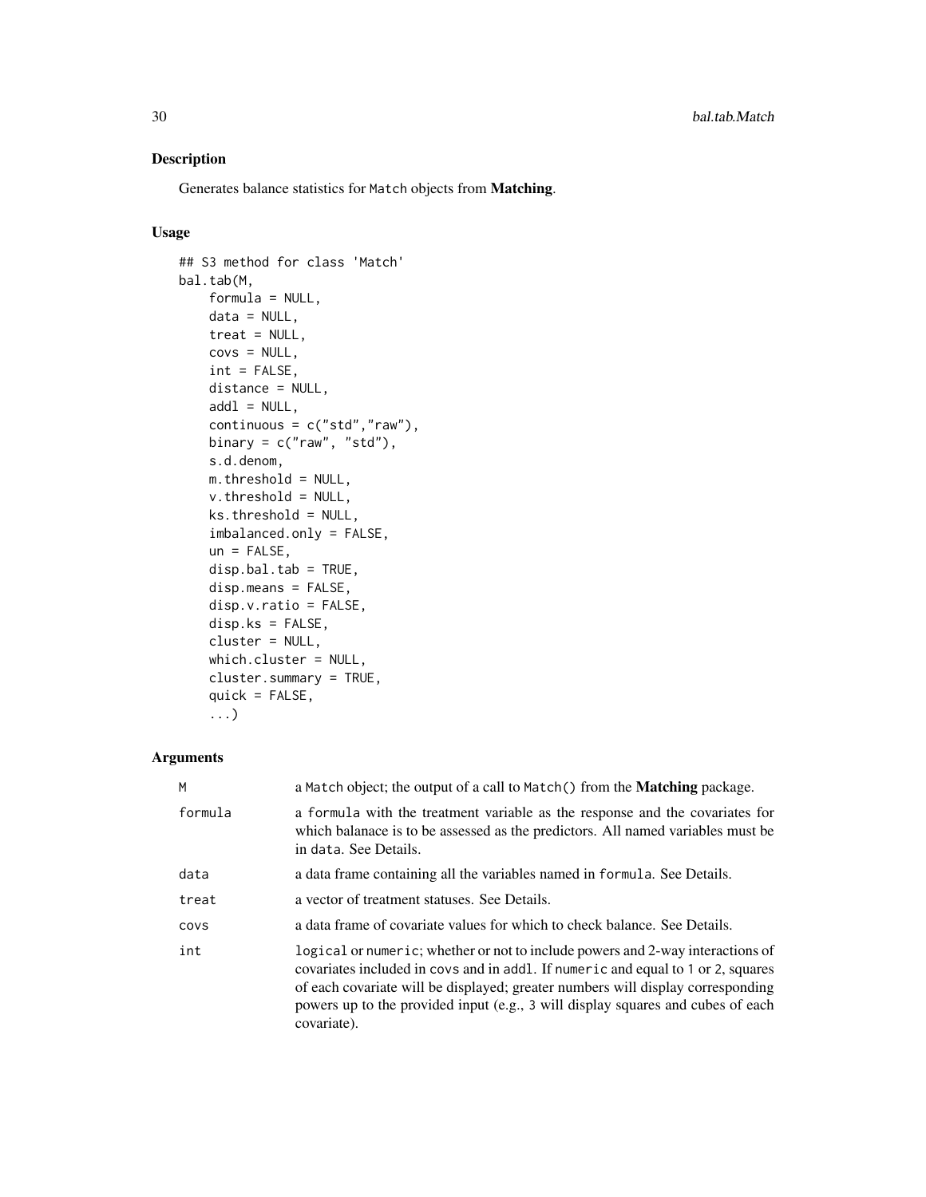## Description

Generates balance statistics for `Match` objects from **Matching**.

## Usage

```
## S3 method for class 'Match'
bal.tab(M,
    formula = NULL,
    data = NULL,
    treat = NULL,
    covs = NULL,
    int = FALSE,
    distance = NULL,
    addl = NULL,
    continuous = c("std","raw"),
    binary = c("raw", "std"),
    s.d.denom,
    m.threshold = NULL,
    v.threshold = NULL,
    ks.threshold = NULL,
    imbalanced.only = FALSE,
    un = FALSE,
    disp.bal.tab = TRUE,
    disp.means = FALSE,
    disp.v.ratio = FALSE,
    disp.ks = FALSE,
    cluster = NULL,
    which.cluster = NULL,
    cluster.summary = TRUE,
    quick = FALSE,
    ...)
```

## Arguments

| | |
|---|---|
| `M` | a `Match` object; the output of a call to `Match()` from the **Matching** package. |
| `formula` | a `formula` with the treatment variable as the response and the covariates for which balanace is to be assessed as the predictors. All named variables must be in `data`. See Details. |
| `data` | a data frame containing all the variables named in `formula`. See Details. |
| `treat` | a vector of treatment statuses. See Details. |
| `covs` | a data frame of covariate values for which to check balance. See Details. |
| `int` | `logical` or `numeric`; whether or not to include powers and 2-way interactions of covariates included in `covs` and in `addl`. If `numeric` and equal to `1` or `2`, squares of each covariate will be displayed; greater numbers will display corresponding powers up to the provided input (e.g., `3` will display squares and cubes of each covariate). |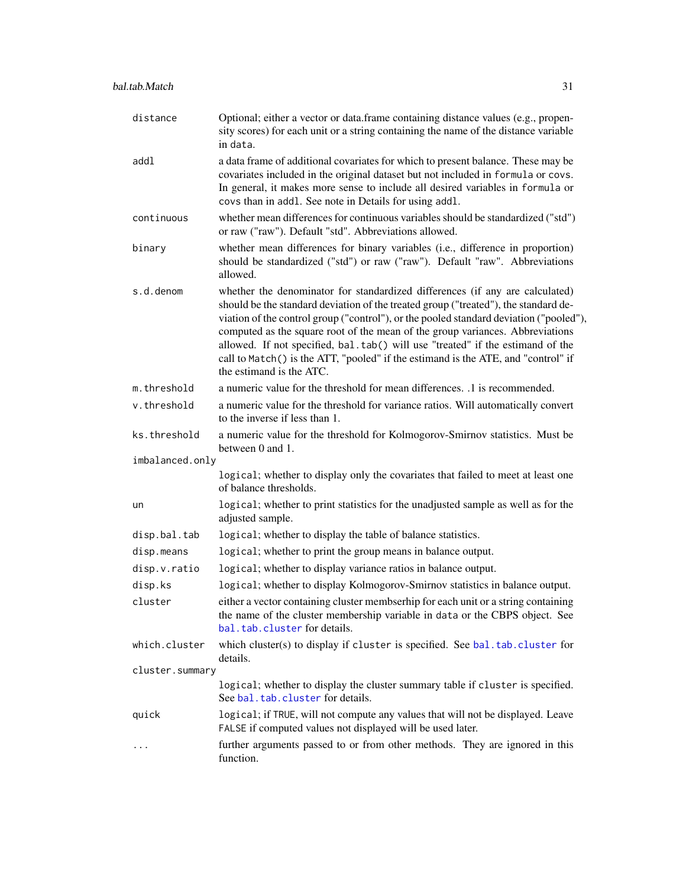| | |
|---|---|
| `distance` | Optional; either a vector or data.frame containing distance values (e.g., propensity scores) for each unit or a string containing the name of the distance variable in `data`. |
| `addl` | a data frame of additional covariates for which to present balance. These may be covariates included in the original dataset but not included in `formula` or `covs`. In general, it makes more sense to include all desired variables in `formula` or `covs` than in `addl`. See note in Details for using `addl`. |
| `continuous` | whether mean differences for continuous variables should be standardized ("std") or raw ("raw"). Default "std". Abbreviations allowed. |
| `binary` | whether mean differences for binary variables (i.e., difference in proportion) should be standardized ("std") or raw ("raw"). Default "raw". Abbreviations allowed. |
| `s.d.denom` | whether the denominator for standardized differences (if any are calculated) should be the standard deviation of the treated group ("treated"), the standard deviation of the control group ("control"), or the pooled standard deviation ("pooled"), computed as the square root of the mean of the group variances. Abbreviations allowed. If not specified, `bal.tab()` will use "treated" if the estimand of the call to `Match()` is the ATT, "pooled" if the estimand is the ATE, and "control" if the estimand is the ATC. |
| `m.threshold` | a numeric value for the threshold for mean differences. .1 is recommended. |
| `v.threshold` | a numeric value for the threshold for variance ratios. Will automatically convert to the inverse if less than 1. |
| `ks.threshold` | a numeric value for the threshold for Kolmogorov-Smirnov statistics. Must be between 0 and 1. |
| `imbalanced.only` | `logical`; whether to display only the covariates that failed to meet at least one of balance thresholds. |
| `un` | `logical`; whether to print statistics for the unadjusted sample as well as for the adjusted sample. |
| `disp.bal.tab` | `logical`; whether to display the table of balance statistics. |
| `disp.means` | `logical`; whether to print the group means in balance output. |
| `disp.v.ratio` | `logical`; whether to display variance ratios in balance output. |
| `disp.ks` | `logical`; whether to display Kolmogorov-Smirnov statistics in balance output. |
| `cluster` | either a vector containing cluster membserhip for each unit or a string containing the name of the cluster membership variable in `data` or the CBPS object. See `bal.tab.cluster` for details. |
| `which.cluster` | which cluster(s) to display if `cluster` is specified. See `bal.tab.cluster` for details. |
| `cluster.summary` | `logical`; whether to display the cluster summary table if `cluster` is specified. See `bal.tab.cluster` for details. |
| `quick` | `logical`; if `TRUE`, will not compute any values that will not be displayed. Leave `FALSE` if computed values not displayed will be used later. |
| `...` | further arguments passed to or from other methods. They are ignored in this function. |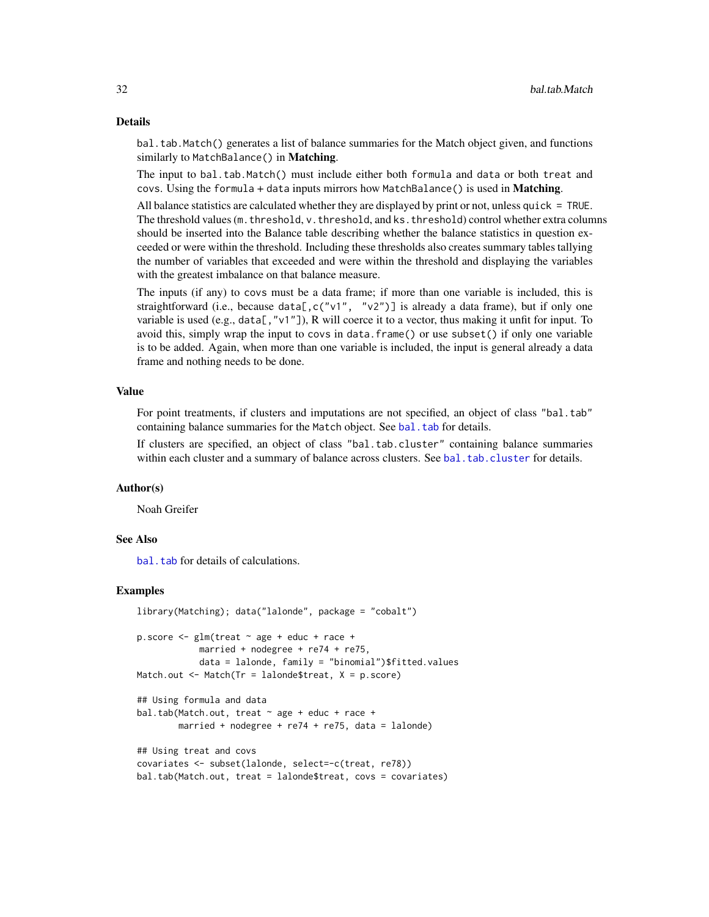## Details

`bal.tab.Match()` generates a list of balance summaries for the Match object given, and functions similarly to `MatchBalance()` in **Matching**.

The input to `bal.tab.Match()` must include either both `formula` and `data` or both `treat` and `covs`. Using the `formula` + `data` inputs mirrors how `MatchBalance()` is used in **Matching**.

All balance statistics are calculated whether they are displayed by print or not, unless `quick = TRUE`. The threshold values (`m.threshold`, `v.threshold`, and `ks.threshold`) control whether extra columns should be inserted into the Balance table describing whether the balance statistics in question exceeded or were within the threshold. Including these thresholds also creates summary tables tallying the number of variables that exceeded and were within the threshold and displaying the variables with the greatest imbalance on that balance measure.

The inputs (if any) to `covs` must be a data frame; if more than one variable is included, this is straightforward (i.e., because `data[,c("v1", "v2")]` is already a data frame), but if only one variable is used (e.g., `data[,"v1"]`), R will coerce it to a vector, thus making it unfit for input. To avoid this, simply wrap the input to `covs` in `data.frame()` or use `subset()` if only one variable is to be added. Again, when more than one variable is included, the input is general already a data frame and nothing needs to be done.

## Value

For point treatments, if clusters and imputations are not specified, an object of class `"bal.tab"` containing balance summaries for the `Match` object. See `bal.tab` for details.

If clusters are specified, an object of class `"bal.tab.cluster"` containing balance summaries within each cluster and a summary of balance across clusters. See `bal.tab.cluster` for details.

## Author(s)

Noah Greifer

## See Also

`bal.tab` for details of calculations.

## Examples

```
library(Matching); data("lalonde", package = "cobalt")

p.score <- glm(treat ~ age + educ + race +
            married + nodegree + re74 + re75,
            data = lalonde, family = "binomial")$fitted.values
Match.out <- Match(Tr = lalonde$treat, X = p.score)

## Using formula and data
bal.tab(Match.out, treat ~ age + educ + race +
        married + nodegree + re74 + re75, data = lalonde)

## Using treat and covs
covariates <- subset(lalonde, select=-c(treat, re78))
bal.tab(Match.out, treat = lalonde$treat, covs = covariates)
```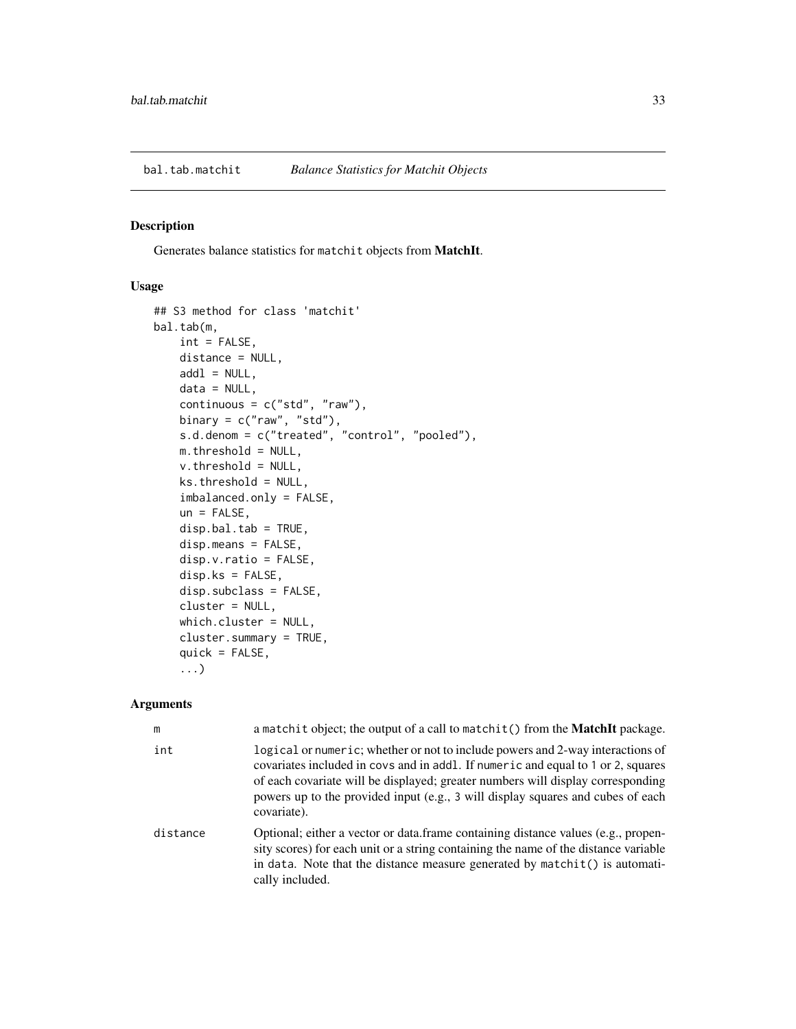## bal.tab.matchit — *Balance Statistics for Matchit Objects*

### Description

Generates balance statistics for matchit objects from **MatchIt**.

### Usage

```
## S3 method for class 'matchit'
bal.tab(m,
    int = FALSE,
    distance = NULL,
    addl = NULL,
    data = NULL,
    continuous = c("std", "raw"),
    binary = c("raw", "std"),
    s.d.denom = c("treated", "control", "pooled"),
    m.threshold = NULL,
    v.threshold = NULL,
    ks.threshold = NULL,
    imbalanced.only = FALSE,
    un = FALSE,
    disp.bal.tab = TRUE,
    disp.means = FALSE,
    disp.v.ratio = FALSE,
    disp.ks = FALSE,
    disp.subclass = FALSE,
    cluster = NULL,
    which.cluster = NULL,
    cluster.summary = TRUE,
    quick = FALSE,
    ...)
```

### Arguments

`m` — a matchit object; the output of a call to matchit() from the **MatchIt** package.

`int` — logical or numeric; whether or not to include powers and 2-way interactions of covariates included in covs and in addl. If numeric and equal to 1 or 2, squares of each covariate will be displayed; greater numbers will display corresponding powers up to the provided input (e.g., 3 will display squares and cubes of each covariate).

`distance` — Optional; either a vector or data.frame containing distance values (e.g., propensity scores) for each unit or a string containing the name of the distance variable in data. Note that the distance measure generated by matchit() is automatically included.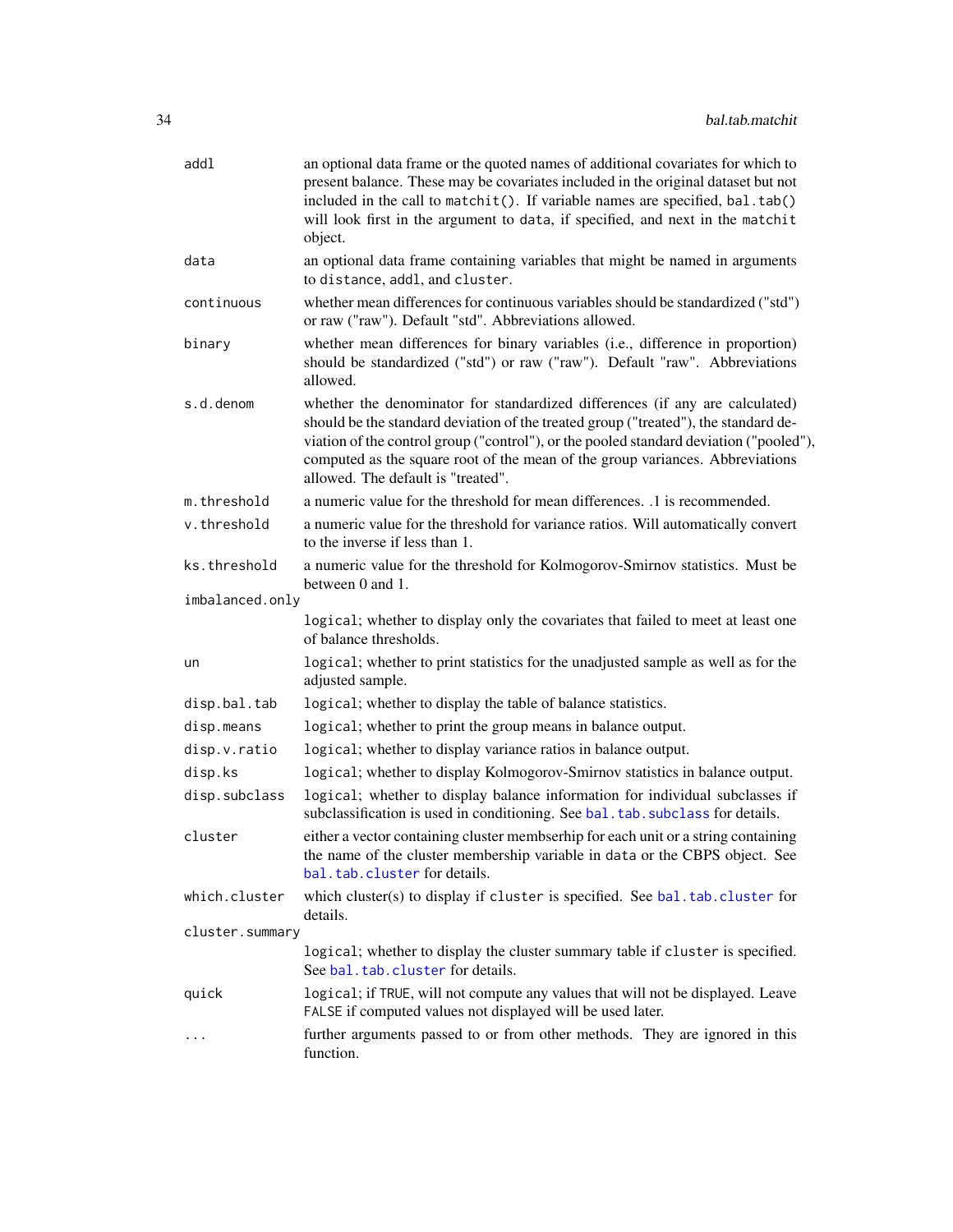| | |
|---|---|
| `addl` | an optional data frame or the quoted names of additional covariates for which to present balance. These may be covariates included in the original dataset but not included in the call to `matchit()`. If variable names are specified, `bal.tab()` will look first in the argument to `data`, if specified, and next in the `matchit` object. |
| `data` | an optional data frame containing variables that might be named in arguments to `distance`, `addl`, and `cluster`. |
| `continuous` | whether mean differences for continuous variables should be standardized ("std") or raw ("raw"). Default "std". Abbreviations allowed. |
| `binary` | whether mean differences for binary variables (i.e., difference in proportion) should be standardized ("std") or raw ("raw"). Default "raw". Abbreviations allowed. |
| `s.d.denom` | whether the denominator for standardized differences (if any are calculated) should be the standard deviation of the treated group ("treated"), the standard deviation of the control group ("control"), or the pooled standard deviation ("pooled"), computed as the square root of the mean of the group variances. Abbreviations allowed. The default is "treated". |
| `m.threshold` | a numeric value for the threshold for mean differences. .1 is recommended. |
| `v.threshold` | a numeric value for the threshold for variance ratios. Will automatically convert to the inverse if less than 1. |
| `ks.threshold` | a numeric value for the threshold for Kolmogorov-Smirnov statistics. Must be between 0 and 1. |
| `imbalanced.only` | `logical`; whether to display only the covariates that failed to meet at least one of balance thresholds. |
| `un` | `logical`; whether to print statistics for the unadjusted sample as well as for the adjusted sample. |
| `disp.bal.tab` | `logical`; whether to display the table of balance statistics. |
| `disp.means` | `logical`; whether to print the group means in balance output. |
| `disp.v.ratio` | `logical`; whether to display variance ratios in balance output. |
| `disp.ks` | `logical`; whether to display Kolmogorov-Smirnov statistics in balance output. |
| `disp.subclass` | `logical`; whether to display balance information for individual subclasses if subclassification is used in conditioning. See `bal.tab.subclass` for details. |
| `cluster` | either a vector containing cluster membserhip for each unit or a string containing the name of the cluster membership variable in `data` or the CBPS object. See `bal.tab.cluster` for details. |
| `which.cluster` | which cluster(s) to display if `cluster` is specified. See `bal.tab.cluster` for details. |
| `cluster.summary` | `logical`; whether to display the cluster summary table if `cluster` is specified. See `bal.tab.cluster` for details. |
| `quick` | `logical`; if `TRUE`, will not compute any values that will not be displayed. Leave `FALSE` if computed values not displayed will be used later. |
| `...` | further arguments passed to or from other methods. They are ignored in this function. |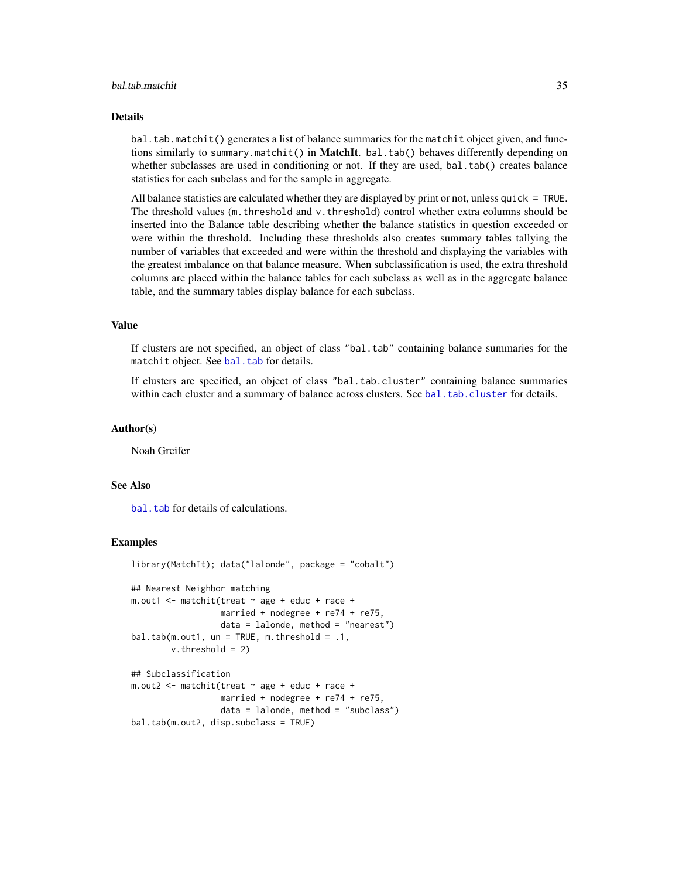## Details

`bal.tab.matchit()` generates a list of balance summaries for the `matchit` object given, and functions similarly to `summary.matchit()` in **MatchIt**. `bal.tab()` behaves differently depending on whether subclasses are used in conditioning or not. If they are used, `bal.tab()` creates balance statistics for each subclass and for the sample in aggregate.

All balance statistics are calculated whether they are displayed by print or not, unless `quick = TRUE`. The threshold values (`m.threshold` and `v.threshold`) control whether extra columns should be inserted into the Balance table describing whether the balance statistics in question exceeded or were within the threshold. Including these thresholds also creates summary tables tallying the number of variables that exceeded and were within the threshold and displaying the variables with the greatest imbalance on that balance measure. When subclassification is used, the extra threshold columns are placed within the balance tables for each subclass as well as in the aggregate balance table, and the summary tables display balance for each subclass.

## Value

If clusters are not specified, an object of class `"bal.tab"` containing balance summaries for the `matchit` object. See `bal.tab` for details.

If clusters are specified, an object of class `"bal.tab.cluster"` containing balance summaries within each cluster and a summary of balance across clusters. See `bal.tab.cluster` for details.

## Author(s)

Noah Greifer

## See Also

`bal.tab` for details of calculations.

## Examples

```
library(MatchIt); data("lalonde", package = "cobalt")

## Nearest Neighbor matching
m.out1 <- matchit(treat ~ age + educ + race +
                  married + nodegree + re74 + re75,
                  data = lalonde, method = "nearest")
bal.tab(m.out1, un = TRUE, m.threshold = .1,
        v.threshold = 2)

## Subclassification
m.out2 <- matchit(treat ~ age + educ + race +
                  married + nodegree + re74 + re75,
                  data = lalonde, method = "subclass")
bal.tab(m.out2, disp.subclass = TRUE)
```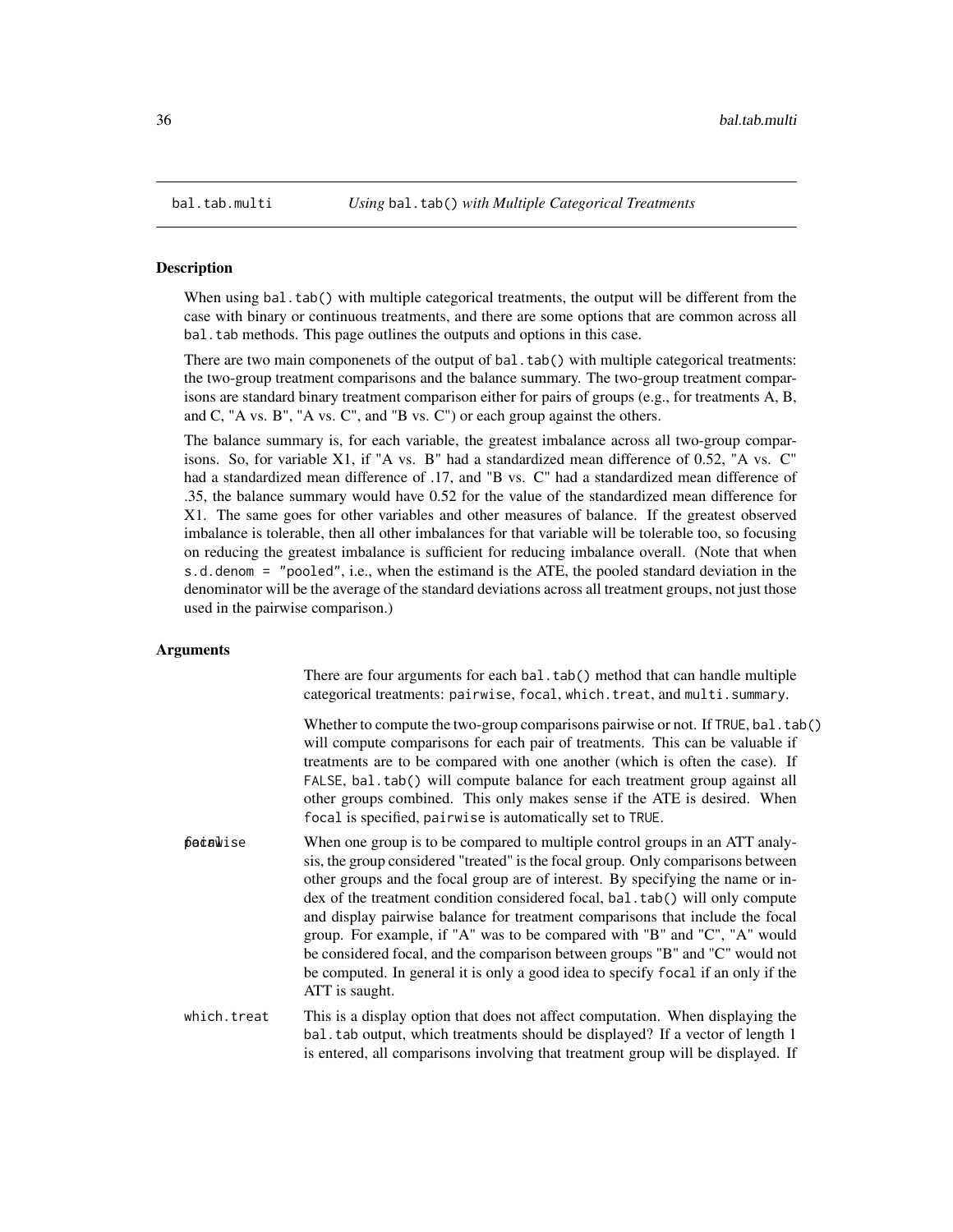## bal.tab.multi — *Using* `bal.tab()` *with Multiple Categorical Treatments*

### Description

When using `bal.tab()` with multiple categorical treatments, the output will be different from the case with binary or continuous treatments, and there are some options that are common across all `bal.tab` methods. This page outlines the outputs and options in this case.

There are two main componenets of the output of `bal.tab()` with multiple categorical treatments: the two-group treatment comparisons and the balance summary. The two-group treatment comparisons are standard binary treatment comparison either for pairs of groups (e.g., for treatments A, B, and C, "A vs. B", "A vs. C", and "B vs. C") or each group against the others.

The balance summary is, for each variable, the greatest imbalance across all two-group comparisons. So, for variable X1, if "A vs. B" had a standardized mean difference of 0.52, "A vs. C" had a standardized mean difference of .17, and "B vs. C" had a standardized mean difference of .35, the balance summary would have 0.52 for the value of the standardized mean difference for X1. The same goes for other variables and other measures of balance. If the greatest observed imbalance is tolerable, then all other imbalances for that variable will be tolerable too, so focusing on reducing the greatest imbalance is sufficient for reducing imbalance overall. (Note that when `s.d.denom = "pooled"`, i.e., when the estimand is the ATE, the pooled standard deviation in the denominator will be the average of the standard deviations across all treatment groups, not just those used in the pairwise comparison.)

### Arguments

There are four arguments for each `bal.tab()` method that can handle multiple categorical treatments: `pairwise`, `focal`, `which.treat`, and `multi.summary`.

`pairwise`
: Whether to compute the two-group comparisons pairwise or not. If `TRUE`, `bal.tab()` will compute comparisons for each pair of treatments. This can be valuable if treatments are to be compared with one another (which is often the case). If `FALSE`, `bal.tab()` will compute balance for each treatment group against all other groups combined. This only makes sense if the ATE is desired. When `focal` is specified, `pairwise` is automatically set to `TRUE`.

`focal`
: When one group is to be compared to multiple control groups in an ATT analysis, the group considered "treated" is the focal group. Only comparisons between other groups and the focal group are of interest. By specifying the name or index of the treatment condition considered focal, `bal.tab()` will only compute and display pairwise balance for treatment comparisons that include the focal group. For example, if "A" was to be compared with "B" and "C", "A" would be considered focal, and the comparison between groups "B" and "C" would not be computed. In general it is only a good idea to specify `focal` if an only if the ATT is saught.

`which.treat`
: This is a display option that does not affect computation. When displaying the `bal.tab` output, which treatments should be displayed? If a vector of length 1 is entered, all comparisons involving that treatment group will be displayed. If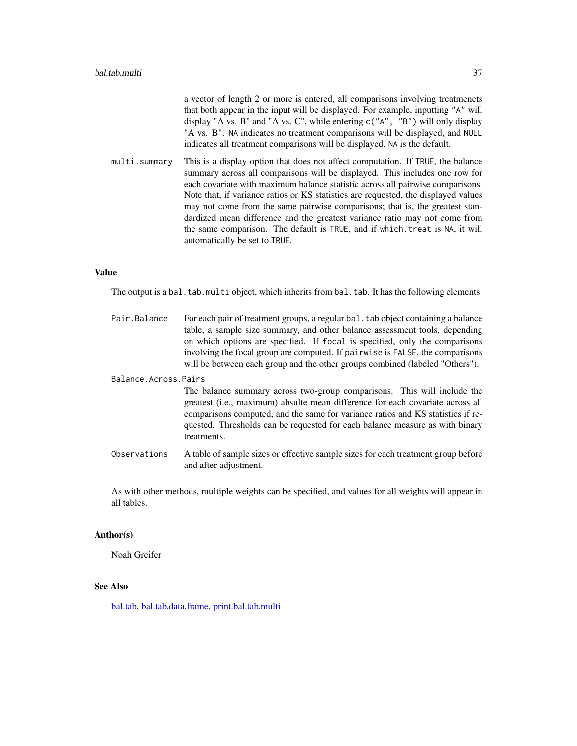a vector of length 2 or more is entered, all comparisons involving treatmenets that both appear in the input will be displayed. For example, inputting `"A"` will display "A vs. B" and "A vs. C", while entering `c("A", "B")` will only display "A vs. B". `NA` indicates no treatment comparisons will be displayed, and `NULL` indicates all treatment comparisons will be displayed. `NA` is the default.

`multi.summary`
: This is a display option that does not affect computation. If `TRUE`, the balance summary across all comparisons will be displayed. This includes one row for each covariate with maximum balance statistic across all pairwise comparisons. Note that, if variance ratios or KS statistics are requested, the displayed values may not come from the same pairwise comparisons; that is, the greatest standardized mean difference and the greatest variance ratio may not come from the same comparison. The default is `TRUE`, and if `which.treat` is `NA`, it will automatically be set to `TRUE`.

## Value

The output is a `bal.tab.multi` object, which inherits from `bal.tab`. It has the following elements:

`Pair.Balance`
: For each pair of treatment groups, a regular `bal.tab` object containing a balance table, a sample size summary, and other balance assessment tools, depending on which options are specified. If `focal` is specified, only the comparisons involving the focal group are computed. If `pairwise` is `FALSE`, the comparisons will be between each group and the other groups combined (labeled "Others").

`Balance.Across.Pairs`
: The balance summary across two-group comparisons. This will include the greatest (i.e., maximum) absulte mean difference for each covariate across all comparisons computed, and the same for variance ratios and KS statistics if requested. Thresholds can be requested for each balance measure as with binary treatments.

`Observations`
: A table of sample sizes or effective sample sizes for each treatment group before and after adjustment.

As with other methods, multiple weights can be specified, and values for all weights will appear in all tables.

## Author(s)

Noah Greifer

## See Also

bal.tab, bal.tab.data.frame, print.bal.tab.multi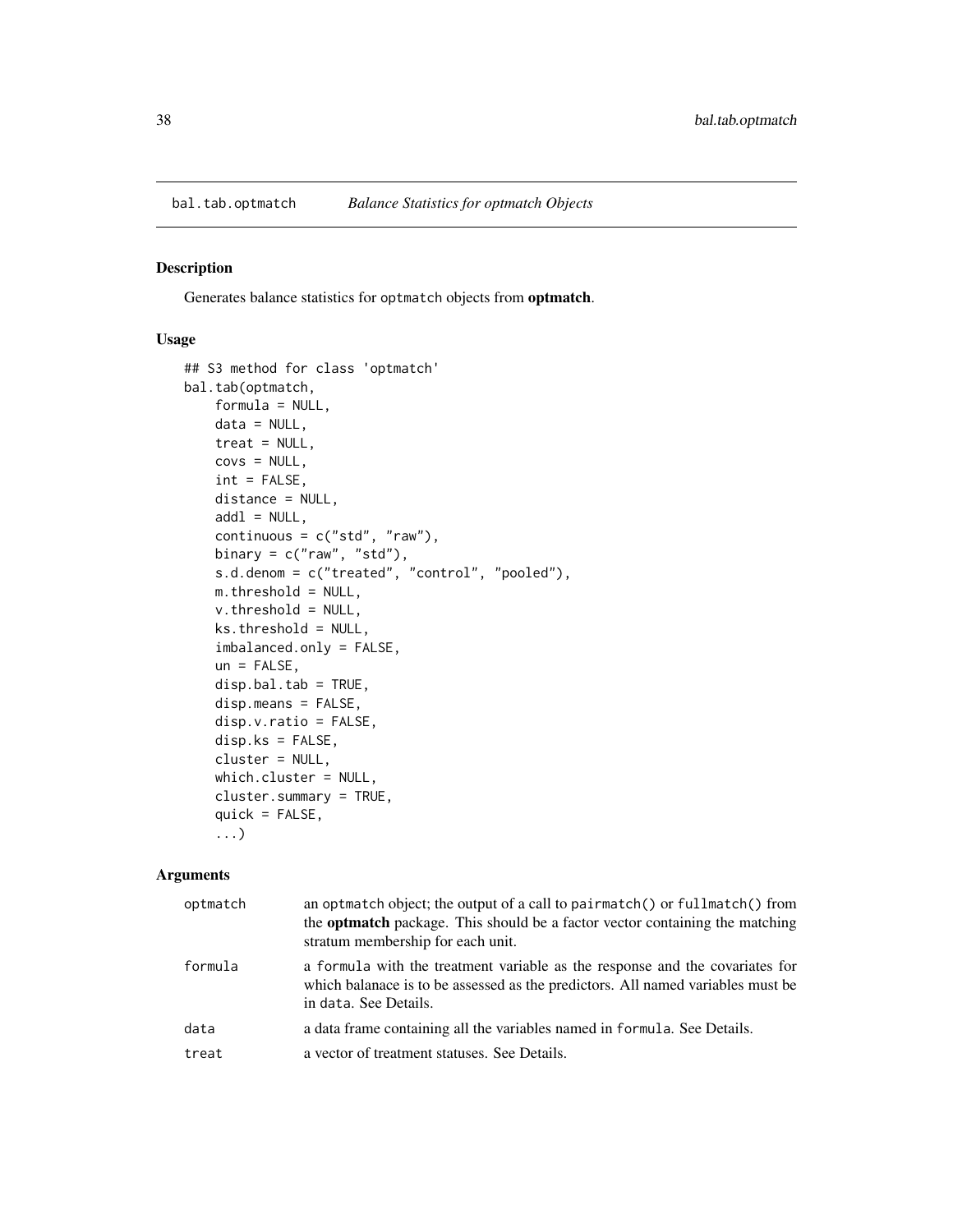## bal.tab.optmatch *Balance Statistics for optmatch Objects*

### Description

Generates balance statistics for optmatch objects from **optmatch**.

### Usage

```
## S3 method for class 'optmatch'
bal.tab(optmatch,
    formula = NULL,
    data = NULL,
    treat = NULL,
    covs = NULL,
    int = FALSE,
    distance = NULL,
    addl = NULL,
    continuous = c("std", "raw"),
    binary = c("raw", "std"),
    s.d.denom = c("treated", "control", "pooled"),
    m.threshold = NULL,
    v.threshold = NULL,
    ks.threshold = NULL,
    imbalanced.only = FALSE,
    un = FALSE,
    disp.bal.tab = TRUE,
    disp.means = FALSE,
    disp.v.ratio = FALSE,
    disp.ks = FALSE,
    cluster = NULL,
    which.cluster = NULL,
    cluster.summary = TRUE,
    quick = FALSE,
    ...)
```

### Arguments

| | |
|---|---|
| optmatch | an optmatch object; the output of a call to pairmatch() or fullmatch() from the **optmatch** package. This should be a factor vector containing the matching stratum membership for each unit. |
| formula | a formula with the treatment variable as the response and the covariates for which balanace is to be assessed as the predictors. All named variables must be in data. See Details. |
| data | a data frame containing all the variables named in formula. See Details. |
| treat | a vector of treatment statuses. See Details. |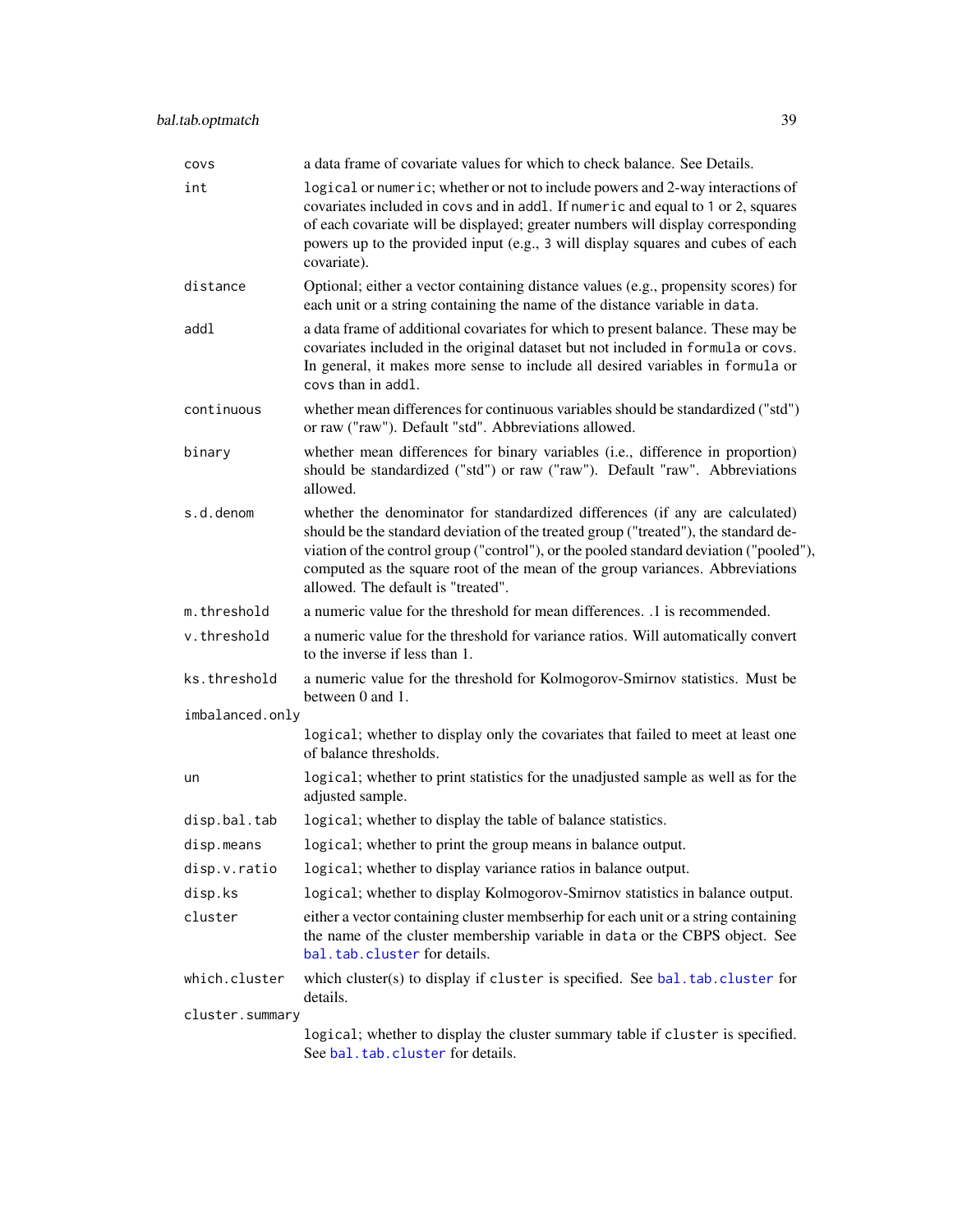| | |
|---|---|
| `covs` | a data frame of covariate values for which to check balance. See Details. |
| `int` | `logical` or `numeric`; whether or not to include powers and 2-way interactions of covariates included in `covs` and in `addl`. If `numeric` and equal to `1` or `2`, squares of each covariate will be displayed; greater numbers will display corresponding powers up to the provided input (e.g., `3` will display squares and cubes of each covariate). |
| `distance` | Optional; either a vector containing distance values (e.g., propensity scores) for each unit or a string containing the name of the distance variable in `data`. |
| `addl` | a data frame of additional covariates for which to present balance. These may be covariates included in the original dataset but not included in `formula` or `covs`. In general, it makes more sense to include all desired variables in `formula` or `covs` than in `addl`. |
| `continuous` | whether mean differences for continuous variables should be standardized ("std") or raw ("raw"). Default "std". Abbreviations allowed. |
| `binary` | whether mean differences for binary variables (i.e., difference in proportion) should be standardized ("std") or raw ("raw"). Default "raw". Abbreviations allowed. |
| `s.d.denom` | whether the denominator for standardized differences (if any are calculated) should be the standard deviation of the treated group ("treated"), the standard deviation of the control group ("control"), or the pooled standard deviation ("pooled"), computed as the square root of the mean of the group variances. Abbreviations allowed. The default is "treated". |
| `m.threshold` | a numeric value for the threshold for mean differences. .1 is recommended. |
| `v.threshold` | a numeric value for the threshold for variance ratios. Will automatically convert to the inverse if less than 1. |
| `ks.threshold` | a numeric value for the threshold for Kolmogorov-Smirnov statistics. Must be between 0 and 1. |
| `imbalanced.only` | `logical`; whether to display only the covariates that failed to meet at least one of balance thresholds. |
| `un` | `logical`; whether to print statistics for the unadjusted sample as well as for the adjusted sample. |
| `disp.bal.tab` | `logical`; whether to display the table of balance statistics. |
| `disp.means` | `logical`; whether to print the group means in balance output. |
| `disp.v.ratio` | `logical`; whether to display variance ratios in balance output. |
| `disp.ks` | `logical`; whether to display Kolmogorov-Smirnov statistics in balance output. |
| `cluster` | either a vector containing cluster membserhip for each unit or a string containing the name of the cluster membership variable in `data` or the CBPS object. See `bal.tab.cluster` for details. |
| `which.cluster` | which cluster(s) to display if `cluster` is specified. See `bal.tab.cluster` for details. |
| `cluster.summary` | `logical`; whether to display the cluster summary table if `cluster` is specified. See `bal.tab.cluster` for details. |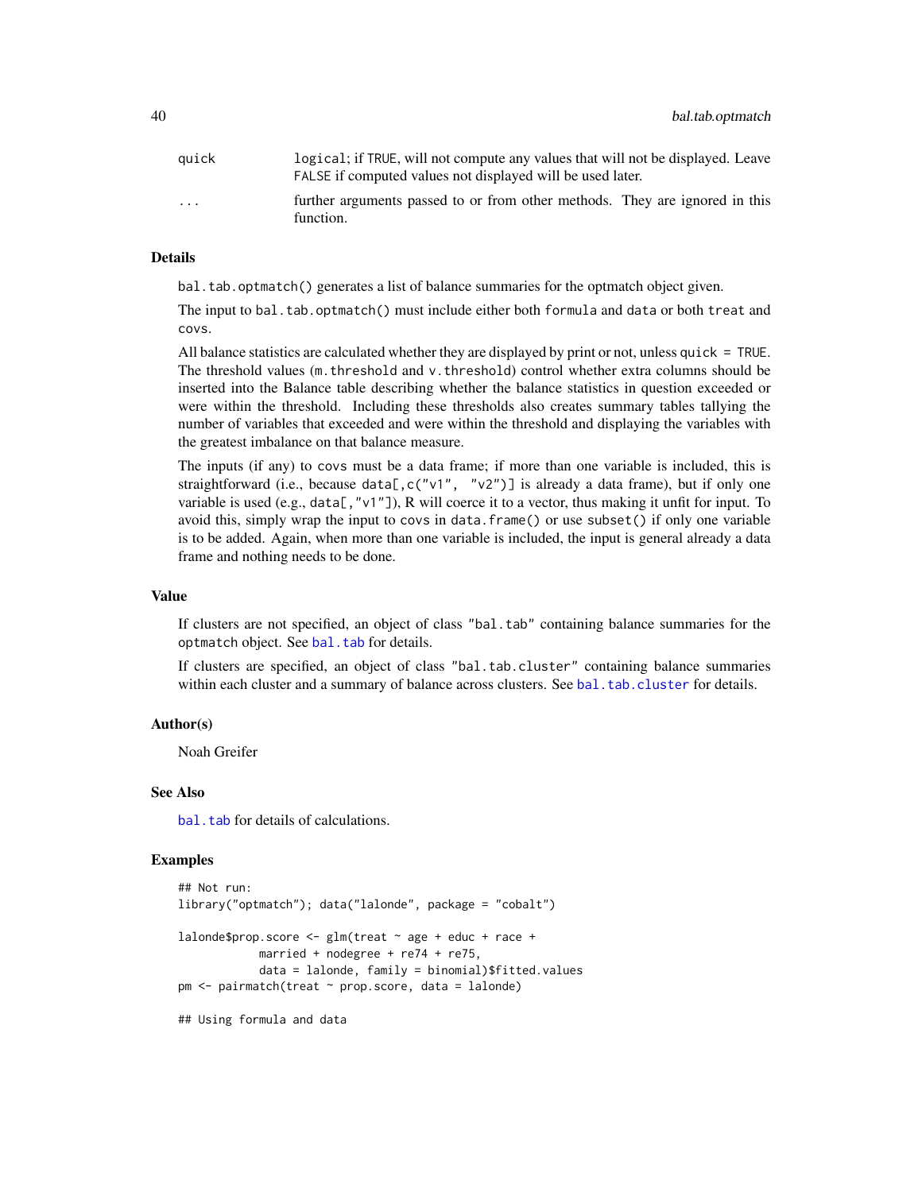| | |
|---|---|
| `quick` | `logical`; if `TRUE`, will not compute any values that will not be displayed. Leave `FALSE` if computed values not displayed will be used later. |
| `...` | further arguments passed to or from other methods. They are ignored in this function. |

### Details

`bal.tab.optmatch()` generates a list of balance summaries for the optmatch object given.

The input to `bal.tab.optmatch()` must include either both `formula` and `data` or both `treat` and `covs`.

All balance statistics are calculated whether they are displayed by print or not, unless `quick = TRUE`. The threshold values (`m.threshold` and `v.threshold`) control whether extra columns should be inserted into the Balance table describing whether the balance statistics in question exceeded or were within the threshold. Including these thresholds also creates summary tables tallying the number of variables that exceeded and were within the threshold and displaying the variables with the greatest imbalance on that balance measure.

The inputs (if any) to `covs` must be a data frame; if more than one variable is included, this is straightforward (i.e., because `data[,c("v1", "v2")]` is already a data frame), but if only one variable is used (e.g., `data[,"v1"]`), R will coerce it to a vector, thus making it unfit for input. To avoid this, simply wrap the input to `covs` in `data.frame()` or use `subset()` if only one variable is to be added. Again, when more than one variable is included, the input is general already a data frame and nothing needs to be done.

### Value

If clusters are not specified, an object of class `"bal.tab"` containing balance summaries for the `optmatch` object. See `bal.tab` for details.

If clusters are specified, an object of class `"bal.tab.cluster"` containing balance summaries within each cluster and a summary of balance across clusters. See `bal.tab.cluster` for details.

### Author(s)

Noah Greifer

### See Also

`bal.tab` for details of calculations.

### Examples

```
## Not run:
library("optmatch"); data("lalonde", package = "cobalt")

lalonde$prop.score <- glm(treat ~ age + educ + race +
            married + nodegree + re74 + re75,
            data = lalonde, family = binomial)$fitted.values
pm <- pairmatch(treat ~ prop.score, data = lalonde)

## Using formula and data
```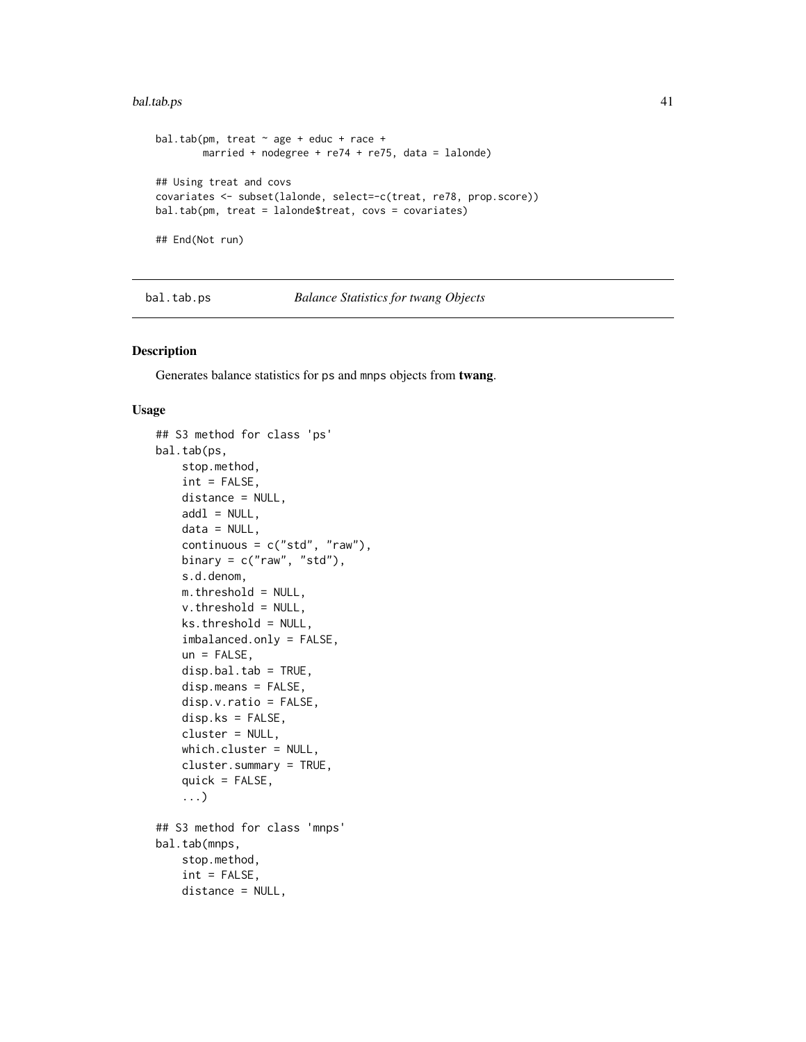```
bal.tab(pm, treat ~ age + educ + race +
        married + nodegree + re74 + re75, data = lalonde)

## Using treat and covs
covariates <- subset(lalonde, select=-c(treat, re78, prop.score))
bal.tab(pm, treat = lalonde$treat, covs = covariates)

## End(Not run)
```

---

bal.tab.ps *Balance Statistics for twang Objects*

---

### Description

Generates balance statistics for ps and mnps objects from **twang**.

### Usage

```
## S3 method for class 'ps'
bal.tab(ps,
    stop.method,
    int = FALSE,
    distance = NULL,
    addl = NULL,
    data = NULL,
    continuous = c("std", "raw"),
    binary = c("raw", "std"),
    s.d.denom,
    m.threshold = NULL,
    v.threshold = NULL,
    ks.threshold = NULL,
    imbalanced.only = FALSE,
    un = FALSE,
    disp.bal.tab = TRUE,
    disp.means = FALSE,
    disp.v.ratio = FALSE,
    disp.ks = FALSE,
    cluster = NULL,
    which.cluster = NULL,
    cluster.summary = TRUE,
    quick = FALSE,
    ...)

## S3 method for class 'mnps'
bal.tab(mnps,
    stop.method,
    int = FALSE,
    distance = NULL,
```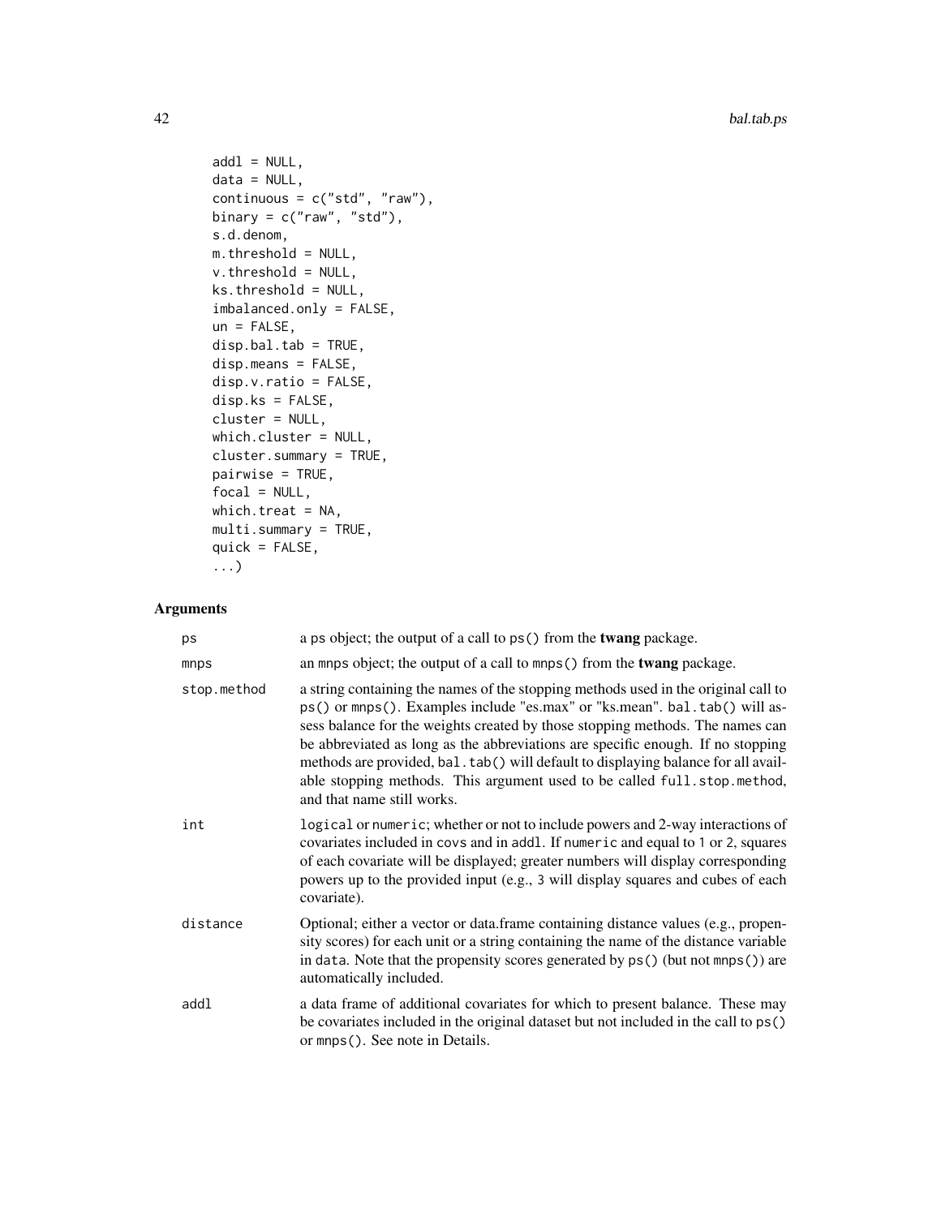```
    addl = NULL,
    data = NULL,
    continuous = c("std", "raw"),
    binary = c("raw", "std"),
    s.d.denom,
    m.threshold = NULL,
    v.threshold = NULL,
    ks.threshold = NULL,
    imbalanced.only = FALSE,
    un = FALSE,
    disp.bal.tab = TRUE,
    disp.means = FALSE,
    disp.v.ratio = FALSE,
    disp.ks = FALSE,
    cluster = NULL,
    which.cluster = NULL,
    cluster.summary = TRUE,
    pairwise = TRUE,
    focal = NULL,
    which.treat = NA,
    multi.summary = TRUE,
    quick = FALSE,
    ...)
```

## Arguments

| | |
|---|---|
| ps | a ps object; the output of a call to `ps()` from the **twang** package. |
| mnps | an mnps object; the output of a call to `mnps()` from the **twang** package. |
| stop.method | a string containing the names of the stopping methods used in the original call to `ps()` or `mnps()`. Examples include "es.max" or "ks.mean". `bal.tab()` will assess balance for the weights created by those stopping methods. The names can be abbreviated as long as the abbreviations are specific enough. If no stopping methods are provided, `bal.tab()` will default to displaying balance for all available stopping methods. This argument used to be called `full.stop.method`, and that name still works. |
| int | `logical` or `numeric`; whether or not to include powers and 2-way interactions of covariates included in `covs` and in `addl`. If `numeric` and equal to 1 or 2, squares of each covariate will be displayed; greater numbers will display corresponding powers up to the provided input (e.g., 3 will display squares and cubes of each covariate). |
| distance | Optional; either a vector or data.frame containing distance values (e.g., propensity scores) for each unit or a string containing the name of the distance variable in `data`. Note that the propensity scores generated by `ps()` (but not `mnps()`) are automatically included. |
| addl | a data frame of additional covariates for which to present balance. These may be covariates included in the original dataset but not included in the call to `ps()` or `mnps()`. See note in Details. |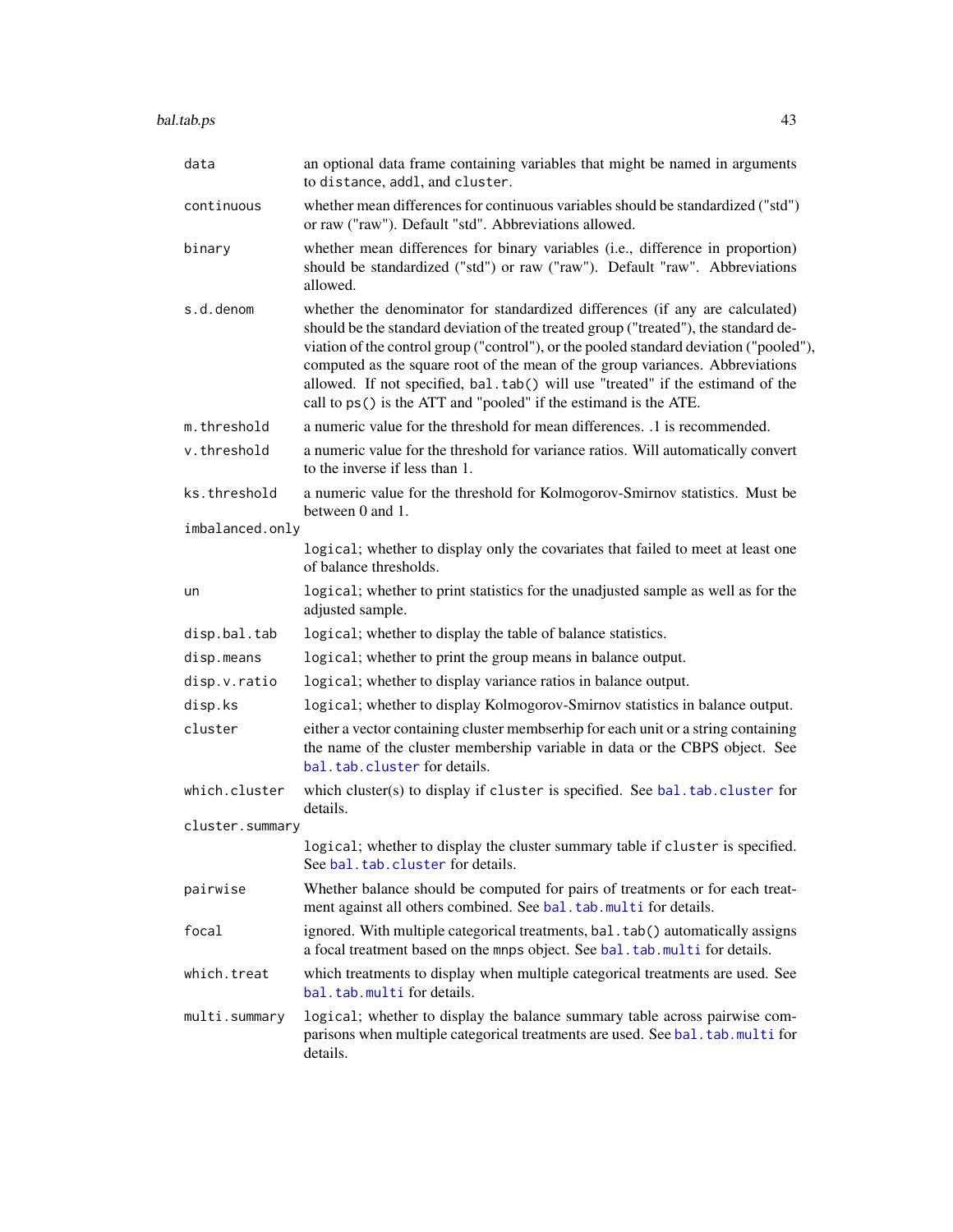| | |
|---|---|
| `data` | an optional data frame containing variables that might be named in arguments to `distance`, `addl`, and `cluster`. |
| `continuous` | whether mean differences for continuous variables should be standardized ("std") or raw ("raw"). Default "std". Abbreviations allowed. |
| `binary` | whether mean differences for binary variables (i.e., difference in proportion) should be standardized ("std") or raw ("raw"). Default "raw". Abbreviations allowed. |
| `s.d.denom` | whether the denominator for standardized differences (if any are calculated) should be the standard deviation of the treated group ("treated"), the standard deviation of the control group ("control"), or the pooled standard deviation ("pooled"), computed as the square root of the mean of the group variances. Abbreviations allowed. If not specified, `bal.tab()` will use "treated" if the estimand of the call to `ps()` is the ATT and "pooled" if the estimand is the ATE. |
| `m.threshold` | a numeric value for the threshold for mean differences. .1 is recommended. |
| `v.threshold` | a numeric value for the threshold for variance ratios. Will automatically convert to the inverse if less than 1. |
| `ks.threshold` | a numeric value for the threshold for Kolmogorov-Smirnov statistics. Must be between 0 and 1. |
| `imbalanced.only` | `logical`; whether to display only the covariates that failed to meet at least one of balance thresholds. |
| `un` | `logical`; whether to print statistics for the unadjusted sample as well as for the adjusted sample. |
| `disp.bal.tab` | `logical`; whether to display the table of balance statistics. |
| `disp.means` | `logical`; whether to print the group means in balance output. |
| `disp.v.ratio` | `logical`; whether to display variance ratios in balance output. |
| `disp.ks` | `logical`; whether to display Kolmogorov-Smirnov statistics in balance output. |
| `cluster` | either a vector containing cluster membserhip for each unit or a string containing the name of the cluster membership variable in data or the CBPS object. See `bal.tab.cluster` for details. |
| `which.cluster` | which cluster(s) to display if `cluster` is specified. See `bal.tab.cluster` for details. |
| `cluster.summary` | `logical`; whether to display the cluster summary table if `cluster` is specified. See `bal.tab.cluster` for details. |
| `pairwise` | Whether balance should be computed for pairs of treatments or for each treatment against all others combined. See `bal.tab.multi` for details. |
| `focal` | ignored. With multiple categorical treatments, `bal.tab()` automatically assigns a focal treatment based on the `mnps` object. See `bal.tab.multi` for details. |
| `which.treat` | which treatments to display when multiple categorical treatments are used. See `bal.tab.multi` for details. |
| `multi.summary` | `logical`; whether to display the balance summary table across pairwise comparisons when multiple categorical treatments are used. See `bal.tab.multi` for details. |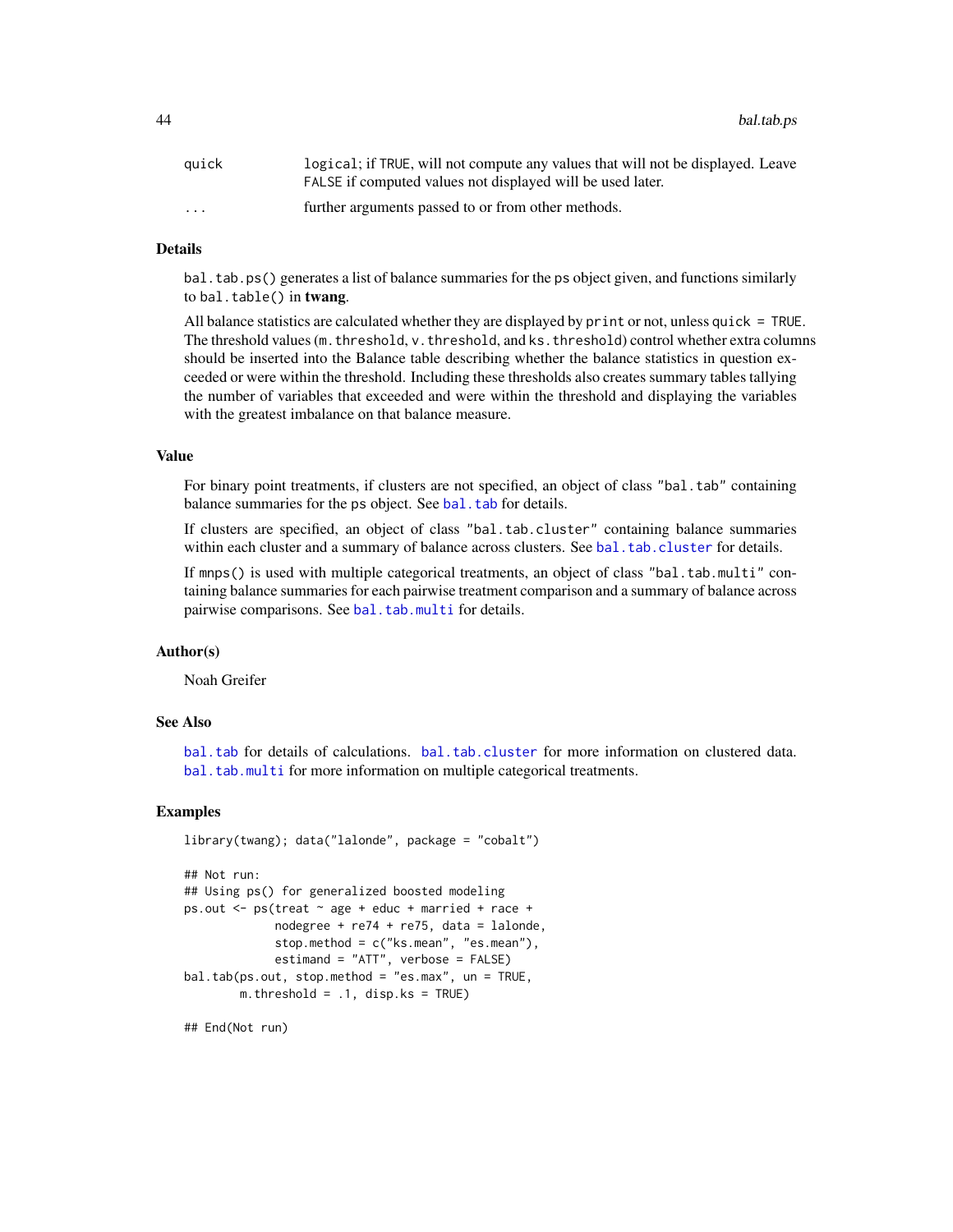| | |
|---|---|
| `quick` | `logical`; if `TRUE`, will not compute any values that will not be displayed. Leave `FALSE` if computed values not displayed will be used later. |
| `...` | further arguments passed to or from other methods. |

## Details

`bal.tab.ps()` generates a list of balance summaries for the `ps` object given, and functions similarly to `bal.table()` in **twang**.

All balance statistics are calculated whether they are displayed by `print` or not, unless `quick = TRUE`. The threshold values (`m.threshold`, `v.threshold`, and `ks.threshold`) control whether extra columns should be inserted into the Balance table describing whether the balance statistics in question exceeded or were within the threshold. Including these thresholds also creates summary tables tallying the number of variables that exceeded and were within the threshold and displaying the variables with the greatest imbalance on that balance measure.

## Value

For binary point treatments, if clusters are not specified, an object of class `"bal.tab"` containing balance summaries for the `ps` object. See `bal.tab` for details.

If clusters are specified, an object of class `"bal.tab.cluster"` containing balance summaries within each cluster and a summary of balance across clusters. See `bal.tab.cluster` for details.

If `mnps()` is used with multiple categorical treatments, an object of class `"bal.tab.multi"` containing balance summaries for each pairwise treatment comparison and a summary of balance across pairwise comparisons. See `bal.tab.multi` for details.

## Author(s)

Noah Greifer

## See Also

`bal.tab` for details of calculations. `bal.tab.cluster` for more information on clustered data. `bal.tab.multi` for more information on multiple categorical treatments.

## Examples

```
library(twang); data("lalonde", package = "cobalt")

## Not run:
## Using ps() for generalized boosted modeling
ps.out <- ps(treat ~ age + educ + married + race +
             nodegree + re74 + re75, data = lalonde,
             stop.method = c("ks.mean", "es.mean"),
             estimand = "ATT", verbose = FALSE)
bal.tab(ps.out, stop.method = "es.max", un = TRUE,
        m.threshold = .1, disp.ks = TRUE)

## End(Not run)
```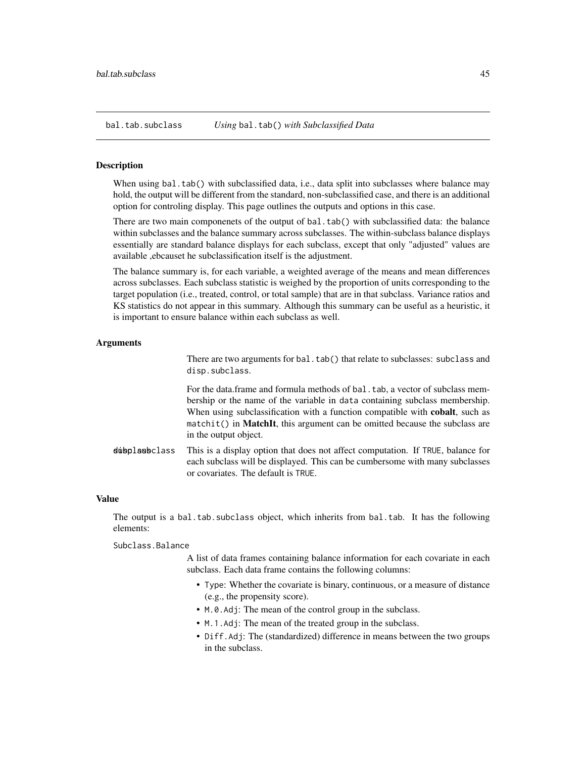## bal.tab.subclass — *Using* bal.tab() *with Subclassified Data*

### Description

When using bal.tab() with subclassified data, i.e., data split into subclasses where balance may hold, the output will be different from the standard, non-subclassified case, and there is an additional option for controling display. This page outlines the outputs and options in this case.

There are two main componenets of the output of bal.tab() with subclassified data: the balance within subclasses and the balance summary across subclasses. The within-subclass balance displays essentially are standard balance displays for each subclass, except that only "adjusted" values are available ,ebcauset he subclassification itself is the adjustment.

The balance summary is, for each variable, a weighted average of the means and mean differences across subclasses. Each subclass statistic is weighed by the proportion of units corresponding to the target population (i.e., treated, control, or total sample) that are in that subclass. Variance ratios and KS statistics do not appear in this summary. Although this summary can be useful as a heuristic, it is important to ensure balance within each subclass as well.

### Arguments

There are two arguments for bal.tab() that relate to subclasses: subclass and disp.subclass.

subclass
: For the data.frame and formula methods of bal.tab, a vector of subclass membership or the name of the variable in data containing subclass membership. When using subclassification with a function compatible with **cobalt**, such as matchit() in **MatchIt**, this argument can be omitted because the subclass are in the output object.

disp.subclass
: This is a display option that does not affect computation. If TRUE, balance for each subclass will be displayed. This can be cumbersome with many subclasses or covariates. The default is TRUE.

### Value

The output is a bal.tab.subclass object, which inherits from bal.tab. It has the following elements:

Subclass.Balance
: A list of data frames containing balance information for each covariate in each subclass. Each data frame contains the following columns:

- Type: Whether the covariate is binary, continuous, or a measure of distance (e.g., the propensity score).
- M.0.Adj: The mean of the control group in the subclass.
- M.1.Adj: The mean of the treated group in the subclass.
- Diff.Adj: The (standardized) difference in means between the two groups in the subclass.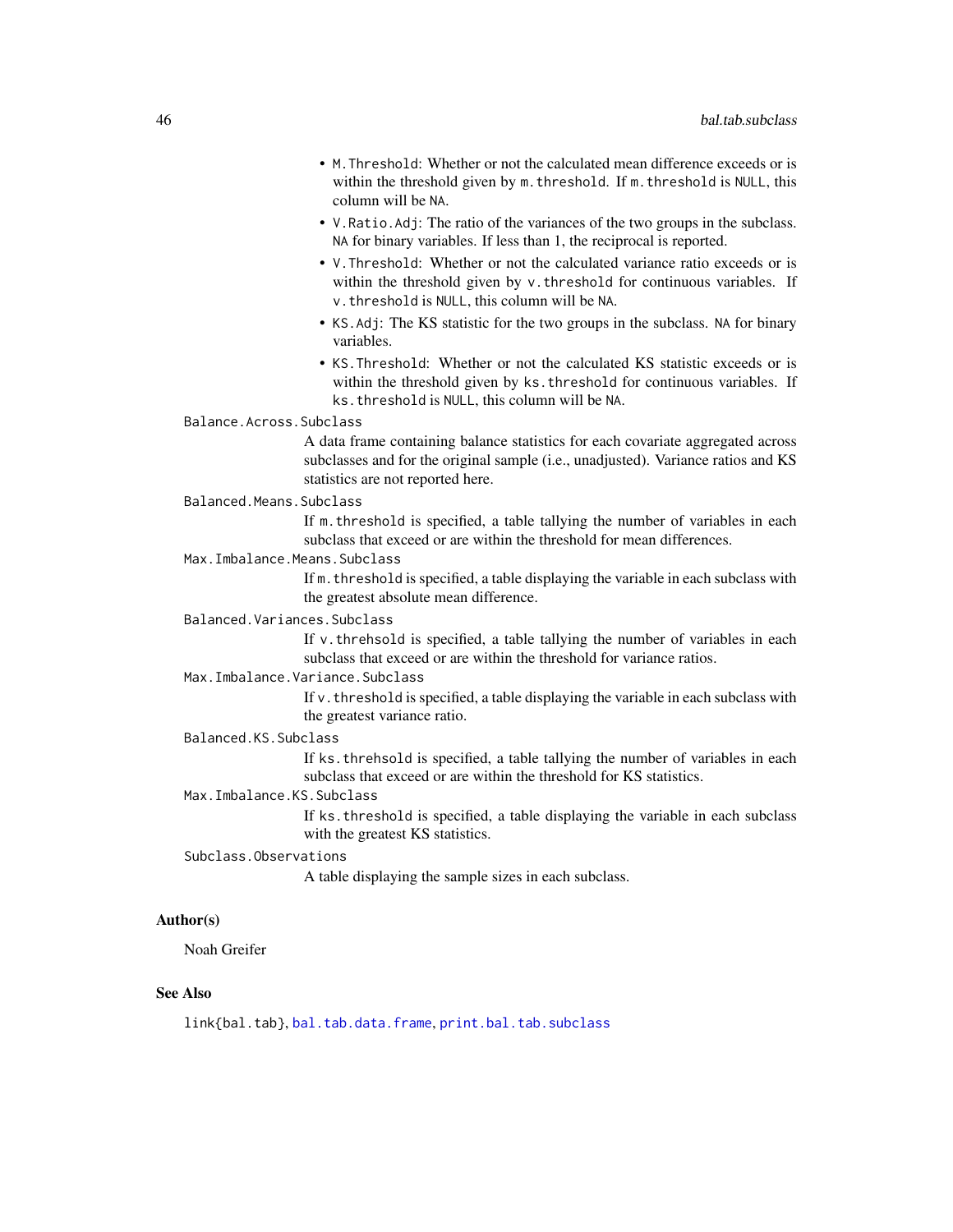- `M.Threshold`: Whether or not the calculated mean difference exceeds or is within the threshold given by `m.threshold`. If `m.threshold` is `NULL`, this column will be `NA`.
- `V.Ratio.Adj`: The ratio of the variances of the two groups in the subclass. `NA` for binary variables. If less than 1, the reciprocal is reported.
- `V.Threshold`: Whether or not the calculated variance ratio exceeds or is within the threshold given by `v.threshold` for continuous variables. If `v.threshold` is `NULL`, this column will be `NA`.
- `KS.Adj`: The KS statistic for the two groups in the subclass. `NA` for binary variables.
- `KS.Threshold`: Whether or not the calculated KS statistic exceeds or is within the threshold given by `ks.threshold` for continuous variables. If `ks.threshold` is `NULL`, this column will be `NA`.

`Balance.Across.Subclass`
: A data frame containing balance statistics for each covariate aggregated across subclasses and for the original sample (i.e., unadjusted). Variance ratios and KS statistics are not reported here.

`Balanced.Means.Subclass`
: If `m.threshold` is specified, a table tallying the number of variables in each subclass that exceed or are within the threshold for mean differences.

`Max.Imbalance.Means.Subclass`
: If `m.threshold` is specified, a table displaying the variable in each subclass with the greatest absolute mean difference.

`Balanced.Variances.Subclass`
: If `v.threhsold` is specified, a table tallying the number of variables in each subclass that exceed or are within the threshold for variance ratios.

`Max.Imbalance.Variance.Subclass`
: If `v.threshold` is specified, a table displaying the variable in each subclass with the greatest variance ratio.

`Balanced.KS.Subclass`
: If `ks.threhsold` is specified, a table tallying the number of variables in each subclass that exceed or are within the threshold for KS statistics.

`Max.Imbalance.KS.Subclass`
: If `ks.threshold` is specified, a table displaying the variable in each subclass with the greatest KS statistics.

`Subclass.Observations`
: A table displaying the sample sizes in each subclass.

## Author(s)

Noah Greifer

## See Also

`link{bal.tab}`, `bal.tab.data.frame`, `print.bal.tab.subclass`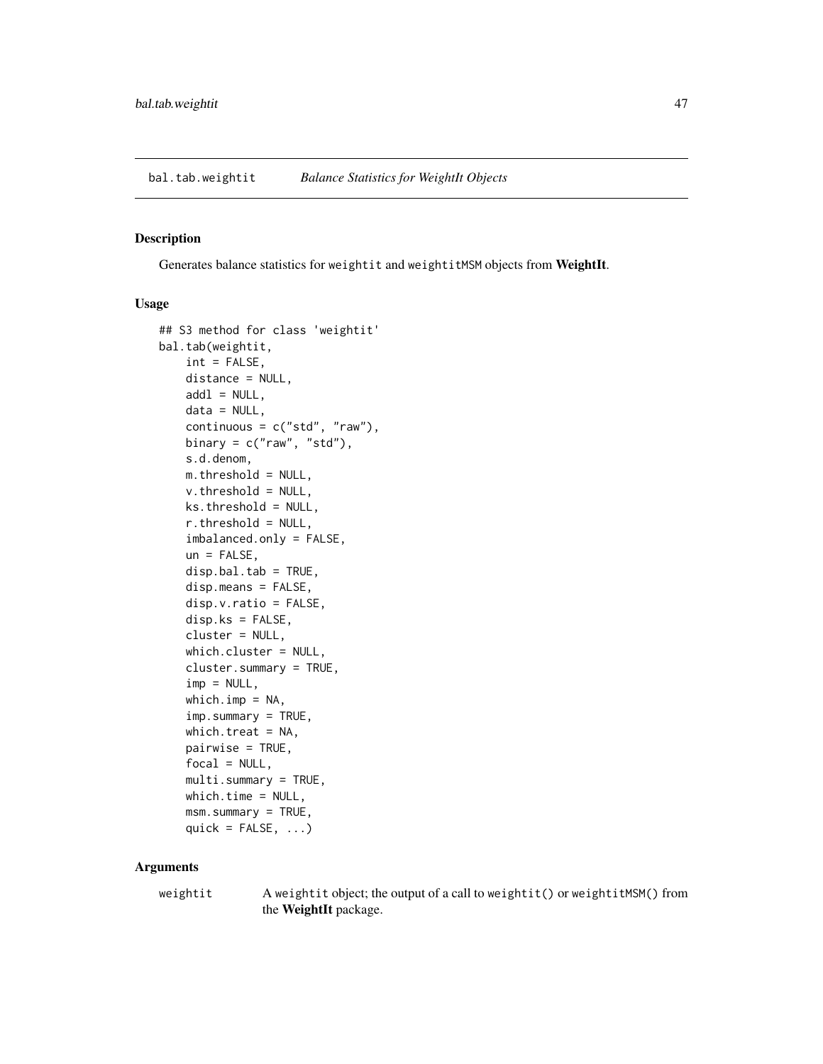## bal.tab.weightit *Balance Statistics for WeightIt Objects*

### Description

Generates balance statistics for `weightit` and `weightitMSM` objects from **WeightIt**.

### Usage

```
## S3 method for class 'weightit'
bal.tab(weightit,
    int = FALSE,
    distance = NULL,
    addl = NULL,
    data = NULL,
    continuous = c("std", "raw"),
    binary = c("raw", "std"),
    s.d.denom,
    m.threshold = NULL,
    v.threshold = NULL,
    ks.threshold = NULL,
    r.threshold = NULL,
    imbalanced.only = FALSE,
    un = FALSE,
    disp.bal.tab = TRUE,
    disp.means = FALSE,
    disp.v.ratio = FALSE,
    disp.ks = FALSE,
    cluster = NULL,
    which.cluster = NULL,
    cluster.summary = TRUE,
    imp = NULL,
    which.imp = NA,
    imp.summary = TRUE,
    which.treat = NA,
    pairwise = TRUE,
    focal = NULL,
    multi.summary = TRUE,
    which.time = NULL,
    msm.summary = TRUE,
    quick = FALSE, ...)
```

### Arguments

`weightit` A `weightit` object; the output of a call to `weightit()` or `weightitMSM()` from the **WeightIt** package.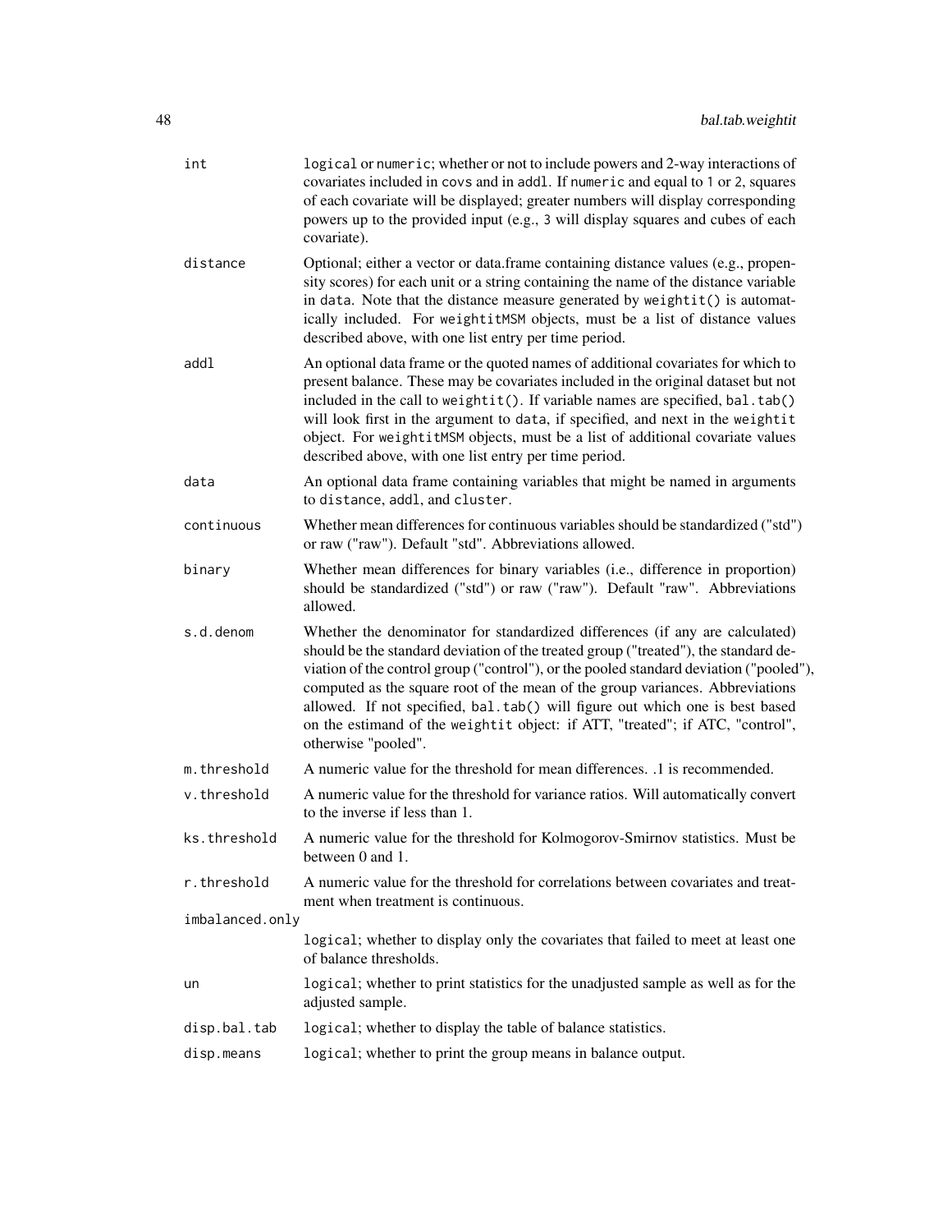`int` logical or numeric; whether or not to include powers and 2-way interactions of covariates included in covs and in addl. If numeric and equal to 1 or 2, squares of each covariate will be displayed; greater numbers will display corresponding powers up to the provided input (e.g., 3 will display squares and cubes of each covariate).

`distance` Optional; either a vector or data.frame containing distance values (e.g., propensity scores) for each unit or a string containing the name of the distance variable in data. Note that the distance measure generated by weightit() is automatically included. For weightitMSM objects, must be a list of distance values described above, with one list entry per time period.

`addl` An optional data frame or the quoted names of additional covariates for which to present balance. These may be covariates included in the original dataset but not included in the call to weightit(). If variable names are specified, bal.tab() will look first in the argument to data, if specified, and next in the weightit object. For weightitMSM objects, must be a list of additional covariate values described above, with one list entry per time period.

`data` An optional data frame containing variables that might be named in arguments to distance, addl, and cluster.

`continuous` Whether mean differences for continuous variables should be standardized ("std") or raw ("raw"). Default "std". Abbreviations allowed.

`binary` Whether mean differences for binary variables (i.e., difference in proportion) should be standardized ("std") or raw ("raw"). Default "raw". Abbreviations allowed.

`s.d.denom` Whether the denominator for standardized differences (if any are calculated) should be the standard deviation of the treated group ("treated"), the standard deviation of the control group ("control"), or the pooled standard deviation ("pooled"), computed as the square root of the mean of the group variances. Abbreviations allowed. If not specified, bal.tab() will figure out which one is best based on the estimand of the weightit object: if ATT, "treated"; if ATC, "control", otherwise "pooled".

`m.threshold` A numeric value for the threshold for mean differences. .1 is recommended.

`v.threshold` A numeric value for the threshold for variance ratios. Will automatically convert to the inverse if less than 1.

`ks.threshold` A numeric value for the threshold for Kolmogorov-Smirnov statistics. Must be between 0 and 1.

`r.threshold` A numeric value for the threshold for correlations between covariates and treatment when treatment is continuous.

`imbalanced.only` logical; whether to display only the covariates that failed to meet at least one of balance thresholds.

`un` logical; whether to print statistics for the unadjusted sample as well as for the adjusted sample.

`disp.bal.tab` logical; whether to display the table of balance statistics.

`disp.means` logical; whether to print the group means in balance output.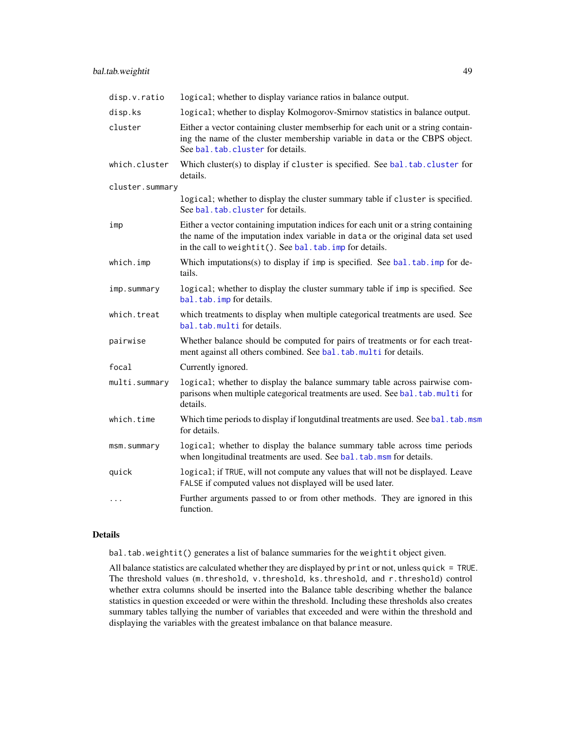| | |
|---|---|
| `disp.v.ratio` | `logical`; whether to display variance ratios in balance output. |
| `disp.ks` | `logical`; whether to display Kolmogorov-Smirnov statistics in balance output. |
| `cluster` | Either a vector containing cluster membserhip for each unit or a string containing the name of the cluster membership variable in `data` or the CBPS object. See `bal.tab.cluster` for details. |
| `which.cluster` | Which cluster(s) to display if `cluster` is specified. See `bal.tab.cluster` for details. |
| `cluster.summary` | `logical`; whether to display the cluster summary table if `cluster` is specified. See `bal.tab.cluster` for details. |
| `imp` | Either a vector containing imputation indices for each unit or a string containing the name of the imputation index variable in `data` or the original data set used in the call to `weightit()`. See `bal.tab.imp` for details. |
| `which.imp` | Which imputations(s) to display if `imp` is specified. See `bal.tab.imp` for details. |
| `imp.summary` | `logical`; whether to display the cluster summary table if `imp` is specified. See `bal.tab.imp` for details. |
| `which.treat` | which treatments to display when multiple categorical treatments are used. See `bal.tab.multi` for details. |
| `pairwise` | Whether balance should be computed for pairs of treatments or for each treatment against all others combined. See `bal.tab.multi` for details. |
| `focal` | Currently ignored. |
| `multi.summary` | `logical`; whether to display the balance summary table across pairwise comparisons when multiple categorical treatments are used. See `bal.tab.multi` for details. |
| `which.time` | Which time periods to display if longutdinal treatments are used. See `bal.tab.msm` for details. |
| `msm.summary` | `logical`; whether to display the balance summary table across time periods when longitudinal treatments are used. See `bal.tab.msm` for details. |
| `quick` | `logical`; if `TRUE`, will not compute any values that will not be displayed. Leave `FALSE` if computed values not displayed will be used later. |
| `...` | Further arguments passed to or from other methods. They are ignored in this function. |

## Details

`bal.tab.weightit()` generates a list of balance summaries for the `weightit` object given.

All balance statistics are calculated whether they are displayed by `print` or not, unless `quick = TRUE`. The threshold values (`m.threshold`, `v.threshold`, `ks.threshold`, and `r.threshold`) control whether extra columns should be inserted into the Balance table describing whether the balance statistics in question exceeded or were within the threshold. Including these thresholds also creates summary tables tallying the number of variables that exceeded and were within the threshold and displaying the variables with the greatest imbalance on that balance measure.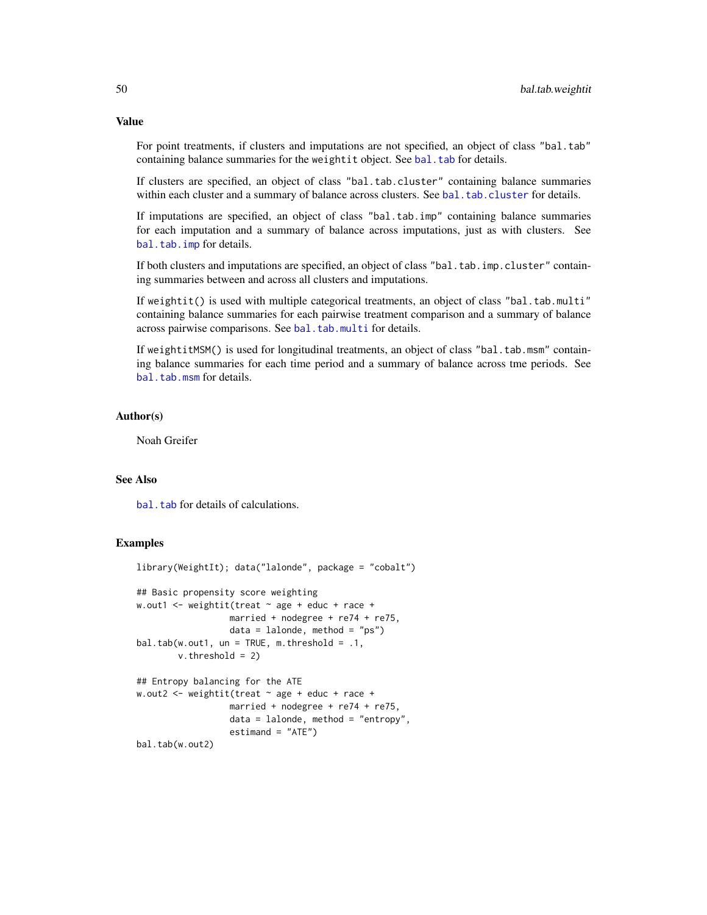## Value

For point treatments, if clusters and imputations are not specified, an object of class "bal.tab" containing balance summaries for the `weightit` object. See `bal.tab` for details.

If clusters are specified, an object of class "bal.tab.cluster" containing balance summaries within each cluster and a summary of balance across clusters. See `bal.tab.cluster` for details.

If imputations are specified, an object of class "bal.tab.imp" containing balance summaries for each imputation and a summary of balance across imputations, just as with clusters. See `bal.tab.imp` for details.

If both clusters and imputations are specified, an object of class "bal.tab.imp.cluster" containing summaries between and across all clusters and imputations.

If `weightit()` is used with multiple categorical treatments, an object of class "bal.tab.multi" containing balance summaries for each pairwise treatment comparison and a summary of balance across pairwise comparisons. See `bal.tab.multi` for details.

If `weightitMSM()` is used for longitudinal treatments, an object of class "bal.tab.msm" containing balance summaries for each time period and a summary of balance across tme periods. See `bal.tab.msm` for details.

## Author(s)

Noah Greifer

## See Also

`bal.tab` for details of calculations.

## Examples

```
library(WeightIt); data("lalonde", package = "cobalt")

## Basic propensity score weighting
w.out1 <- weightit(treat ~ age + educ + race +
                   married + nodegree + re74 + re75,
                   data = lalonde, method = "ps")
bal.tab(w.out1, un = TRUE, m.threshold = .1,
        v.threshold = 2)

## Entropy balancing for the ATE
w.out2 <- weightit(treat ~ age + educ + race +
                   married + nodegree + re74 + re75,
                   data = lalonde, method = "entropy",
                   estimand = "ATE")
bal.tab(w.out2)
```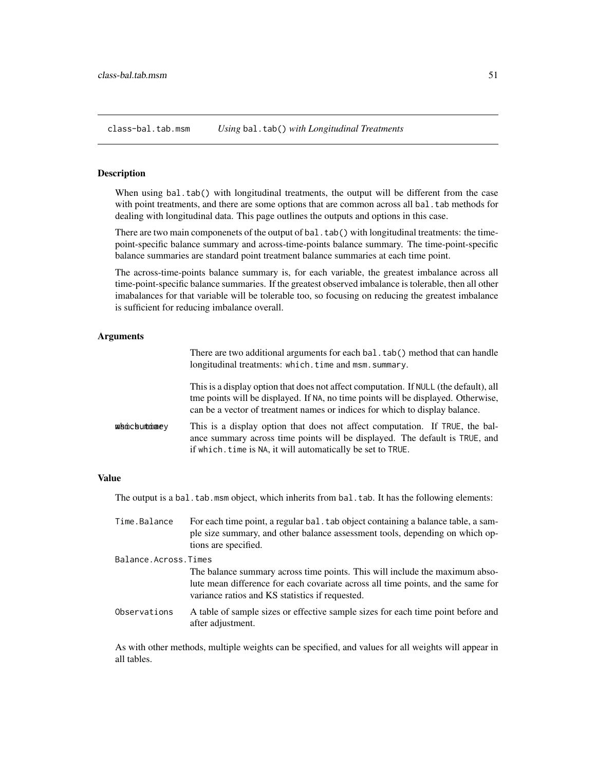class-bal.tab.msm *Using* `bal.tab()` *with Longitudinal Treatments*

## Description

When using `bal.tab()` with longitudinal treatments, the output will be different from the case with point treatments, and there are some options that are common across all `bal.tab` methods for dealing with longitudinal data. This page outlines the outputs and options in this case.

There are two main componenets of the output of `bal.tab()` with longitudinal treatments: the time-point-specific balance summary and across-time-points balance summary. The time-point-specific balance summaries are standard point treatment balance summaries at each time point.

The across-time-points balance summary is, for each variable, the greatest imbalance across all time-point-specific balance summaries. If the greatest observed imbalance is tolerable, then all other imabalances for that variable will be tolerable too, so focusing on reducing the greatest imbalance is sufficient for reducing imbalance overall.

## Arguments

There are two additional arguments for each `bal.tab()` method that can handle longitudinal treatments: `which.time` and `msm.summary`.

`which.time` This is a display option that does not affect computation. If `NULL` (the default), all tme points will be displayed. If `NA`, no time points will be displayed. Otherwise, can be a vector of treatment names or indices for which to display balance.

`msm.summary` This is a display option that does not affect computation. If `TRUE`, the balance summary across time points will be displayed. The default is `TRUE`, and if `which.time` is `NA`, it will automatically be set to `TRUE`.

## Value

The output is a `bal.tab.msm` object, which inherits from `bal.tab`. It has the following elements:

`Time.Balance` For each time point, a regular `bal.tab` object containing a balance table, a sample size summary, and other balance assessment tools, depending on which options are specified.

`Balance.Across.Times` The balance summary across time points. This will include the maximum absolute mean difference for each covariate across all time points, and the same for variance ratios and KS statistics if requested.

`Observations` A table of sample sizes or effective sample sizes for each time point before and after adjustment.

As with other methods, multiple weights can be specified, and values for all weights will appear in all tables.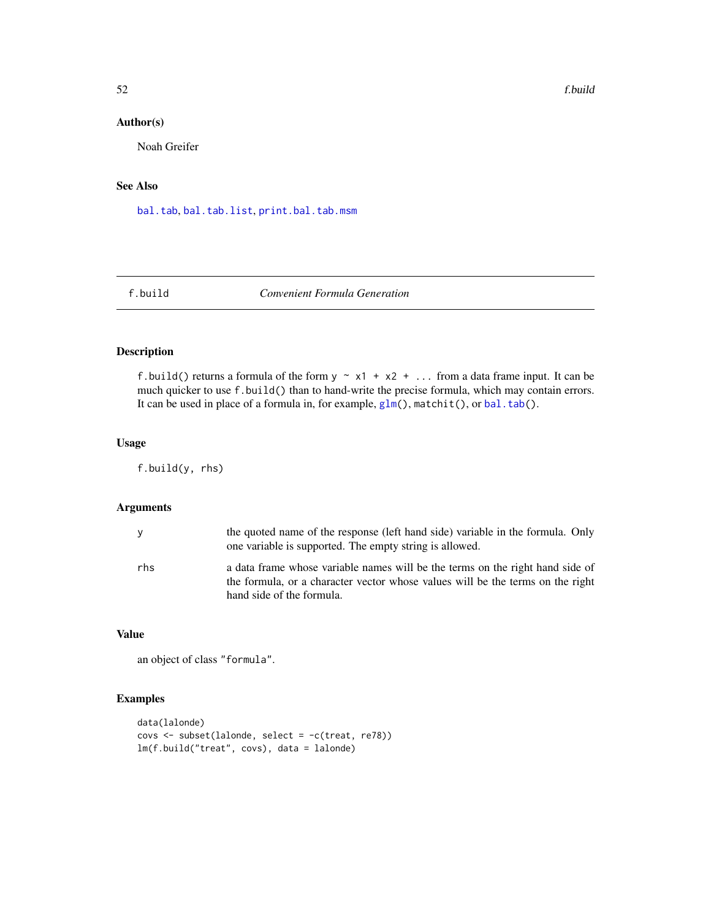### Author(s)

Noah Greifer

### See Also

bal.tab, bal.tab.list, print.bal.tab.msm

---

## f.build — *Convenient Formula Generation*

### Description

f.build() returns a formula of the form y ~ x1 + x2 + ... from a data frame input. It can be much quicker to use f.build() than to hand-write the precise formula, which may contain errors. It can be used in place of a formula in, for example, glm(), matchit(), or bal.tab().

### Usage

```
f.build(y, rhs)
```

### Arguments

| | |
|---|---|
| y | the quoted name of the response (left hand side) variable in the formula. Only one variable is supported. The empty string is allowed. |
| rhs | a data frame whose variable names will be the terms on the right hand side of the formula, or a character vector whose values will be the terms on the right hand side of the formula. |

### Value

an object of class "formula".

### Examples

```
data(lalonde)
covs <- subset(lalonde, select = -c(treat, re78))
lm(f.build("treat", covs), data = lalonde)
```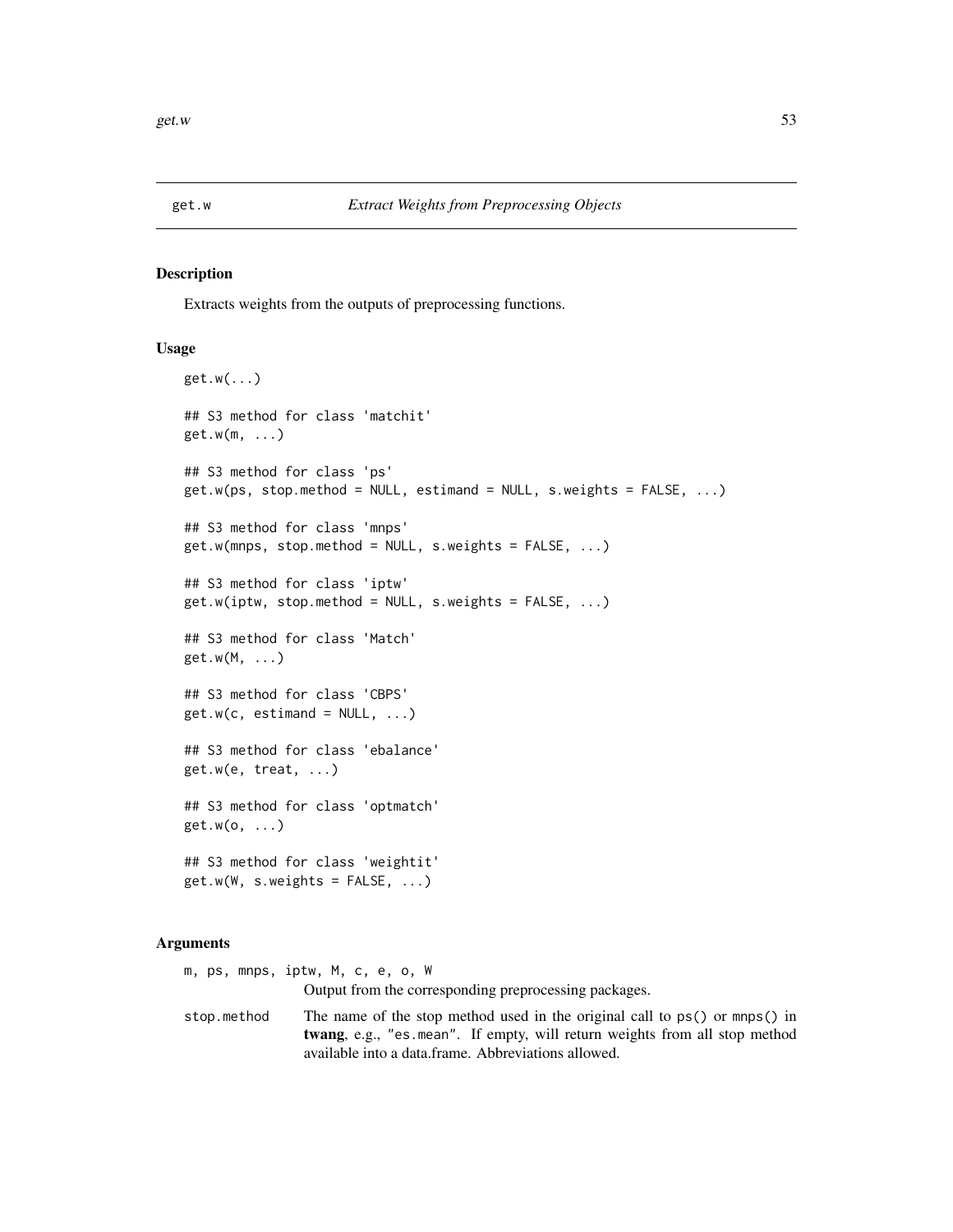get.w *Extract Weights from Preprocessing Objects*

## Description

Extracts weights from the outputs of preprocessing functions.

## Usage

```
get.w(...)

## S3 method for class 'matchit'
get.w(m, ...)

## S3 method for class 'ps'
get.w(ps, stop.method = NULL, estimand = NULL, s.weights = FALSE, ...)

## S3 method for class 'mnps'
get.w(mnps, stop.method = NULL, s.weights = FALSE, ...)

## S3 method for class 'iptw'
get.w(iptw, stop.method = NULL, s.weights = FALSE, ...)

## S3 method for class 'Match'
get.w(M, ...)

## S3 method for class 'CBPS'
get.w(c, estimand = NULL, ...)

## S3 method for class 'ebalance'
get.w(e, treat, ...)

## S3 method for class 'optmatch'
get.w(o, ...)

## S3 method for class 'weightit'
get.w(W, s.weights = FALSE, ...)
```

## Arguments

`m, ps, mnps, iptw, M, c, e, o, W`
: Output from the corresponding preprocessing packages.

`stop.method`
: The name of the stop method used in the original call to `ps()` or `mnps()` in **twang**, e.g., `"es.mean"`. If empty, will return weights from all stop method available into a data.frame. Abbreviations allowed.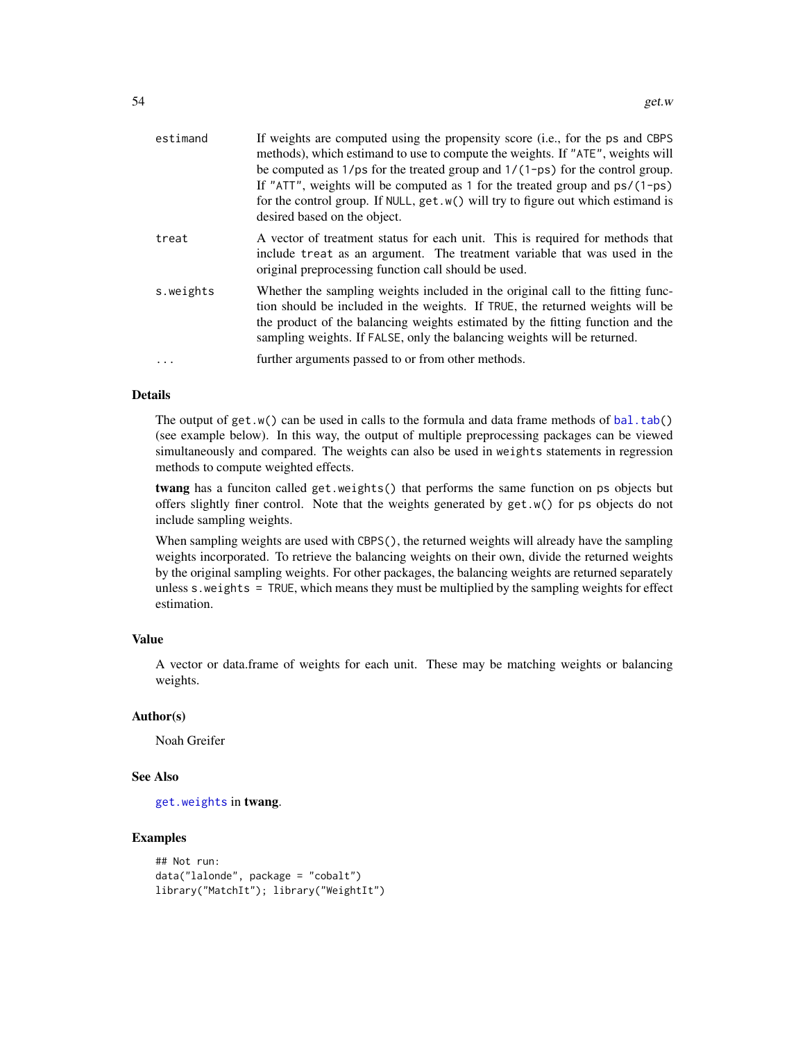| | |
|---|---|
| estimand | If weights are computed using the propensity score (i.e., for the ps and CBPS methods), which estimand to use to compute the weights. If "ATE", weights will be computed as 1/ps for the treated group and 1/(1-ps) for the control group. If "ATT", weights will be computed as 1 for the treated group and ps/(1-ps) for the control group. If NULL, get.w() will try to figure out which estimand is desired based on the object. |
| treat | A vector of treatment status for each unit. This is required for methods that include treat as an argument. The treatment variable that was used in the original preprocessing function call should be used. |
| s.weights | Whether the sampling weights included in the original call to the fitting function should be included in the weights. If TRUE, the returned weights will be the product of the balancing weights estimated by the fitting function and the sampling weights. If FALSE, only the balancing weights will be returned. |
| ... | further arguments passed to or from other methods. |

### Details

The output of get.w() can be used in calls to the formula and data frame methods of bal.tab() (see example below). In this way, the output of multiple preprocessing packages can be viewed simultaneously and compared. The weights can also be used in weights statements in regression methods to compute weighted effects.

**twang** has a funciton called get.weights() that performs the same function on ps objects but offers slightly finer control. Note that the weights generated by get.w() for ps objects do not include sampling weights.

When sampling weights are used with CBPS(), the returned weights will already have the sampling weights incorporated. To retrieve the balancing weights on their own, divide the returned weights by the original sampling weights. For other packages, the balancing weights are returned separately unless s.weights = TRUE, which means they must be multiplied by the sampling weights for effect estimation.

### Value

A vector or data.frame of weights for each unit. These may be matching weights or balancing weights.

### Author(s)

Noah Greifer

### See Also

get.weights in **twang**.

### Examples

```
## Not run:
data("lalonde", package = "cobalt")
library("MatchIt"); library("WeightIt")
```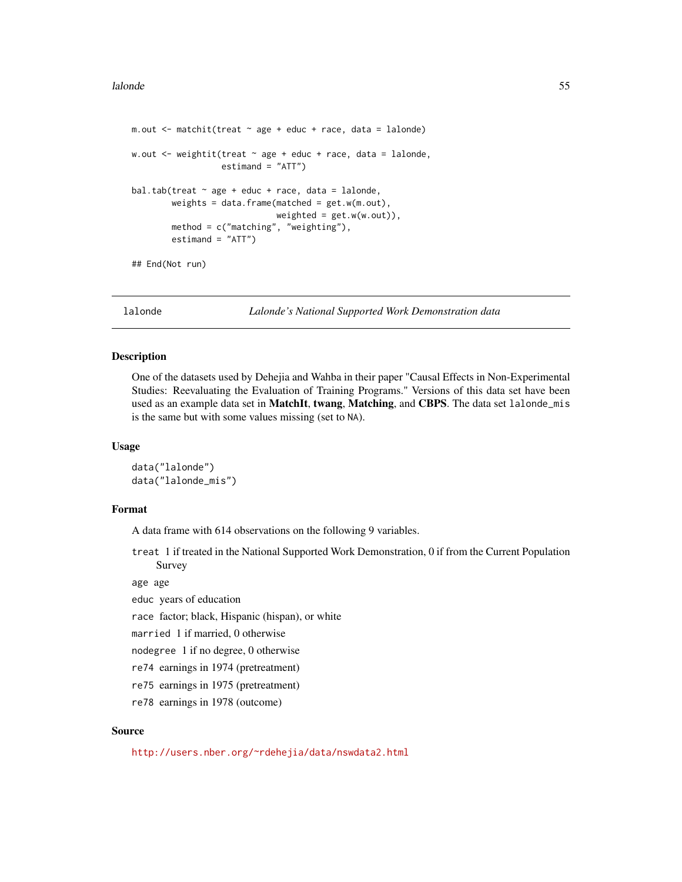```
m.out <- matchit(treat ~ age + educ + race, data = lalonde)

w.out <- weightit(treat ~ age + educ + race, data = lalonde,
                  estimand = "ATT")

bal.tab(treat ~ age + educ + race, data = lalonde,
        weights = data.frame(matched = get.w(m.out),
                             weighted = get.w(w.out)),
        method = c("matching", "weighting"),
        estimand = "ATT")

## End(Not run)
```

---

`lalonde` *Lalonde's National Supported Work Demonstration data*

---

### Description

One of the datasets used by Dehejia and Wahba in their paper "Causal Effects in Non-Experimental Studies: Reevaluating the Evaluation of Training Programs." Versions of this data set have been used as an example data set in **MatchIt**, **twang**, **Matching**, and **CBPS**. The data set `lalonde_mis` is the same but with some values missing (set to `NA`).

### Usage

```
data("lalonde")
data("lalonde_mis")
```

### Format

A data frame with 614 observations on the following 9 variables.

- `treat` 1 if treated in the National Supported Work Demonstration, 0 if from the Current Population Survey
- `age` age
- `educ` years of education
- `race` factor; black, Hispanic (hispan), or white
- `married` 1 if married, 0 otherwise
- `nodegree` 1 if no degree, 0 otherwise
- `re74` earnings in 1974 (pretreatment)
- `re75` earnings in 1975 (pretreatment)
- `re78` earnings in 1978 (outcome)

### Source

http://users.nber.org/~rdehejia/data/nswdata2.html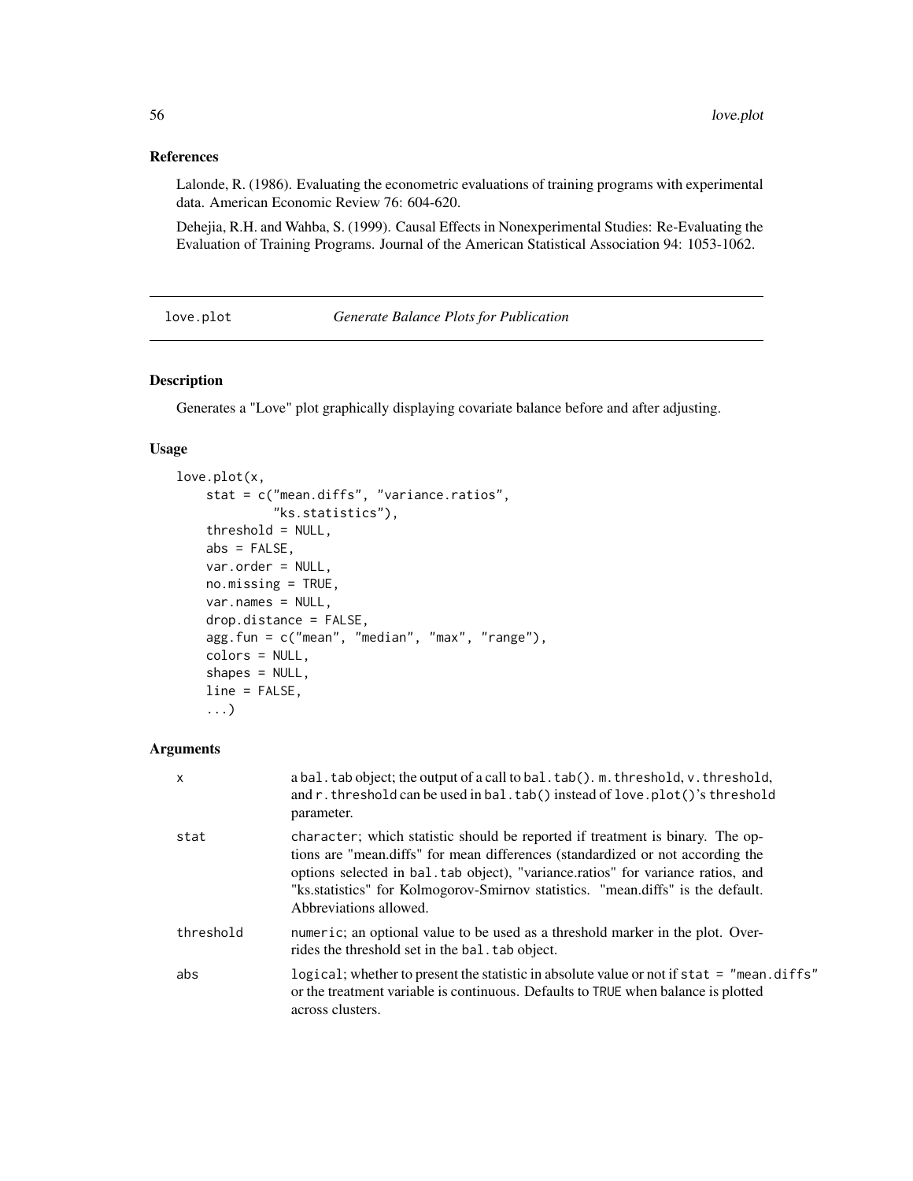## References

Lalonde, R. (1986). Evaluating the econometric evaluations of training programs with experimental data. American Economic Review 76: 604-620.

Dehejia, R.H. and Wahba, S. (1999). Causal Effects in Nonexperimental Studies: Re-Evaluating the Evaluation of Training Programs. Journal of the American Statistical Association 94: 1053-1062.

---

# love.plot *Generate Balance Plots for Publication*

---

## Description

Generates a "Love" plot graphically displaying covariate balance before and after adjusting.

## Usage

```
love.plot(x,
    stat = c("mean.diffs", "variance.ratios",
             "ks.statistics"),
    threshold = NULL,
    abs = FALSE,
    var.order = NULL,
    no.missing = TRUE,
    var.names = NULL,
    drop.distance = FALSE,
    agg.fun = c("mean", "median", "max", "range"),
    colors = NULL,
    shapes = NULL,
    line = FALSE,
    ...)
```

## Arguments

| | |
|---|---|
| `x` | a `bal.tab` object; the output of a call to `bal.tab()`. `m.threshold`, `v.threshold`, and `r.threshold` can be used in `bal.tab()` instead of `love.plot()`'s `threshold` parameter. |
| `stat` | character; which statistic should be reported if treatment is binary. The options are "mean.diffs" for mean differences (standardized or not according the options selected in `bal.tab` object), "variance.ratios" for variance ratios, and "ks.statistics" for Kolmogorov-Smirnov statistics. "mean.diffs" is the default. Abbreviations allowed. |
| `threshold` | `numeric`; an optional value to be used as a threshold marker in the plot. Overrides the threshold set in the `bal.tab` object. |
| `abs` | `logical`; whether to present the statistic in absolute value or not if `stat = "mean.diffs"` or the treatment variable is continuous. Defaults to `TRUE` when balance is plotted across clusters. |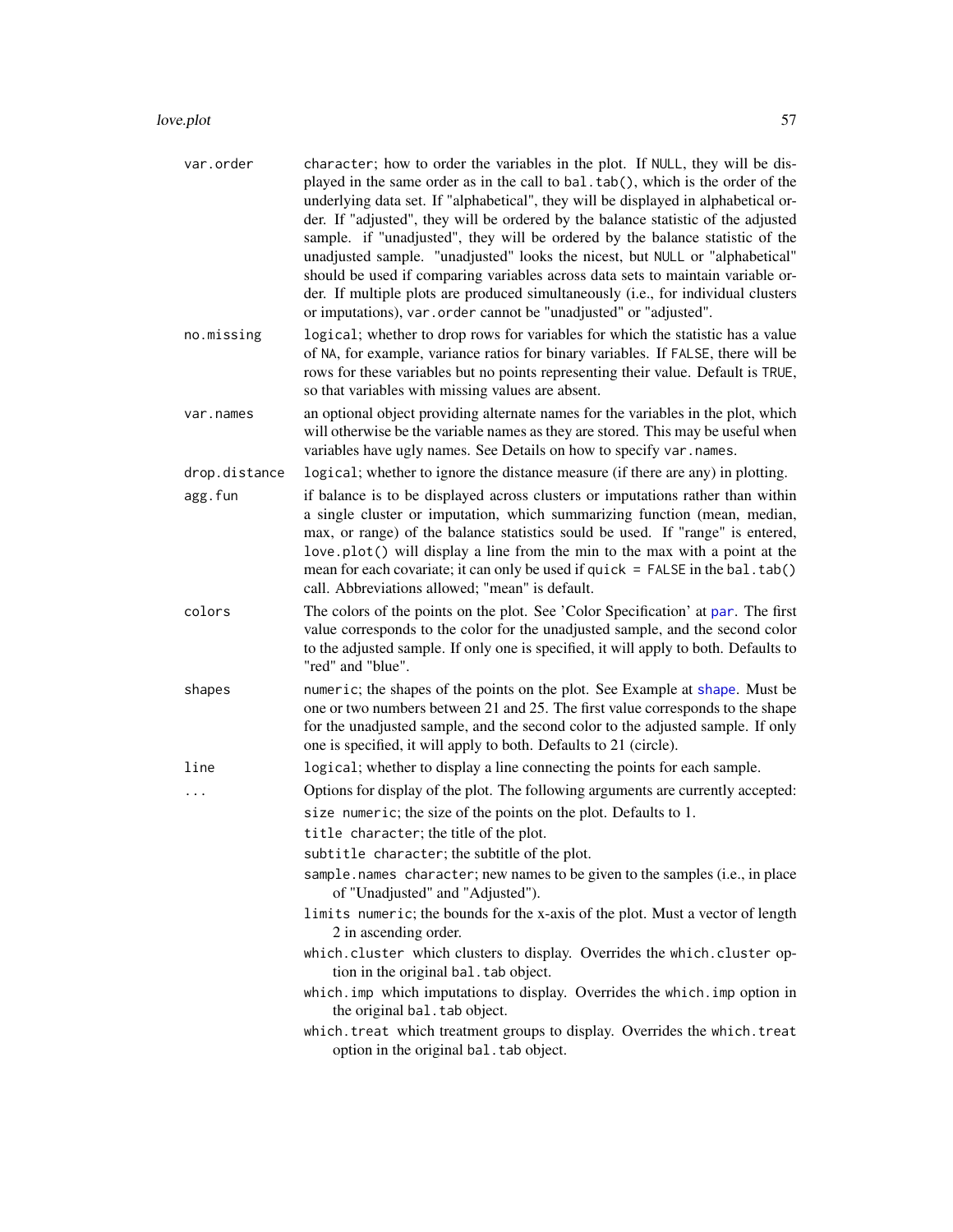`var.order` character; how to order the variables in the plot. If NULL, they will be displayed in the same order as in the call to `bal.tab()`, which is the order of the underlying data set. If "alphabetical", they will be displayed in alphabetical order. If "adjusted", they will be ordered by the balance statistic of the adjusted sample. if "unadjusted", they will be ordered by the balance statistic of the unadjusted sample. "unadjusted" looks the nicest, but NULL or "alphabetical" should be used if comparing variables across data sets to maintain variable order. If multiple plots are produced simultaneously (i.e., for individual clusters or imputations), `var.order` cannot be "unadjusted" or "adjusted".

`no.missing` logical; whether to drop rows for variables for which the statistic has a value of NA, for example, variance ratios for binary variables. If FALSE, there will be rows for these variables but no points representing their value. Default is TRUE, so that variables with missing values are absent.

`var.names` an optional object providing alternate names for the variables in the plot, which will otherwise be the variable names as they are stored. This may be useful when variables have ugly names. See Details on how to specify `var.names`.

`drop.distance` logical; whether to ignore the distance measure (if there are any) in plotting.

`agg.fun` if balance is to be displayed across clusters or imputations rather than within a single cluster or imputation, which summarizing function (mean, median, max, or range) of the balance statistics sould be used. If "range" is entered, `love.plot()` will display a line from the min to the max with a point at the mean for each covariate; it can only be used if `quick = FALSE` in the `bal.tab()` call. Abbreviations allowed; "mean" is default.

`colors` The colors of the points on the plot. See 'Color Specification' at par. The first value corresponds to the color for the unadjusted sample, and the second color to the adjusted sample. If only one is specified, it will apply to both. Defaults to "red" and "blue".

`shapes` numeric; the shapes of the points on the plot. See Example at shape. Must be one or two numbers between 21 and 25. The first value corresponds to the shape for the unadjusted sample, and the second color to the adjusted sample. If only one is specified, it will apply to both. Defaults to 21 (circle).

`line` logical; whether to display a line connecting the points for each sample.

`...` Options for display of the plot. The following arguments are currently accepted:

- `size` numeric; the size of the points on the plot. Defaults to 1.
- `title` character; the title of the plot.
- `subtitle` character; the subtitle of the plot.
- `sample.names` character; new names to be given to the samples (i.e., in place of "Unadjusted" and "Adjusted").
- `limits` numeric; the bounds for the x-axis of the plot. Must a vector of length 2 in ascending order.
- `which.cluster` which clusters to display. Overrides the `which.cluster` option in the original `bal.tab` object.
- `which.imp` which imputations to display. Overrides the `which.imp` option in the original `bal.tab` object.
- `which.treat` which treatment groups to display. Overrides the `which.treat` option in the original `bal.tab` object.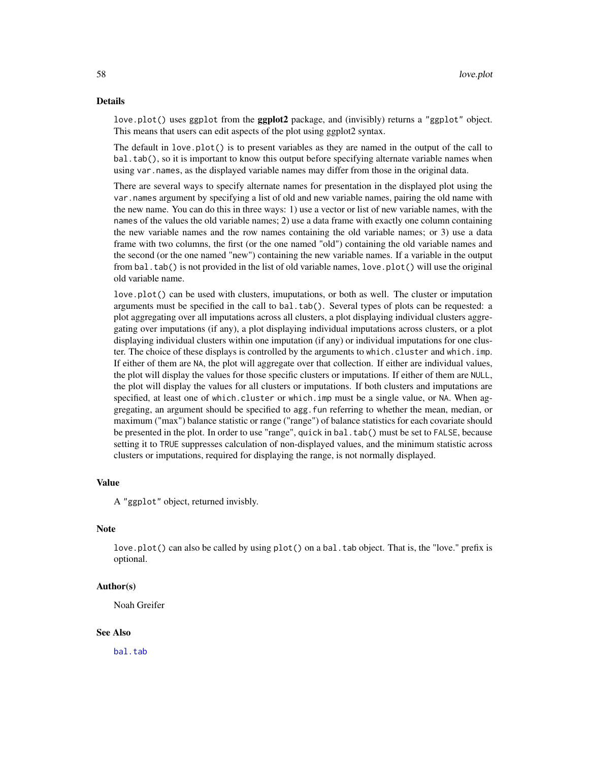## Details

love.plot() uses ggplot from the **ggplot2** package, and (invisibly) returns a "ggplot" object. This means that users can edit aspects of the plot using ggplot2 syntax.

The default in love.plot() is to present variables as they are named in the output of the call to bal.tab(), so it is important to know this output before specifying alternate variable names when using var.names, as the displayed variable names may differ from those in the original data.

There are several ways to specify alternate names for presentation in the displayed plot using the var.names argument by specifying a list of old and new variable names, pairing the old name with the new name. You can do this in three ways: 1) use a vector or list of new variable names, with the names of the values the old variable names; 2) use a data frame with exactly one column containing the new variable names and the row names containing the old variable names; or 3) use a data frame with two columns, the first (or the one named "old") containing the old variable names and the second (or the one named "new") containing the new variable names. If a variable in the output from bal.tab() is not provided in the list of old variable names, love.plot() will use the original old variable name.

love.plot() can be used with clusters, imuputations, or both as well. The cluster or imputation arguments must be specified in the call to bal.tab(). Several types of plots can be requested: a plot aggregating over all imputations across all clusters, a plot displaying individual clusters aggregating over imputations (if any), a plot displaying individual imputations across clusters, or a plot displaying individual clusters within one imputation (if any) or individual imputations for one cluster. The choice of these displays is controlled by the arguments to which.cluster and which.imp. If either of them are NA, the plot will aggregate over that collection. If either are individual values, the plot will display the values for those specific clusters or imputations. If either of them are NULL, the plot will display the values for all clusters or imputations. If both clusters and imputations are specified, at least one of which.cluster or which.imp must be a single value, or NA. When aggregating, an argument should be specified to agg.fun referring to whether the mean, median, or maximum ("max") balance statistic or range ("range") of balance statistics for each covariate should be presented in the plot. In order to use "range", quick in bal.tab() must be set to FALSE, because setting it to TRUE suppresses calculation of non-displayed values, and the minimum statistic across clusters or imputations, required for displaying the range, is not normally displayed.

## Value

A "ggplot" object, returned invisbly.

## Note

love.plot() can also be called by using plot() on a bal.tab object. That is, the "love." prefix is optional.

## Author(s)

Noah Greifer

## See Also

bal.tab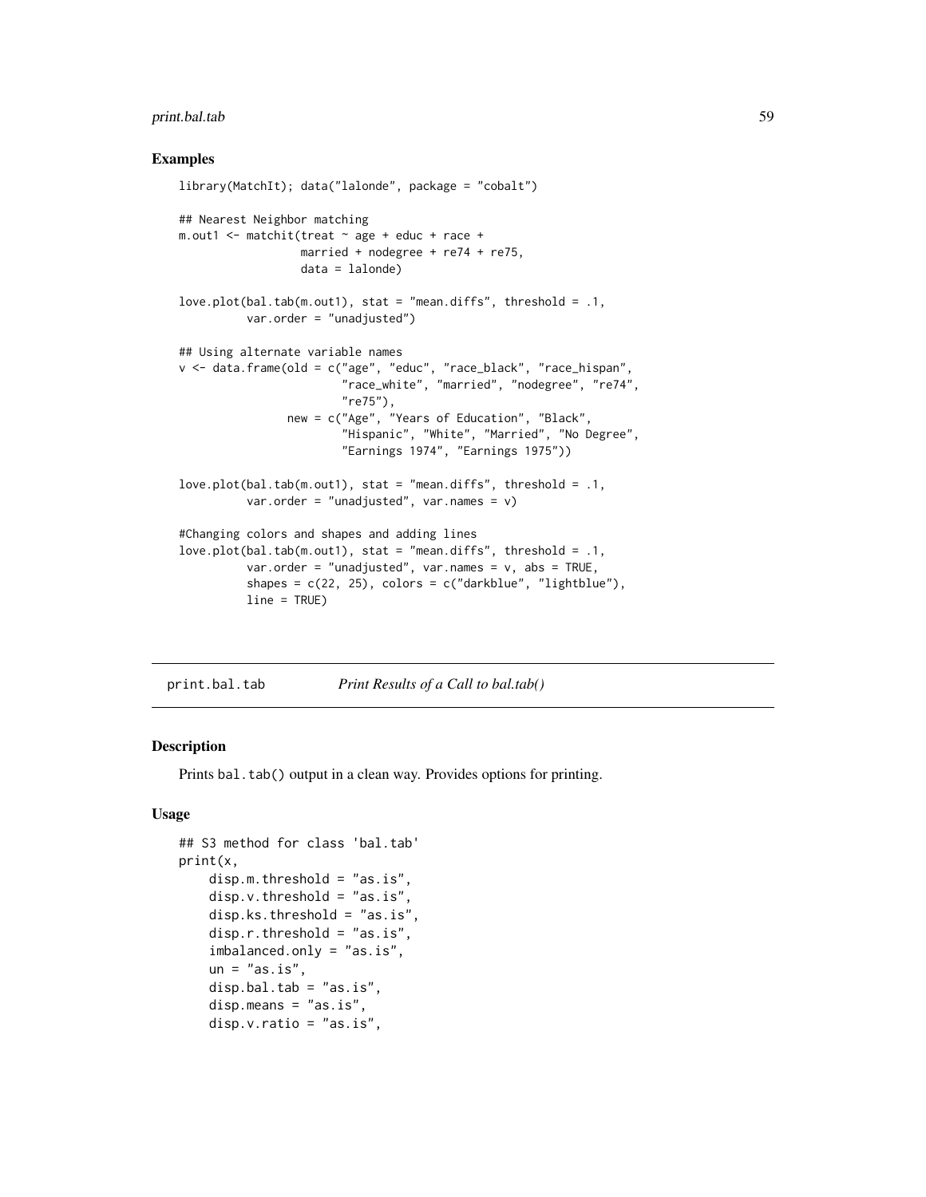## Examples

```
library(MatchIt); data("lalonde", package = "cobalt")

## Nearest Neighbor matching
m.out1 <- matchit(treat ~ age + educ + race +
                  married + nodegree + re74 + re75,
                  data = lalonde)

love.plot(bal.tab(m.out1), stat = "mean.diffs", threshold = .1,
          var.order = "unadjusted")

## Using alternate variable names
v <- data.frame(old = c("age", "educ", "race_black", "race_hispan",
                        "race_white", "married", "nodegree", "re74",
                        "re75"),
                new = c("Age", "Years of Education", "Black",
                        "Hispanic", "White", "Married", "No Degree",
                        "Earnings 1974", "Earnings 1975"))

love.plot(bal.tab(m.out1), stat = "mean.diffs", threshold = .1,
          var.order = "unadjusted", var.names = v)

#Changing colors and shapes and adding lines
love.plot(bal.tab(m.out1), stat = "mean.diffs", threshold = .1,
          var.order = "unadjusted", var.names = v, abs = TRUE,
          shapes = c(22, 25), colors = c("darkblue", "lightblue"),
          line = TRUE)
```

---

# print.bal.tab — *Print Results of a Call to bal.tab()*

## Description

Prints `bal.tab()` output in a clean way. Provides options for printing.

## Usage

```
## S3 method for class 'bal.tab'
print(x,
    disp.m.threshold = "as.is",
    disp.v.threshold = "as.is",
    disp.ks.threshold = "as.is",
    disp.r.threshold = "as.is",
    imbalanced.only = "as.is",
    un = "as.is",
    disp.bal.tab = "as.is",
    disp.means = "as.is",
    disp.v.ratio = "as.is",
```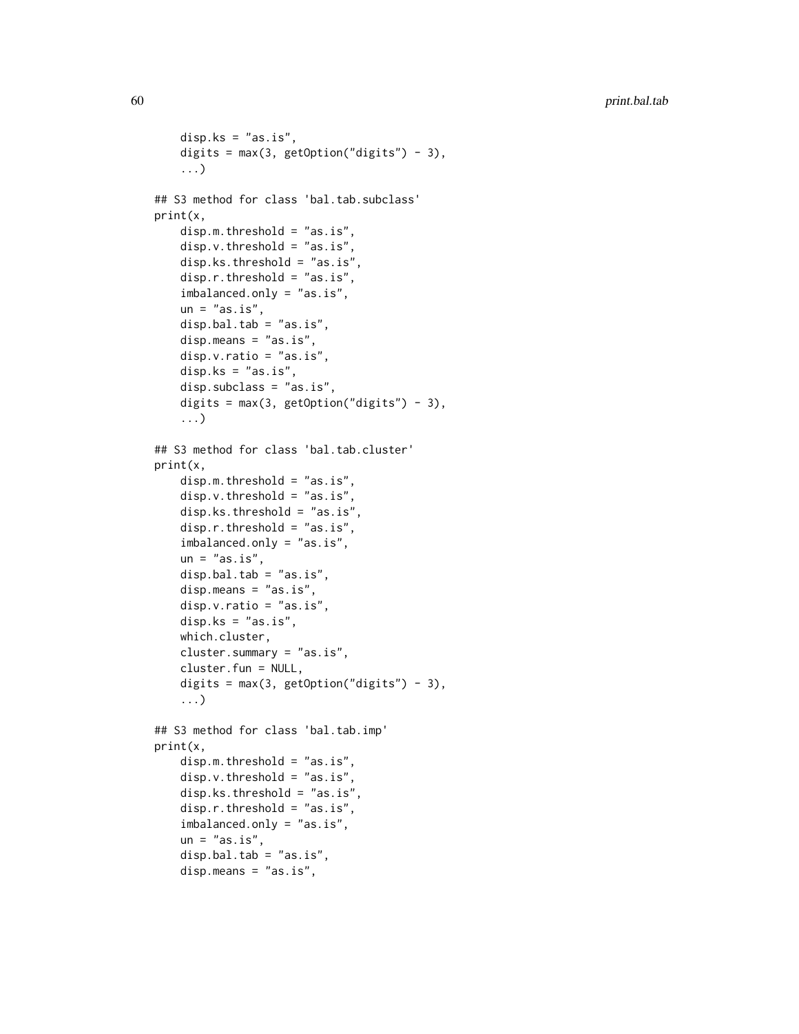```
    disp.ks = "as.is",
    digits = max(3, getOption("digits") - 3),
    ...)

## S3 method for class 'bal.tab.subclass'
print(x,
    disp.m.threshold = "as.is",
    disp.v.threshold = "as.is",
    disp.ks.threshold = "as.is",
    disp.r.threshold = "as.is",
    imbalanced.only = "as.is",
    un = "as.is",
    disp.bal.tab = "as.is",
    disp.means = "as.is",
    disp.v.ratio = "as.is",
    disp.ks = "as.is",
    disp.subclass = "as.is",
    digits = max(3, getOption("digits") - 3),
    ...)

## S3 method for class 'bal.tab.cluster'
print(x,
    disp.m.threshold = "as.is",
    disp.v.threshold = "as.is",
    disp.ks.threshold = "as.is",
    disp.r.threshold = "as.is",
    imbalanced.only = "as.is",
    un = "as.is",
    disp.bal.tab = "as.is",
    disp.means = "as.is",
    disp.v.ratio = "as.is",
    disp.ks = "as.is",
    which.cluster,
    cluster.summary = "as.is",
    cluster.fun = NULL,
    digits = max(3, getOption("digits") - 3),
    ...)

## S3 method for class 'bal.tab.imp'
print(x,
    disp.m.threshold = "as.is",
    disp.v.threshold = "as.is",
    disp.ks.threshold = "as.is",
    disp.r.threshold = "as.is",
    imbalanced.only = "as.is",
    un = "as.is",
    disp.bal.tab = "as.is",
    disp.means = "as.is",
```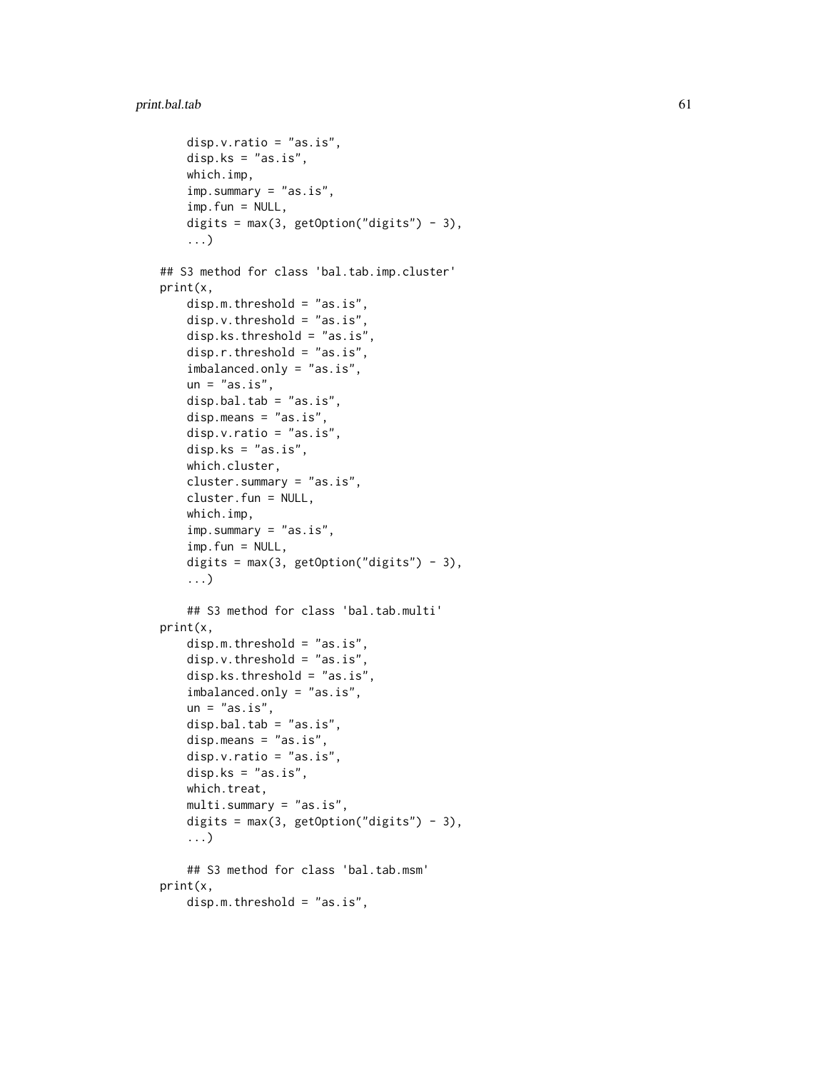```
    disp.v.ratio = "as.is",
    disp.ks = "as.is",
    which.imp,
    imp.summary = "as.is",
    imp.fun = NULL,
    digits = max(3, getOption("digits") - 3),
    ...)

## S3 method for class 'bal.tab.imp.cluster'
print(x,
    disp.m.threshold = "as.is",
    disp.v.threshold = "as.is",
    disp.ks.threshold = "as.is",
    disp.r.threshold = "as.is",
    imbalanced.only = "as.is",
    un = "as.is",
    disp.bal.tab = "as.is",
    disp.means = "as.is",
    disp.v.ratio = "as.is",
    disp.ks = "as.is",
    which.cluster,
    cluster.summary = "as.is",
    cluster.fun = NULL,
    which.imp,
    imp.summary = "as.is",
    imp.fun = NULL,
    digits = max(3, getOption("digits") - 3),
    ...)

    ## S3 method for class 'bal.tab.multi'
print(x,
    disp.m.threshold = "as.is",
    disp.v.threshold = "as.is",
    disp.ks.threshold = "as.is",
    imbalanced.only = "as.is",
    un = "as.is",
    disp.bal.tab = "as.is",
    disp.means = "as.is",
    disp.v.ratio = "as.is",
    disp.ks = "as.is",
    which.treat,
    multi.summary = "as.is",
    digits = max(3, getOption("digits") - 3),
    ...)

    ## S3 method for class 'bal.tab.msm'
print(x,
    disp.m.threshold = "as.is",
```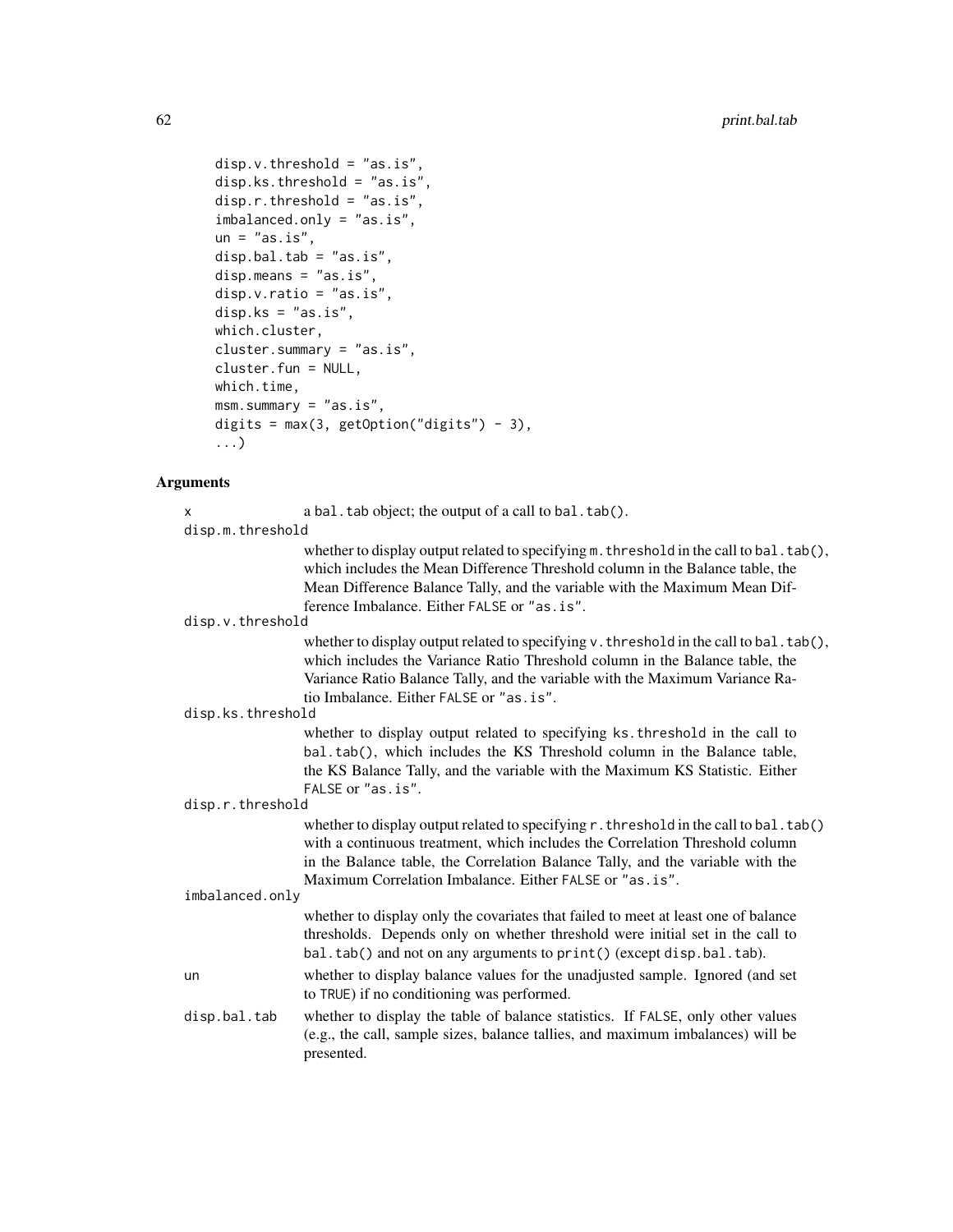```
    disp.v.threshold = "as.is",
    disp.ks.threshold = "as.is",
    disp.r.threshold = "as.is",
    imbalanced.only = "as.is",
    un = "as.is",
    disp.bal.tab = "as.is",
    disp.means = "as.is",
    disp.v.ratio = "as.is",
    disp.ks = "as.is",
    which.cluster,
    cluster.summary = "as.is",
    cluster.fun = NULL,
    which.time,
    msm.summary = "as.is",
    digits = max(3, getOption("digits") - 3),
    ...)
```

## Arguments

`x`
: a `bal.tab` object; the output of a call to `bal.tab()`.

`disp.m.threshold`
: whether to display output related to specifying `m.threshold` in the call to `bal.tab()`, which includes the Mean Difference Threshold column in the Balance table, the Mean Difference Balance Tally, and the variable with the Maximum Mean Difference Imbalance. Either `FALSE` or `"as.is"`.

`disp.v.threshold`
: whether to display output related to specifying `v.threshold` in the call to `bal.tab()`, which includes the Variance Ratio Threshold column in the Balance table, the Variance Ratio Balance Tally, and the variable with the Maximum Variance Ratio Imbalance. Either `FALSE` or `"as.is"`.

`disp.ks.threshold`
: whether to display output related to specifying `ks.threshold` in the call to `bal.tab()`, which includes the KS Threshold column in the Balance table, the KS Balance Tally, and the variable with the Maximum KS Statistic. Either `FALSE` or `"as.is"`.

`disp.r.threshold`
: whether to display output related to specifying `r.threshold` in the call to `bal.tab()` with a continuous treatment, which includes the Correlation Threshold column in the Balance table, the Correlation Balance Tally, and the variable with the Maximum Correlation Imbalance. Either `FALSE` or `"as.is"`.

`imbalanced.only`
: whether to display only the covariates that failed to meet at least one of balance thresholds. Depends only on whether threshold were initial set in the call to `bal.tab()` and not on any arguments to `print()` (except `disp.bal.tab`).

`un`
: whether to display balance values for the unadjusted sample. Ignored (and set to `TRUE`) if no conditioning was performed.

`disp.bal.tab`
: whether to display the table of balance statistics. If `FALSE`, only other values (e.g., the call, sample sizes, balance tallies, and maximum imbalances) will be presented.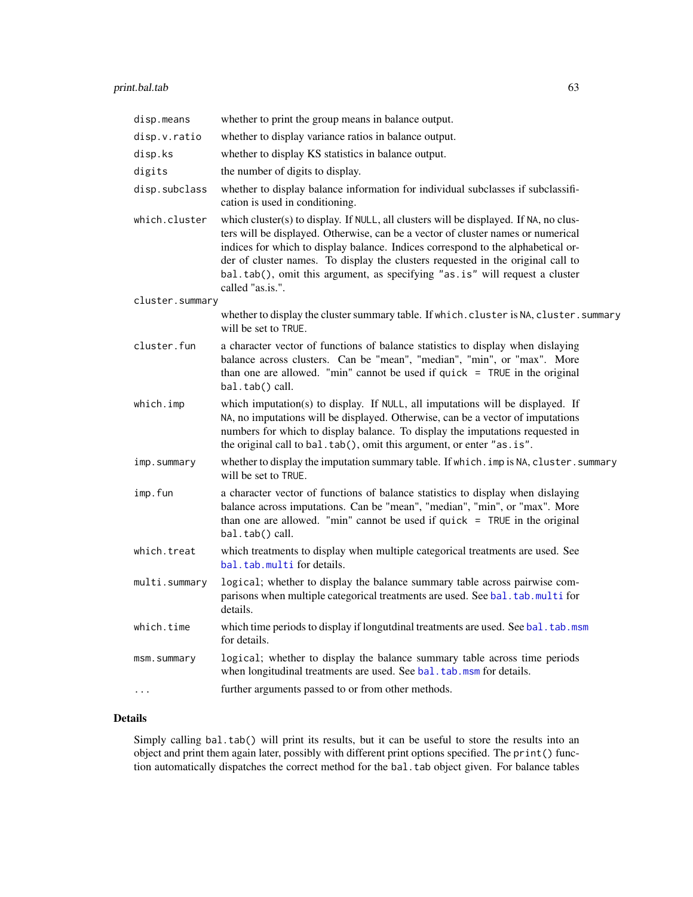| | |
|---|---|
| `disp.means` | whether to print the group means in balance output. |
| `disp.v.ratio` | whether to display variance ratios in balance output. |
| `disp.ks` | whether to display KS statistics in balance output. |
| `digits` | the number of digits to display. |
| `disp.subclass` | whether to display balance information for individual subclasses if subclassification is used in conditioning. |
| `which.cluster` | which cluster(s) to display. If `NULL`, all clusters will be displayed. If `NA`, no clusters will be displayed. Otherwise, can be a vector of cluster names or numerical indices for which to display balance. Indices correspond to the alphabetical order of cluster names. To display the clusters requested in the original call to `bal.tab()`, omit this argument, as specifying `"as.is"` will request a cluster called "as.is.". |
| `cluster.summary` | whether to display the cluster summary table. If `which.cluster` is `NA`, `cluster.summary` will be set to `TRUE`. |
| `cluster.fun` | a character vector of functions of balance statistics to display when dislaying balance across clusters. Can be "mean", "median", "min", or "max". More than one are allowed. "min" cannot be used if `quick = TRUE` in the original `bal.tab()` call. |
| `which.imp` | which imputation(s) to display. If `NULL`, all imputations will be displayed. If `NA`, no imputations will be displayed. Otherwise, can be a vector of imputations numbers for which to display balance. To display the imputations requested in the original call to `bal.tab()`, omit this argument, or enter `"as.is"`. |
| `imp.summary` | whether to display the imputation summary table. If `which.imp` is `NA`, `cluster.summary` will be set to `TRUE`. |
| `imp.fun` | a character vector of functions of balance statistics to display when dislaying balance across imputations. Can be "mean", "median", "min", or "max". More than one are allowed. "min" cannot be used if `quick = TRUE` in the original `bal.tab()` call. |
| `which.treat` | which treatments to display when multiple categorical treatments are used. See `bal.tab.multi` for details. |
| `multi.summary` | `logical`; whether to display the balance summary table across pairwise comparisons when multiple categorical treatments are used. See `bal.tab.multi` for details. |
| `which.time` | which time periods to display if longutdinal treatments are used. See `bal.tab.msm` for details. |
| `msm.summary` | `logical`; whether to display the balance summary table across time periods when longitudinal treatments are used. See `bal.tab.msm` for details. |
| `...` | further arguments passed to or from other methods. |

## Details

Simply calling `bal.tab()` will print its results, but it can be useful to store the results into an object and print them again later, possibly with different print options specified. The `print()` function automatically dispatches the correct method for the `bal.tab` object given. For balance tables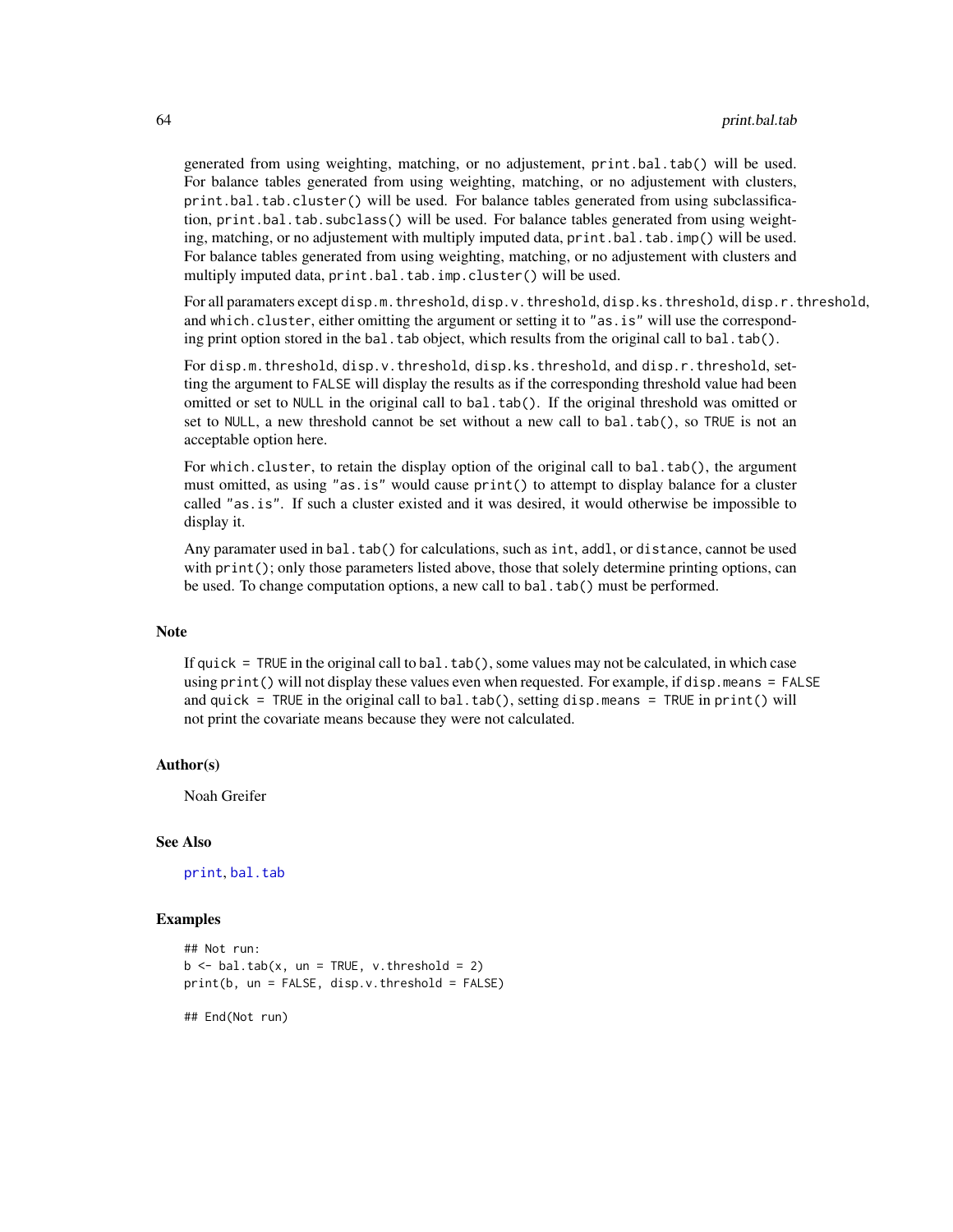generated from using weighting, matching, or no adjustement, `print.bal.tab()` will be used. For balance tables generated from using weighting, matching, or no adjustement with clusters, `print.bal.tab.cluster()` will be used. For balance tables generated from using subclassification, `print.bal.tab.subclass()` will be used. For balance tables generated from using weighting, matching, or no adjustement with multiply imputed data, `print.bal.tab.imp()` will be used. For balance tables generated from using weighting, matching, or no adjustement with clusters and multiply imputed data, `print.bal.tab.imp.cluster()` will be used.

For all paramaters except `disp.m.threshold`, `disp.v.threshold`, `disp.ks.threshold`, `disp.r.threshold`, and `which.cluster`, either omitting the argument or setting it to `"as.is"` will use the corresponding print option stored in the `bal.tab` object, which results from the original call to `bal.tab()`.

For `disp.m.threshold`, `disp.v.threshold`, `disp.ks.threshold`, and `disp.r.threshold`, setting the argument to `FALSE` will display the results as if the corresponding threshold value had been omitted or set to `NULL` in the original call to `bal.tab()`. If the original threshold was omitted or set to `NULL`, a new threshold cannot be set without a new call to `bal.tab()`, so `TRUE` is not an acceptable option here.

For `which.cluster`, to retain the display option of the original call to `bal.tab()`, the argument must omitted, as using `"as.is"` would cause `print()` to attempt to display balance for a cluster called `"as.is"`. If such a cluster existed and it was desired, it would otherwise be impossible to display it.

Any paramater used in `bal.tab()` for calculations, such as `int`, `addl`, or `distance`, cannot be used with `print()`; only those parameters listed above, those that solely determine printing options, can be used. To change computation options, a new call to `bal.tab()` must be performed.

## Note

If `quick = TRUE` in the original call to `bal.tab()`, some values may not be calculated, in which case using `print()` will not display these values even when requested. For example, if `disp.means = FALSE` and `quick = TRUE` in the original call to `bal.tab()`, setting `disp.means = TRUE` in `print()` will not print the covariate means because they were not calculated.

## Author(s)

Noah Greifer

## See Also

`print`, `bal.tab`

## Examples

```
## Not run:
b <- bal.tab(x, un = TRUE, v.threshold = 2)
print(b, un = FALSE, disp.v.threshold = FALSE)

## End(Not run)
```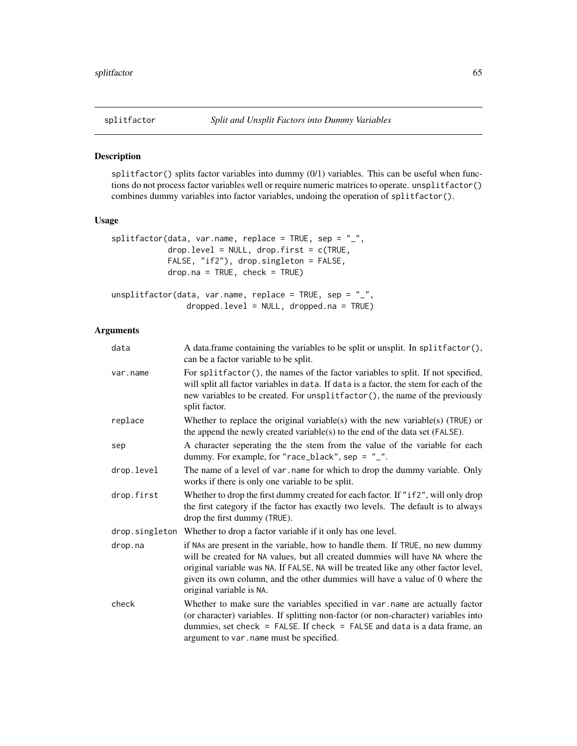## splitfactor — *Split and Unsplit Factors into Dummy Variables*

### Description

`splitfactor()` splits factor variables into dummy (0/1) variables. This can be useful when functions do not process factor variables well or require numeric matrices to operate. `unsplitfactor()` combines dummy variables into factor variables, undoing the operation of `splitfactor()`.

### Usage

```
splitfactor(data, var.name, replace = TRUE, sep = "_",
            drop.level = NULL, drop.first = c(TRUE,
            FALSE, "if2"), drop.singleton = FALSE,
            drop.na = TRUE, check = TRUE)

unsplitfactor(data, var.name, replace = TRUE, sep = "_",
              dropped.level = NULL, dropped.na = TRUE)
```

### Arguments

| | |
|---|---|
| `data` | A data.frame containing the variables to be split or unsplit. In `splitfactor()`, can be a factor variable to be split. |
| `var.name` | For `splitfactor()`, the names of the factor variables to split. If not specified, will split all factor variables in `data`. If `data` is a factor, the stem for each of the new variables to be created. For `unsplitfactor()`, the name of the previously split factor. |
| `replace` | Whether to replace the original variable(s) with the new variable(s) (`TRUE`) or the append the newly created variable(s) to the end of the data set (`FALSE`). |
| `sep` | A character seperating the the stem from the value of the variable for each dummy. For example, for `"race_black"`, `sep = "_"`. |
| `drop.level` | The name of a level of `var.name` for which to drop the dummy variable. Only works if there is only one variable to be split. |
| `drop.first` | Whether to drop the first dummy created for each factor. If `"if2"`, will only drop the first category if the factor has exactly two levels. The default is to always drop the first dummy (`TRUE`). |
| `drop.singleton` | Whether to drop a factor variable if it only has one level. |
| `drop.na` | if `NA`s are present in the variable, how to handle them. If `TRUE`, no new dummy will be created for `NA` values, but all created dummies will have `NA` where the original variable was `NA`. If `FALSE`, `NA` will be treated like any other factor level, given its own column, and the other dummies will have a value of 0 where the original variable is `NA`. |
| `check` | Whether to make sure the variables specified in `var.name` are actually factor (or character) variables. If splitting non-factor (or non-character) variables into dummies, set `check = FALSE`. If `check = FALSE` and `data` is a data frame, an argument to `var.name` must be specified. |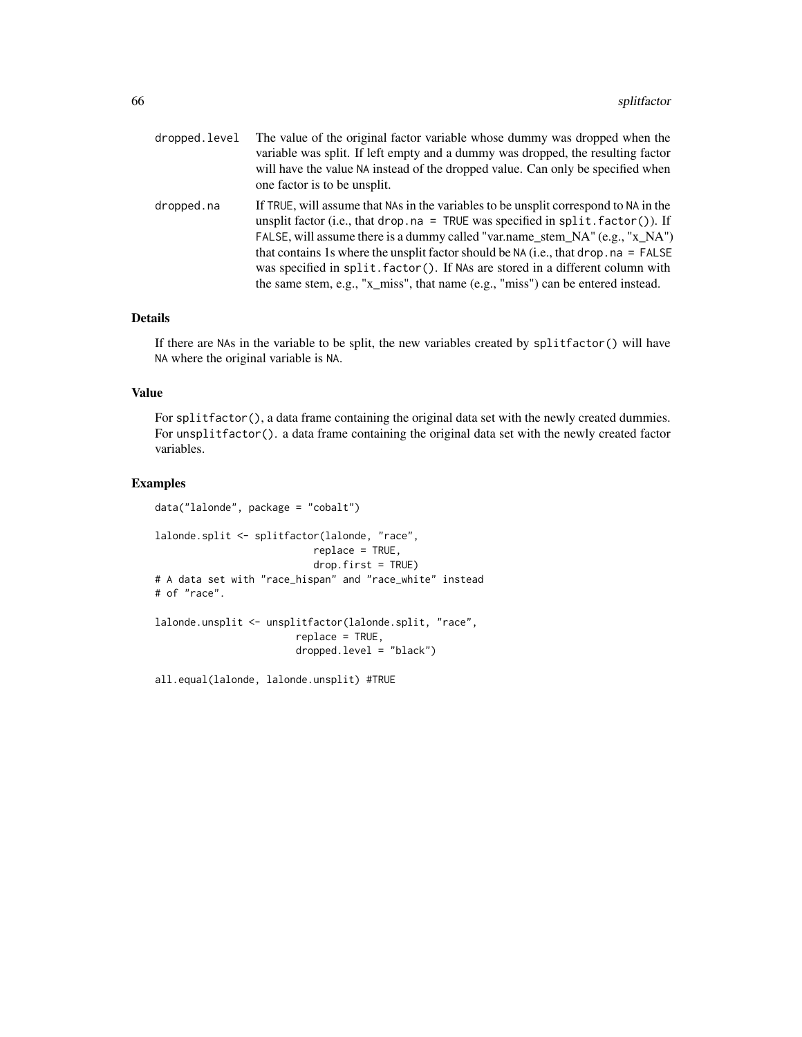dropped.level The value of the original factor variable whose dummy was dropped when the variable was split. If left empty and a dummy was dropped, the resulting factor will have the value NA instead of the dropped value. Can only be specified when one factor is to be unsplit.

dropped.na If TRUE, will assume that NAs in the variables to be unsplit correspond to NA in the unsplit factor (i.e., that `drop.na = TRUE` was specified in `split.factor()`). If FALSE, will assume there is a dummy called "var.name_stem_NA" (e.g., "x_NA") that contains 1s where the unsplit factor should be NA (i.e., that `drop.na = FALSE` was specified in `split.factor()`. If NAs are stored in a different column with the same stem, e.g., "x_miss", that name (e.g., "miss") can be entered instead.

## Details

If there are NAs in the variable to be split, the new variables created by `splitfactor()` will have NA where the original variable is NA.

## Value

For `splitfactor()`, a data frame containing the original data set with the newly created dummies. For `unsplitfactor()`. a data frame containing the original data set with the newly created factor variables.

## Examples

```
data("lalonde", package = "cobalt")

lalonde.split <- splitfactor(lalonde, "race",
                             replace = TRUE,
                             drop.first = TRUE)
# A data set with "race_hispan" and "race_white" instead
# of "race".

lalonde.unsplit <- unsplitfactor(lalonde.split, "race",
                          replace = TRUE,
                          dropped.level = "black")

all.equal(lalonde, lalonde.unsplit) #TRUE
```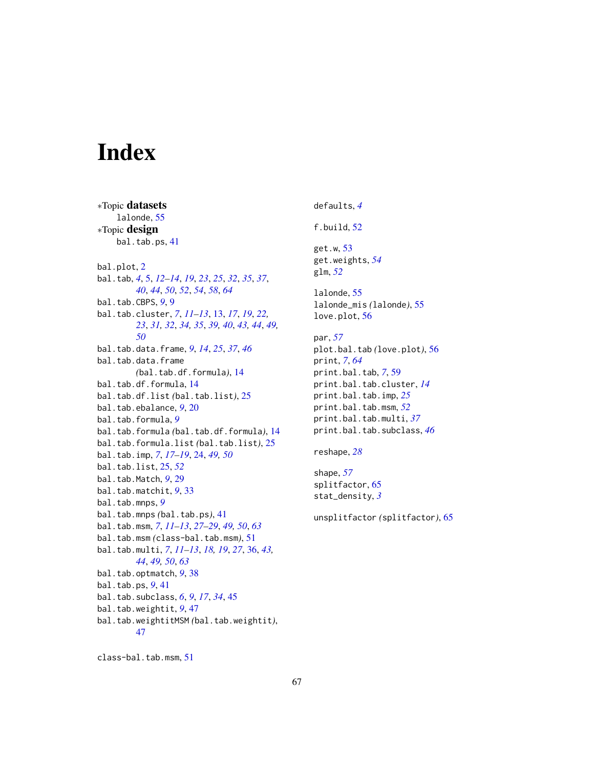# Index

∗Topic **datasets**
  lalonde, 55
∗Topic **design**
  bal.tab.ps, 41

bal.plot, 2
bal.tab, *4*, 5, *12–14*, *19*, *23*, *25*, *32*, *35*, *37*, *40*, *44*, *50*, *52*, *54*, *58*, *64*
bal.tab.CBPS, *9*, 9
bal.tab.cluster, *7*, *11–13*, 13, *17*, *19*, *22, 23*, *31, 32*, *34, 35*, *39, 40*, *43, 44*, *49, 50*
bal.tab.data.frame, *9*, *14*, *25*, *37*, *46*
bal.tab.data.frame *(*bal.tab.df.formula*)*, 14
bal.tab.df.formula, 14
bal.tab.df.list *(*bal.tab.list*)*, 25
bal.tab.ebalance, *9*, 20
bal.tab.formula, *9*
bal.tab.formula *(*bal.tab.df.formula*)*, 14
bal.tab.formula.list *(*bal.tab.list*)*, 25
bal.tab.imp, *7*, *17–19*, 24, *49, 50*
bal.tab.list, 25, *52*
bal.tab.Match, *9*, 29
bal.tab.matchit, *9*, 33
bal.tab.mnps, *9*
bal.tab.mnps *(*bal.tab.ps*)*, 41
bal.tab.msm, *7*, *11–13*, *27–29*, *49, 50*, *63*
bal.tab.msm *(*class-bal.tab.msm*)*, 51
bal.tab.multi, *7*, *11–13*, *18, 19*, *27*, 36, *43, 44*, *49, 50*, *63*
bal.tab.optmatch, *9*, 38
bal.tab.ps, *9*, 41
bal.tab.subclass, *6*, *9*, *17*, *34*, 45
bal.tab.weightit, *9*, 47
bal.tab.weightitMSM *(*bal.tab.weightit*)*, 47

class-bal.tab.msm, 51

defaults, *4*

f.build, 52

get.w, 53
get.weights, *54*
glm, *52*

lalonde, 55
lalonde_mis *(*lalonde*)*, 55
love.plot, 56

par, *57*
plot.bal.tab *(*love.plot*)*, 56
print, *7*, *64*
print.bal.tab, *7*, 59
print.bal.tab.cluster, *14*
print.bal.tab.imp, *25*
print.bal.tab.msm, *52*
print.bal.tab.multi, *37*
print.bal.tab.subclass, *46*

reshape, *28*

shape, *57*
splitfactor, 65
stat_density, *3*

unsplitfactor *(*splitfactor*)*, 65